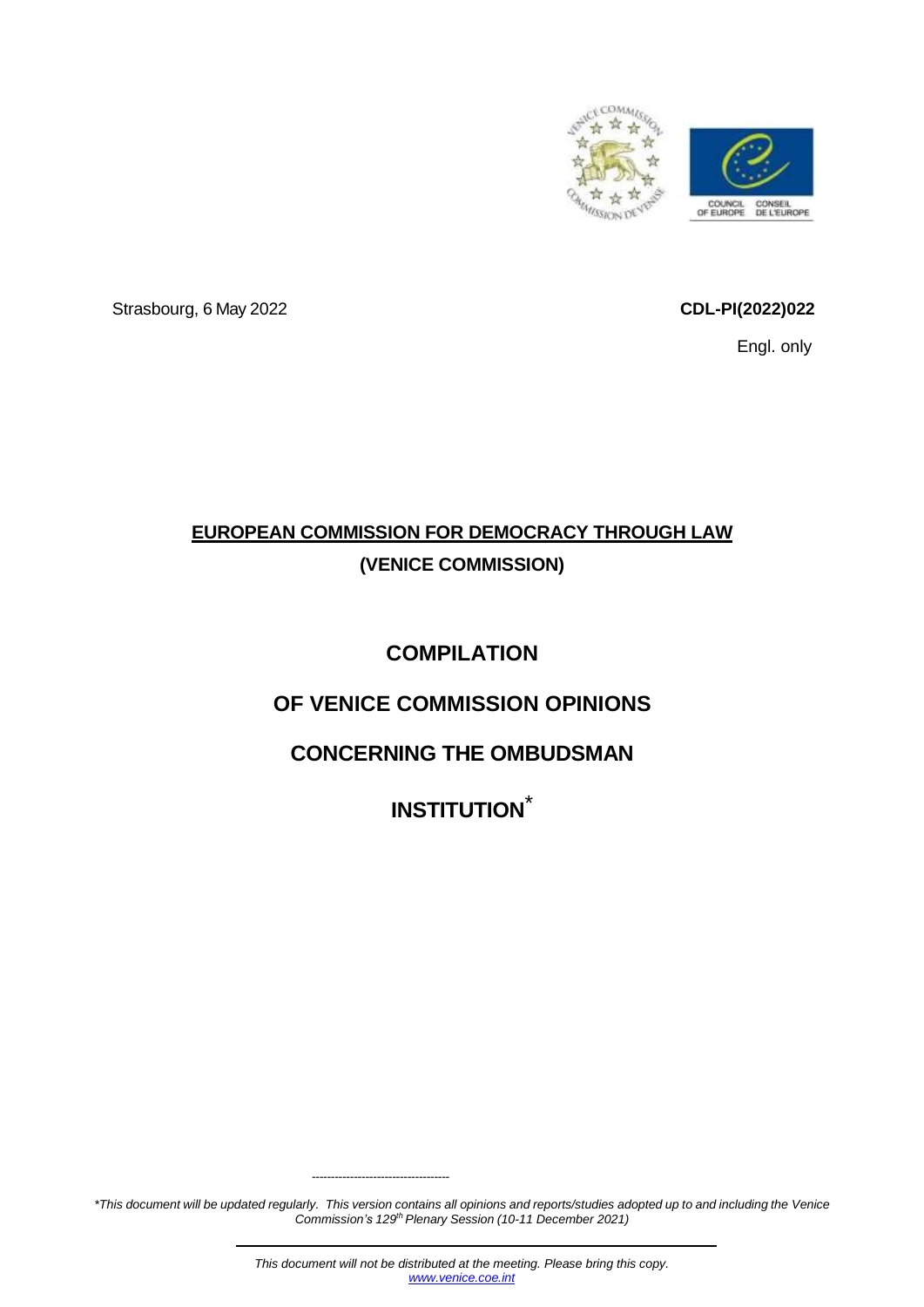Strasbourg, 6 May 2022

**CDL-PI(2022)022**

Engl. only

# EUROPEAN COMMISSION FOR DEMOCRACY THROUGH LAW (VENICE COMMISSION)

# COMPILATION OF VENICE COMMISSION OPINIONS CONCERNING THE OMBUDSMAN INSTITUTION*

---

*\*This document will be updated regularly. This version contains all opinions and reports/studies adopted up to and including the Venice Commission's 129th Plenary Session (10-11 December 2021)*

*This document will not be distributed at the meeting. Please bring this copy.*
*www.venice.coe.int*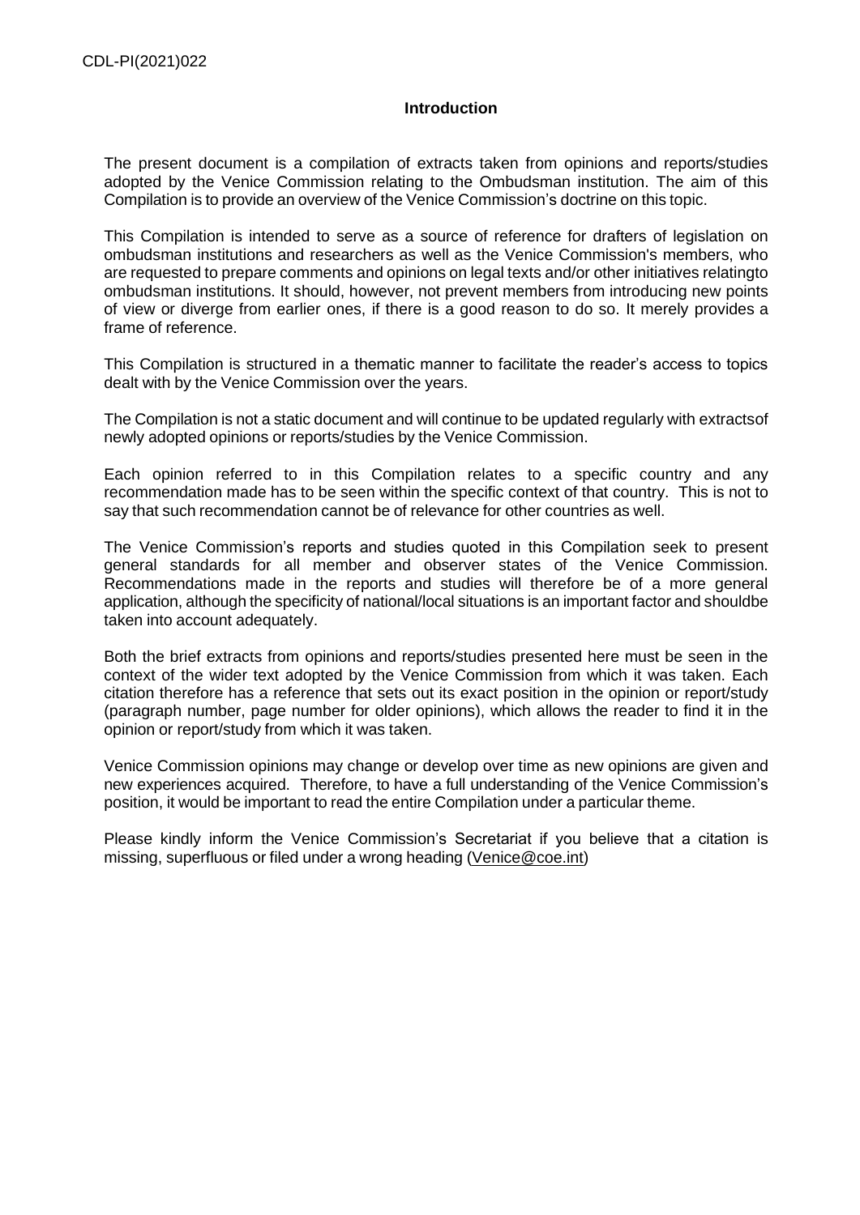## Introduction

The present document is a compilation of extracts taken from opinions and reports/studies adopted by the Venice Commission relating to the Ombudsman institution. The aim of this Compilation is to provide an overview of the Venice Commission's doctrine on this topic.

This Compilation is intended to serve as a source of reference for drafters of legislation on ombudsman institutions and researchers as well as the Venice Commission's members, who are requested to prepare comments and opinions on legal texts and/or other initiatives relatingto ombudsman institutions. It should, however, not prevent members from introducing new points of view or diverge from earlier ones, if there is a good reason to do so. It merely provides a frame of reference.

This Compilation is structured in a thematic manner to facilitate the reader's access to topics dealt with by the Venice Commission over the years.

The Compilation is not a static document and will continue to be updated regularly with extractsof newly adopted opinions or reports/studies by the Venice Commission.

Each opinion referred to in this Compilation relates to a specific country and any recommendation made has to be seen within the specific context of that country. This is not to say that such recommendation cannot be of relevance for other countries as well.

The Venice Commission's reports and studies quoted in this Compilation seek to present general standards for all member and observer states of the Venice Commission. Recommendations made in the reports and studies will therefore be of a more general application, although the specificity of national/local situations is an important factor and shouldbe taken into account adequately.

Both the brief extracts from opinions and reports/studies presented here must be seen in the context of the wider text adopted by the Venice Commission from which it was taken. Each citation therefore has a reference that sets out its exact position in the opinion or report/study (paragraph number, page number for older opinions), which allows the reader to find it in the opinion or report/study from which it was taken.

Venice Commission opinions may change or develop over time as new opinions are given and new experiences acquired. Therefore, to have a full understanding of the Venice Commission's position, it would be important to read the entire Compilation under a particular theme.

Please kindly inform the Venice Commission's Secretariat if you believe that a citation is missing, superfluous or filed under a wrong heading (Venice@coe.int)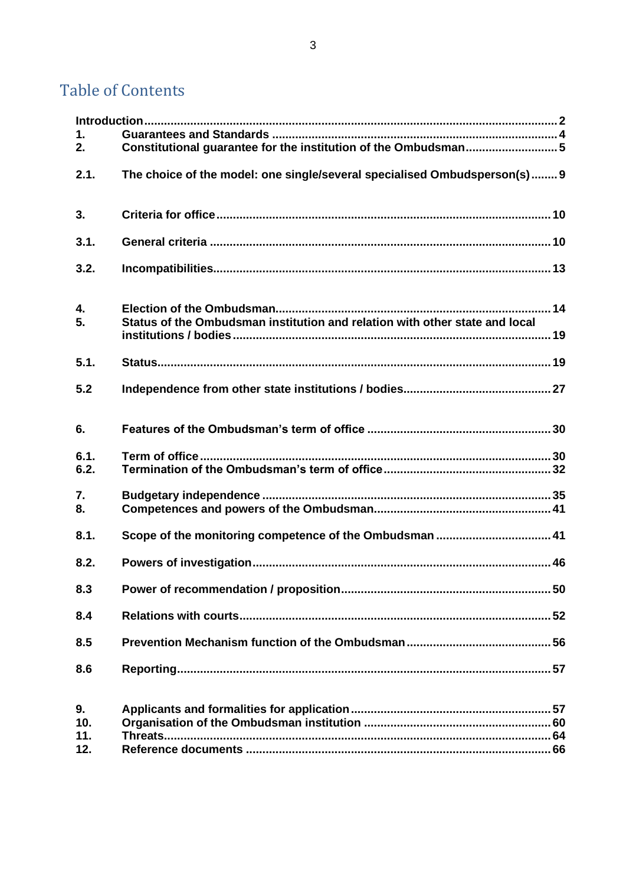# Table of Contents

**Introduction** .......... **2**

**1. Guarantees and Standards** .......... **4**

**2. Constitutional guarantee for the institution of the Ombudsman** .......... **5**

**2.1. The choice of the model: one single/several specialised Ombudsperson(s)** .......... **9**

**3. Criteria for office** .......... **10**

**3.1. General criteria** .......... **10**

**3.2. Incompatibilities** .......... **13**

**4. Election of the Ombudsman** .......... **14**

**5. Status of the Ombudsman institution and relation with other state and local institutions / bodies** .......... **19**

**5.1. Status** .......... **19**

**5.2 Independence from other state institutions / bodies** .......... **27**

**6. Features of the Ombudsman's term of office** .......... **30**

**6.1. Term of office** .......... **30**

**6.2. Termination of the Ombudsman's term of office** .......... **32**

**7. Budgetary independence** .......... **35**

**8. Competences and powers of the Ombudsman** .......... **41**

**8.1. Scope of the monitoring competence of the Ombudsman** .......... **41**

**8.2. Powers of investigation** .......... **46**

**8.3 Power of recommendation / proposition** .......... **50**

**8.4 Relations with courts** .......... **52**

**8.5 Prevention Mechanism function of the Ombudsman** .......... **56**

**8.6 Reporting** .......... **57**

**9. Applicants and formalities for application** .......... **57**

**10. Organisation of the Ombudsman institution** .......... **60**

**11. Threats** .......... **64**

**12. Reference documents** .......... **66**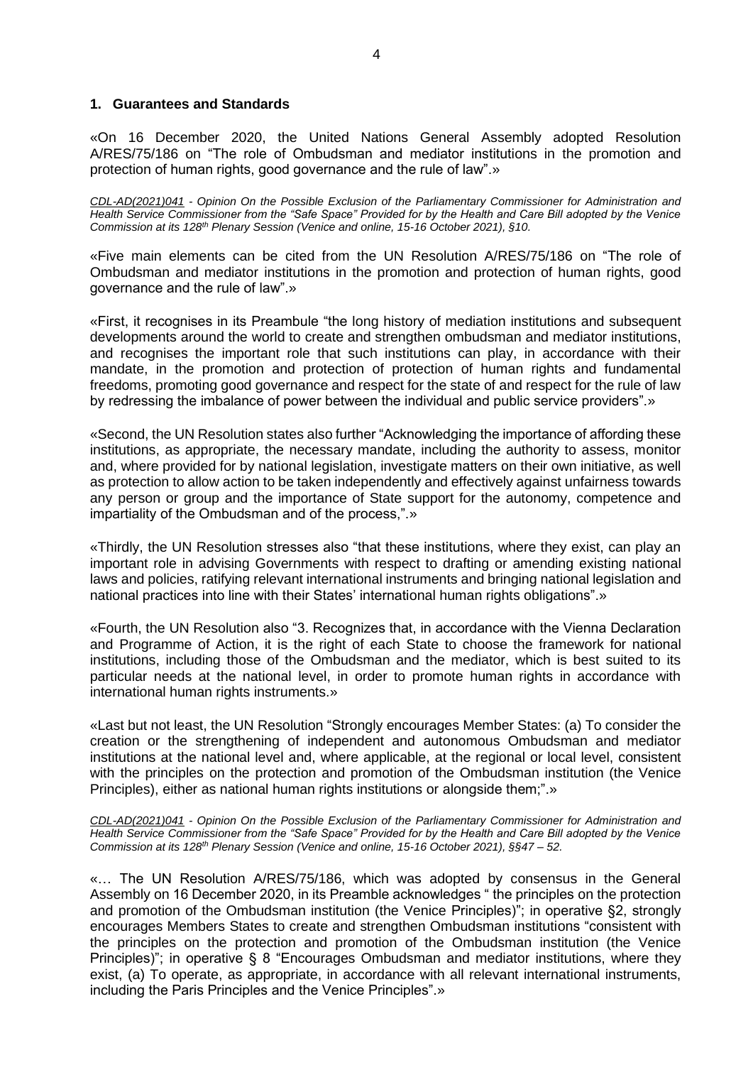## 1. Guarantees and Standards

«On 16 December 2020, the United Nations General Assembly adopted Resolution A/RES/75/186 on "The role of Ombudsman and mediator institutions in the promotion and protection of human rights, good governance and the rule of law".»

*CDL-AD(2021)041 - Opinion On the Possible Exclusion of the Parliamentary Commissioner for Administration and Health Service Commissioner from the "Safe Space" Provided for by the Health and Care Bill adopted by the Venice Commission at its 128th Plenary Session (Venice and online, 15-16 October 2021), §10.*

«Five main elements can be cited from the UN Resolution A/RES/75/186 on "The role of Ombudsman and mediator institutions in the promotion and protection of human rights, good governance and the rule of law".»

«First, it recognises in its Preambule "the long history of mediation institutions and subsequent developments around the world to create and strengthen ombudsman and mediator institutions, and recognises the important role that such institutions can play, in accordance with their mandate, in the promotion and protection of protection of human rights and fundamental freedoms, promoting good governance and respect for the state of and respect for the rule of law by redressing the imbalance of power between the individual and public service providers".»

«Second, the UN Resolution states also further "Acknowledging the importance of affording these institutions, as appropriate, the necessary mandate, including the authority to assess, monitor and, where provided for by national legislation, investigate matters on their own initiative, as well as protection to allow action to be taken independently and effectively against unfairness towards any person or group and the importance of State support for the autonomy, competence and impartiality of the Ombudsman and of the process,".»

«Thirdly, the UN Resolution stresses also "that these institutions, where they exist, can play an important role in advising Governments with respect to drafting or amending existing national laws and policies, ratifying relevant international instruments and bringing national legislation and national practices into line with their States' international human rights obligations".»

«Fourth, the UN Resolution also "3. Recognizes that, in accordance with the Vienna Declaration and Programme of Action, it is the right of each State to choose the framework for national institutions, including those of the Ombudsman and the mediator, which is best suited to its particular needs at the national level, in order to promote human rights in accordance with international human rights instruments.»

«Last but not least, the UN Resolution "Strongly encourages Member States: (a) To consider the creation or the strengthening of independent and autonomous Ombudsman and mediator institutions at the national level and, where applicable, at the regional or local level, consistent with the principles on the protection and promotion of the Ombudsman institution (the Venice Principles), either as national human rights institutions or alongside them;".»

*CDL-AD(2021)041 - Opinion On the Possible Exclusion of the Parliamentary Commissioner for Administration and Health Service Commissioner from the "Safe Space" Provided for by the Health and Care Bill adopted by the Venice Commission at its 128th Plenary Session (Venice and online, 15-16 October 2021), §§47 – 52.*

«… The UN Resolution A/RES/75/186, which was adopted by consensus in the General Assembly on 16 December 2020, in its Preamble acknowledges " the principles on the protection and promotion of the Ombudsman institution (the Venice Principles)"; in operative §2, strongly encourages Members States to create and strengthen Ombudsman institutions "consistent with the principles on the protection and promotion of the Ombudsman institution (the Venice Principles)"; in operative § 8 "Encourages Ombudsman and mediator institutions, where they exist, (a) To operate, as appropriate, in accordance with all relevant international instruments, including the Paris Principles and the Venice Principles".»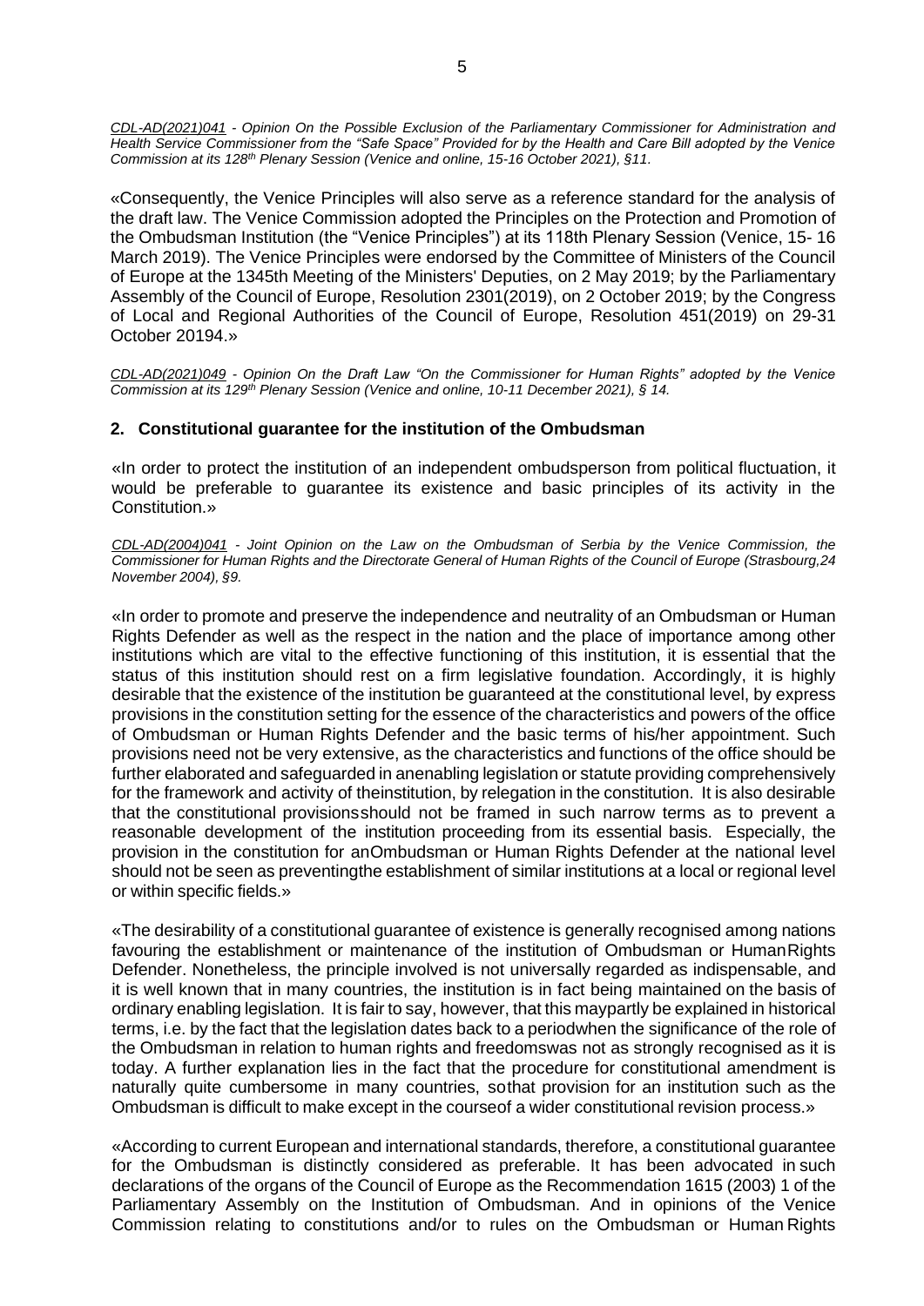*CDL-AD(2021)041 - Opinion On the Possible Exclusion of the Parliamentary Commissioner for Administration and Health Service Commissioner from the "Safe Space" Provided for by the Health and Care Bill adopted by the Venice Commission at its 128th Plenary Session (Venice and online, 15-16 October 2021), §11.*

«Consequently, the Venice Principles will also serve as a reference standard for the analysis of the draft law. The Venice Commission adopted the Principles on the Protection and Promotion of the Ombudsman Institution (the "Venice Principles") at its 118th Plenary Session (Venice, 15- 16 March 2019). The Venice Principles were endorsed by the Committee of Ministers of the Council of Europe at the 1345th Meeting of the Ministers' Deputies, on 2 May 2019; by the Parliamentary Assembly of the Council of Europe, Resolution 2301(2019), on 2 October 2019; by the Congress of Local and Regional Authorities of the Council of Europe, Resolution 451(2019) on 29-31 October 20194.»

*CDL-AD(2021)049 - Opinion On the Draft Law "On the Commissioner for Human Rights" adopted by the Venice Commission at its 129th Plenary Session (Venice and online, 10-11 December 2021), § 14.*

## 2. Constitutional guarantee for the institution of the Ombudsman

«In order to protect the institution of an independent ombudsperson from political fluctuation, it would be preferable to guarantee its existence and basic principles of its activity in the Constitution.»

*CDL-AD(2004)041 - Joint Opinion on the Law on the Ombudsman of Serbia by the Venice Commission, the Commissioner for Human Rights and the Directorate General of Human Rights of the Council of Europe (Strasbourg,24 November 2004), §9.*

«In order to promote and preserve the independence and neutrality of an Ombudsman or Human Rights Defender as well as the respect in the nation and the place of importance among other institutions which are vital to the effective functioning of this institution, it is essential that the status of this institution should rest on a firm legislative foundation. Accordingly, it is highly desirable that the existence of the institution be guaranteed at the constitutional level, by express provisions in the constitution setting for the essence of the characteristics and powers of the office of Ombudsman or Human Rights Defender and the basic terms of his/her appointment. Such provisions need not be very extensive, as the characteristics and functions of the office should be further elaborated and safeguarded in anenabling legislation or statute providing comprehensively for the framework and activity of theinstitution, by relegation in the constitution. It is also desirable that the constitutional provisionsshould not be framed in such narrow terms as to prevent a reasonable development of the institution proceeding from its essential basis. Especially, the provision in the constitution for anOmbudsman or Human Rights Defender at the national level should not be seen as preventingthe establishment of similar institutions at a local or regional level or within specific fields.»

«The desirability of a constitutional guarantee of existence is generally recognised among nations favouring the establishment or maintenance of the institution of Ombudsman or HumanRights Defender. Nonetheless, the principle involved is not universally regarded as indispensable, and it is well known that in many countries, the institution is in fact being maintained on the basis of ordinary enabling legislation. It is fair to say, however, that this maypartly be explained in historical terms, i.e. by the fact that the legislation dates back to a periodwhen the significance of the role of the Ombudsman in relation to human rights and freedomswas not as strongly recognised as it is today. A further explanation lies in the fact that the procedure for constitutional amendment is naturally quite cumbersome in many countries, sothat provision for an institution such as the Ombudsman is difficult to make except in the courseof a wider constitutional revision process.»

«According to current European and international standards, therefore, a constitutional guarantee for the Ombudsman is distinctly considered as preferable. It has been advocated in such declarations of the organs of the Council of Europe as the Recommendation 1615 (2003) 1 of the Parliamentary Assembly on the Institution of Ombudsman. And in opinions of the Venice Commission relating to constitutions and/or to rules on the Ombudsman or Human Rights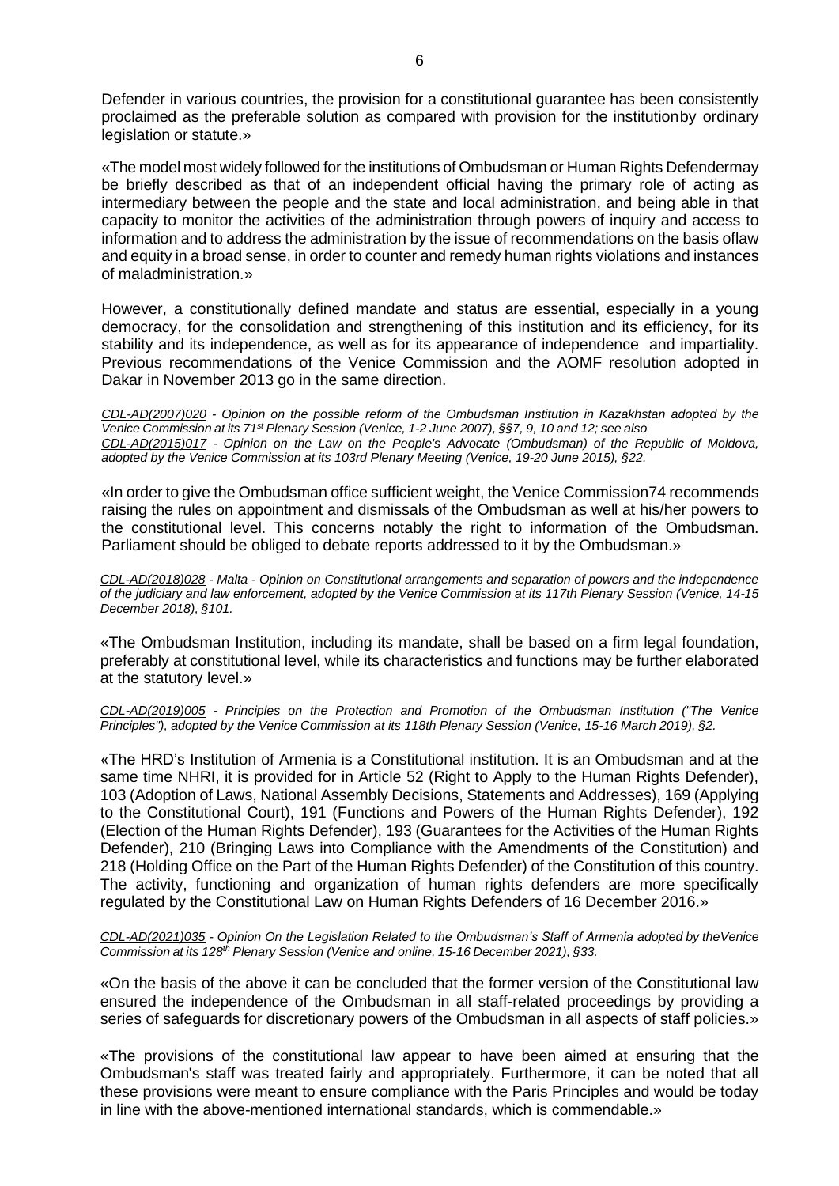Defender in various countries, the provision for a constitutional guarantee has been consistently proclaimed as the preferable solution as compared with provision for the institutionby ordinary legislation or statute.»

«The model most widely followed for the institutions of Ombudsman or Human Rights Defendermay be briefly described as that of an independent official having the primary role of acting as intermediary between the people and the state and local administration, and being able in that capacity to monitor the activities of the administration through powers of inquiry and access to information and to address the administration by the issue of recommendations on the basis oflaw and equity in a broad sense, in order to counter and remedy human rights violations and instances of maladministration.»

However, a constitutionally defined mandate and status are essential, especially in a young democracy, for the consolidation and strengthening of this institution and its efficiency, for its stability and its independence, as well as for its appearance of independence and impartiality. Previous recommendations of the Venice Commission and the AOMF resolution adopted in Dakar in November 2013 go in the same direction.

*CDL-AD(2007)020 - Opinion on the possible reform of the Ombudsman Institution in Kazakhstan adopted by the Venice Commission at its 71st Plenary Session (Venice, 1-2 June 2007), §§7, 9, 10 and 12; see also CDL-AD(2015)017 - Opinion on the Law on the People's Advocate (Ombudsman) of the Republic of Moldova, adopted by the Venice Commission at its 103rd Plenary Meeting (Venice, 19-20 June 2015), §22.*

«In order to give the Ombudsman office sufficient weight, the Venice Commission74 recommends raising the rules on appointment and dismissals of the Ombudsman as well at his/her powers to the constitutional level. This concerns notably the right to information of the Ombudsman. Parliament should be obliged to debate reports addressed to it by the Ombudsman.»

*CDL-AD(2018)028 - Malta - Opinion on Constitutional arrangements and separation of powers and the independence of the judiciary and law enforcement, adopted by the Venice Commission at its 117th Plenary Session (Venice, 14-15 December 2018), §101.*

«The Ombudsman Institution, including its mandate, shall be based on a firm legal foundation, preferably at constitutional level, while its characteristics and functions may be further elaborated at the statutory level.»

*CDL-AD(2019)005 - Principles on the Protection and Promotion of the Ombudsman Institution ("The Venice Principles"), adopted by the Venice Commission at its 118th Plenary Session (Venice, 15-16 March 2019), §2.*

«The HRD's Institution of Armenia is a Constitutional institution. It is an Ombudsman and at the same time NHRI, it is provided for in Article 52 (Right to Apply to the Human Rights Defender), 103 (Adoption of Laws, National Assembly Decisions, Statements and Addresses), 169 (Applying to the Constitutional Court), 191 (Functions and Powers of the Human Rights Defender), 192 (Election of the Human Rights Defender), 193 (Guarantees for the Activities of the Human Rights Defender), 210 (Bringing Laws into Compliance with the Amendments of the Constitution) and 218 (Holding Office on the Part of the Human Rights Defender) of the Constitution of this country. The activity, functioning and organization of human rights defenders are more specifically regulated by the Constitutional Law on Human Rights Defenders of 16 December 2016.»

*CDL-AD(2021)035 - Opinion On the Legislation Related to the Ombudsman's Staff of Armenia adopted by theVenice Commission at its 128th Plenary Session (Venice and online, 15-16 December 2021), §33.*

«On the basis of the above it can be concluded that the former version of the Constitutional law ensured the independence of the Ombudsman in all staff-related proceedings by providing a series of safeguards for discretionary powers of the Ombudsman in all aspects of staff policies.»

«The provisions of the constitutional law appear to have been aimed at ensuring that the Ombudsman's staff was treated fairly and appropriately. Furthermore, it can be noted that all these provisions were meant to ensure compliance with the Paris Principles and would be today in line with the above-mentioned international standards, which is commendable.»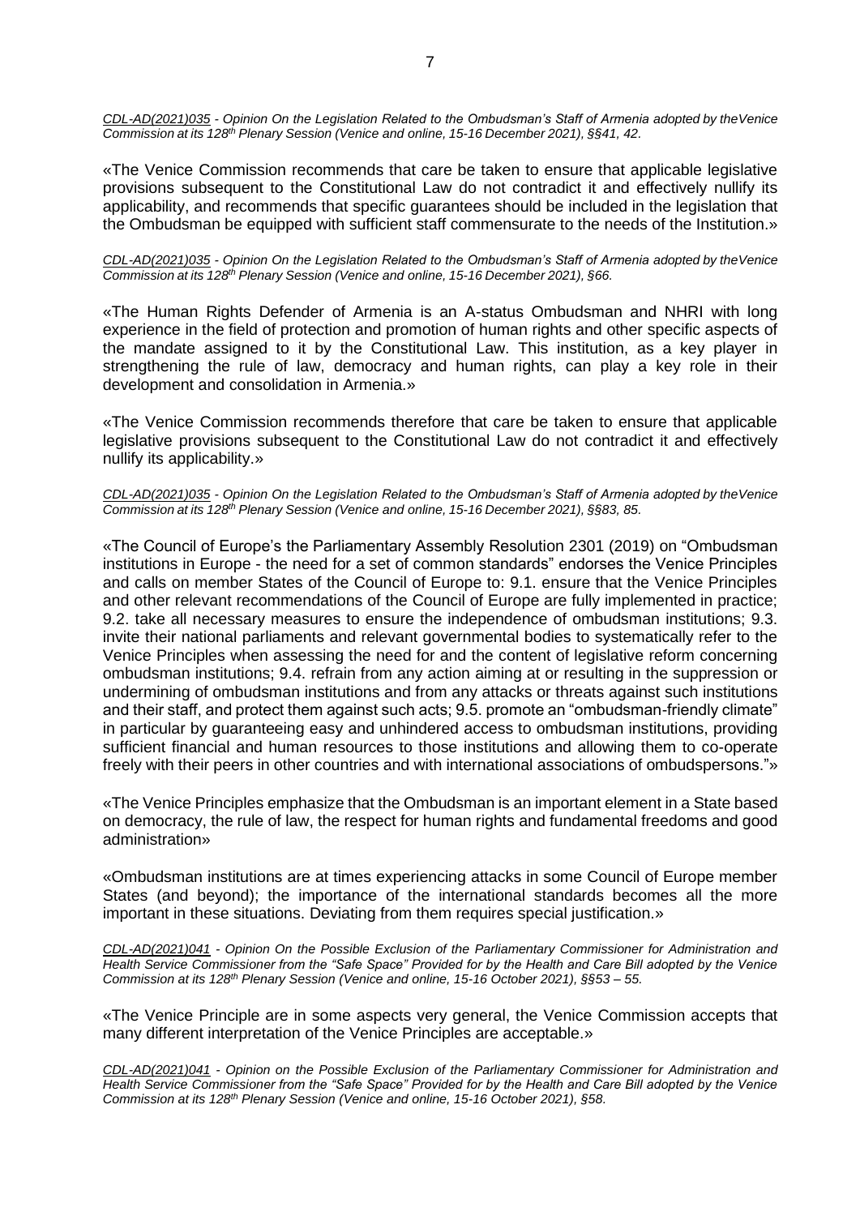*[CDL-AD(2021)035](CDL-AD(2021)035) - Opinion On the Legislation Related to the Ombudsman's Staff of Armenia adopted by theVenice Commission at its 128th Plenary Session (Venice and online, 15-16 December 2021), §§41, 42.*

«The Venice Commission recommends that care be taken to ensure that applicable legislative provisions subsequent to the Constitutional Law do not contradict it and effectively nullify its applicability, and recommends that specific guarantees should be included in the legislation that the Ombudsman be equipped with sufficient staff commensurate to the needs of the Institution.»

*CDL-AD(2021)035 - Opinion On the Legislation Related to the Ombudsman's Staff of Armenia adopted by theVenice Commission at its 128th Plenary Session (Venice and online, 15-16 December 2021), §66.*

«The Human Rights Defender of Armenia is an A-status Ombudsman and NHRI with long experience in the field of protection and promotion of human rights and other specific aspects of the mandate assigned to it by the Constitutional Law. This institution, as a key player in strengthening the rule of law, democracy and human rights, can play a key role in their development and consolidation in Armenia.»

«The Venice Commission recommends therefore that care be taken to ensure that applicable legislative provisions subsequent to the Constitutional Law do not contradict it and effectively nullify its applicability.»

*CDL-AD(2021)035 - Opinion On the Legislation Related to the Ombudsman's Staff of Armenia adopted by theVenice Commission at its 128th Plenary Session (Venice and online, 15-16 December 2021), §§83, 85.*

«The Council of Europe's the Parliamentary Assembly Resolution 2301 (2019) on "Ombudsman institutions in Europe - the need for a set of common standards" endorses the Venice Principles and calls on member States of the Council of Europe to: 9.1. ensure that the Venice Principles and other relevant recommendations of the Council of Europe are fully implemented in practice; 9.2. take all necessary measures to ensure the independence of ombudsman institutions; 9.3. invite their national parliaments and relevant governmental bodies to systematically refer to the Venice Principles when assessing the need for and the content of legislative reform concerning ombudsman institutions; 9.4. refrain from any action aiming at or resulting in the suppression or undermining of ombudsman institutions and from any attacks or threats against such institutions and their staff, and protect them against such acts; 9.5. promote an "ombudsman-friendly climate" in particular by guaranteeing easy and unhindered access to ombudsman institutions, providing sufficient financial and human resources to those institutions and allowing them to co-operate freely with their peers in other countries and with international associations of ombudspersons."»

«The Venice Principles emphasize that the Ombudsman is an important element in a State based on democracy, the rule of law, the respect for human rights and fundamental freedoms and good administration»

«Ombudsman institutions are at times experiencing attacks in some Council of Europe member States (and beyond); the importance of the international standards becomes all the more important in these situations. Deviating from them requires special justification.»

*CDL-AD(2021)041 - Opinion On the Possible Exclusion of the Parliamentary Commissioner for Administration and Health Service Commissioner from the "Safe Space" Provided for by the Health and Care Bill adopted by the Venice Commission at its 128th Plenary Session (Venice and online, 15-16 October 2021), §§53 – 55.*

«The Venice Principle are in some aspects very general, the Venice Commission accepts that many different interpretation of the Venice Principles are acceptable.»

*CDL-AD(2021)041 - Opinion on the Possible Exclusion of the Parliamentary Commissioner for Administration and Health Service Commissioner from the "Safe Space" Provided for by the Health and Care Bill adopted by the Venice Commission at its 128th Plenary Session (Venice and online, 15-16 October 2021), §58.*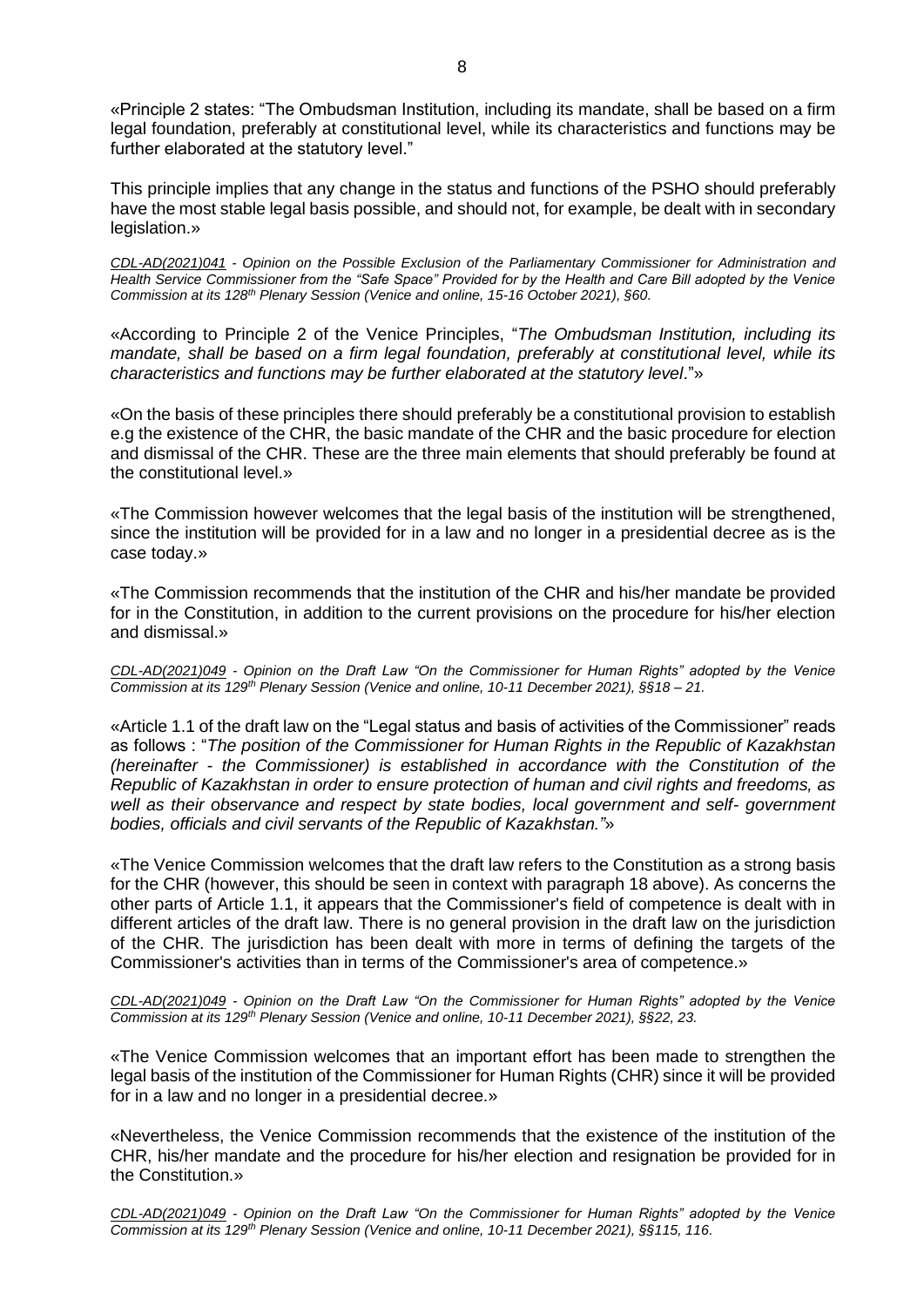«Principle 2 states: "The Ombudsman Institution, including its mandate, shall be based on a firm legal foundation, preferably at constitutional level, while its characteristics and functions may be further elaborated at the statutory level."

This principle implies that any change in the status and functions of the PSHO should preferably have the most stable legal basis possible, and should not, for example, be dealt with in secondary legislation.»

*CDL-AD(2021)041 - Opinion on the Possible Exclusion of the Parliamentary Commissioner for Administration and Health Service Commissioner from the "Safe Space" Provided for by the Health and Care Bill adopted by the Venice Commission at its 128th Plenary Session (Venice and online, 15-16 October 2021), §60.*

«According to Principle 2 of the Venice Principles, "*The Ombudsman Institution, including its mandate, shall be based on a firm legal foundation, preferably at constitutional level, while its characteristics and functions may be further elaborated at the statutory level*."»

«On the basis of these principles there should preferably be a constitutional provision to establish e.g the existence of the CHR, the basic mandate of the CHR and the basic procedure for election and dismissal of the CHR. These are the three main elements that should preferably be found at the constitutional level.»

«The Commission however welcomes that the legal basis of the institution will be strengthened, since the institution will be provided for in a law and no longer in a presidential decree as is the case today.»

«The Commission recommends that the institution of the CHR and his/her mandate be provided for in the Constitution, in addition to the current provisions on the procedure for his/her election and dismissal.»

*CDL-AD(2021)049 - Opinion on the Draft Law "On the Commissioner for Human Rights" adopted by the Venice Commission at its 129th Plenary Session (Venice and online, 10-11 December 2021), §§18 – 21.*

«Article 1.1 of the draft law on the "Legal status and basis of activities of the Commissioner" reads as follows : "*The position of the Commissioner for Human Rights in the Republic of Kazakhstan (hereinafter - the Commissioner) is established in accordance with the Constitution of the Republic of Kazakhstan in order to ensure protection of human and civil rights and freedoms, as well as their observance and respect by state bodies, local government and self- government bodies, officials and civil servants of the Republic of Kazakhstan.*"»

«The Venice Commission welcomes that the draft law refers to the Constitution as a strong basis for the CHR (however, this should be seen in context with paragraph 18 above). As concerns the other parts of Article 1.1, it appears that the Commissioner's field of competence is dealt with in different articles of the draft law. There is no general provision in the draft law on the jurisdiction of the CHR. The jurisdiction has been dealt with more in terms of defining the targets of the Commissioner's activities than in terms of the Commissioner's area of competence.»

*CDL-AD(2021)049 - Opinion on the Draft Law "On the Commissioner for Human Rights" adopted by the Venice Commission at its 129th Plenary Session (Venice and online, 10-11 December 2021), §§22, 23.*

«The Venice Commission welcomes that an important effort has been made to strengthen the legal basis of the institution of the Commissioner for Human Rights (CHR) since it will be provided for in a law and no longer in a presidential decree.»

«Nevertheless, the Venice Commission recommends that the existence of the institution of the CHR, his/her mandate and the procedure for his/her election and resignation be provided for in the Constitution.»

*CDL-AD(2021)049 - Opinion on the Draft Law "On the Commissioner for Human Rights" adopted by the Venice Commission at its 129th Plenary Session (Venice and online, 10-11 December 2021), §§115, 116.*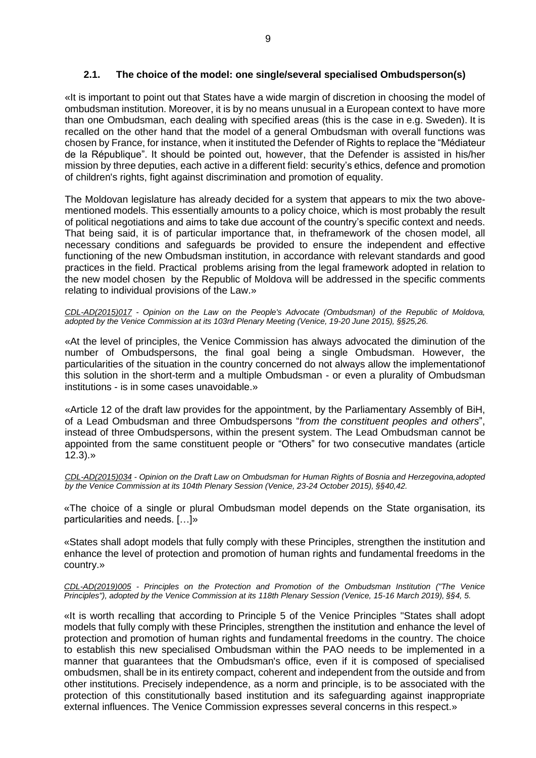### 2.1. The choice of the model: one single/several specialised Ombudsperson(s)

«It is important to point out that States have a wide margin of discretion in choosing the model of ombudsman institution. Moreover, it is by no means unusual in a European context to have more than one Ombudsman, each dealing with specified areas (this is the case in e.g. Sweden). It is recalled on the other hand that the model of a general Ombudsman with overall functions was chosen by France, for instance, when it instituted the Defender of Rights to replace the "Médiateur de la République". It should be pointed out, however, that the Defender is assisted in his/her mission by three deputies, each active in a different field: security's ethics, defence and promotion of children's rights, fight against discrimination and promotion of equality.

The Moldovan legislature has already decided for a system that appears to mix the two above-mentioned models. This essentially amounts to a policy choice, which is most probably the result of political negotiations and aims to take due account of the country's specific context and needs. That being said, it is of particular importance that, in theframework of the chosen model, all necessary conditions and safeguards be provided to ensure the independent and effective functioning of the new Ombudsman institution, in accordance with relevant standards and good practices in the field. Practical problems arising from the legal framework adopted in relation to the new model chosen by the Republic of Moldova will be addressed in the specific comments relating to individual provisions of the Law.»

*CDL-AD(2015)017 - Opinion on the Law on the People's Advocate (Ombudsman) of the Republic of Moldova, adopted by the Venice Commission at its 103rd Plenary Meeting (Venice, 19-20 June 2015), §§25,26.*

«At the level of principles, the Venice Commission has always advocated the diminution of the number of Ombudspersons, the final goal being a single Ombudsman. However, the particularities of the situation in the country concerned do not always allow the implementationof this solution in the short-term and a multiple Ombudsman - or even a plurality of Ombudsman institutions - is in some cases unavoidable.»

«Article 12 of the draft law provides for the appointment, by the Parliamentary Assembly of BiH, of a Lead Ombudsman and three Ombudspersons "*from the constituent peoples and others*", instead of three Ombudspersons, within the present system. The Lead Ombudsman cannot be appointed from the same constituent people or "Others" for two consecutive mandates (article 12.3).»

*CDL-AD(2015)034 - Opinion on the Draft Law on Ombudsman for Human Rights of Bosnia and Herzegovina,adopted by the Venice Commission at its 104th Plenary Session (Venice, 23-24 October 2015), §§40,42.*

«The choice of a single or plural Ombudsman model depends on the State organisation, its particularities and needs. […]»

«States shall adopt models that fully comply with these Principles, strengthen the institution and enhance the level of protection and promotion of human rights and fundamental freedoms in the country.»

*CDL-AD(2019)005 - Principles on the Protection and Promotion of the Ombudsman Institution ("The Venice Principles"), adopted by the Venice Commission at its 118th Plenary Session (Venice, 15-16 March 2019), §§4, 5.*

«It is worth recalling that according to Principle 5 of the Venice Principles "States shall adopt models that fully comply with these Principles, strengthen the institution and enhance the level of protection and promotion of human rights and fundamental freedoms in the country. The choice to establish this new specialised Ombudsman within the PAO needs to be implemented in a manner that guarantees that the Ombudsman's office, even if it is composed of specialised ombudsmen, shall be in its entirety compact, coherent and independent from the outside and from other institutions. Precisely independence, as a norm and principle, is to be associated with the protection of this constitutionally based institution and its safeguarding against inappropriate external influences. The Venice Commission expresses several concerns in this respect.»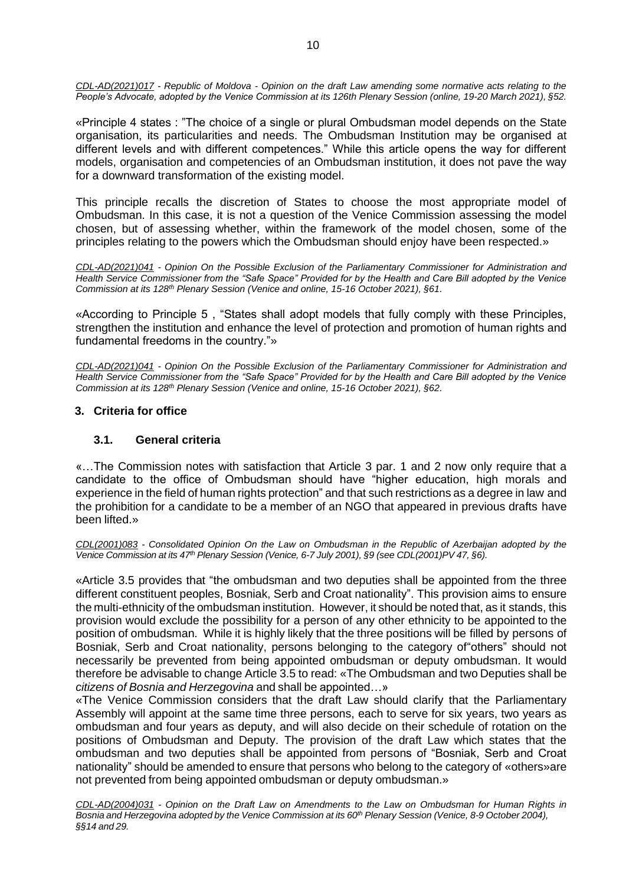*CDL-AD(2021)017 - Republic of Moldova - Opinion on the draft Law amending some normative acts relating to the People's Advocate, adopted by the Venice Commission at its 126th Plenary Session (online, 19-20 March 2021), §52.*

«Principle 4 states : "The choice of a single or plural Ombudsman model depends on the State organisation, its particularities and needs. The Ombudsman Institution may be organised at different levels and with different competences." While this article opens the way for different models, organisation and competencies of an Ombudsman institution, it does not pave the way for a downward transformation of the existing model.

This principle recalls the discretion of States to choose the most appropriate model of Ombudsman. In this case, it is not a question of the Venice Commission assessing the model chosen, but of assessing whether, within the framework of the model chosen, some of the principles relating to the powers which the Ombudsman should enjoy have been respected.»

*CDL-AD(2021)041 - Opinion On the Possible Exclusion of the Parliamentary Commissioner for Administration and Health Service Commissioner from the "Safe Space" Provided for by the Health and Care Bill adopted by the Venice Commission at its 128th Plenary Session (Venice and online, 15-16 October 2021), §61.*

«According to Principle 5 , "States shall adopt models that fully comply with these Principles, strengthen the institution and enhance the level of protection and promotion of human rights and fundamental freedoms in the country."»

*CDL-AD(2021)041 - Opinion On the Possible Exclusion of the Parliamentary Commissioner for Administration and Health Service Commissioner from the "Safe Space" Provided for by the Health and Care Bill adopted by the Venice Commission at its 128th Plenary Session (Venice and online, 15-16 October 2021), §62.*

## 3. Criteria for office

### 3.1. General criteria

«…The Commission notes with satisfaction that Article 3 par. 1 and 2 now only require that a candidate to the office of Ombudsman should have "higher education, high morals and experience in the field of human rights protection" and that such restrictions as a degree in law and the prohibition for a candidate to be a member of an NGO that appeared in previous drafts have been lifted.»

*CDL(2001)083 - Consolidated Opinion On the Law on Ombudsman in the Republic of Azerbaijan adopted by the Venice Commission at its 47th Plenary Session (Venice, 6-7 July 2001), §9 (see CDL(2001)PV 47, §6).*

«Article 3.5 provides that "the ombudsman and two deputies shall be appointed from the three different constituent peoples, Bosniak, Serb and Croat nationality". This provision aims to ensure the multi-ethnicity of the ombudsman institution. However, it should be noted that, as it stands, this provision would exclude the possibility for a person of any other ethnicity to be appointed to the position of ombudsman. While it is highly likely that the three positions will be filled by persons of Bosniak, Serb and Croat nationality, persons belonging to the category of"others" should not necessarily be prevented from being appointed ombudsman or deputy ombudsman. It would therefore be advisable to change Article 3.5 to read: «The Ombudsman and two Deputies shall be *citizens of Bosnia and Herzegovina* and shall be appointed…»

«The Venice Commission considers that the draft Law should clarify that the Parliamentary Assembly will appoint at the same time three persons, each to serve for six years, two years as ombudsman and four years as deputy, and will also decide on their schedule of rotation on the positions of Ombudsman and Deputy. The provision of the draft Law which states that the ombudsman and two deputies shall be appointed from persons of "Bosniak, Serb and Croat nationality" should be amended to ensure that persons who belong to the category of «others»are not prevented from being appointed ombudsman or deputy ombudsman.»

*CDL-AD(2004)031 - Opinion on the Draft Law on Amendments to the Law on Ombudsman for Human Rights in Bosnia and Herzegovina adopted by the Venice Commission at its 60th Plenary Session (Venice, 8-9 October 2004), §§14 and 29.*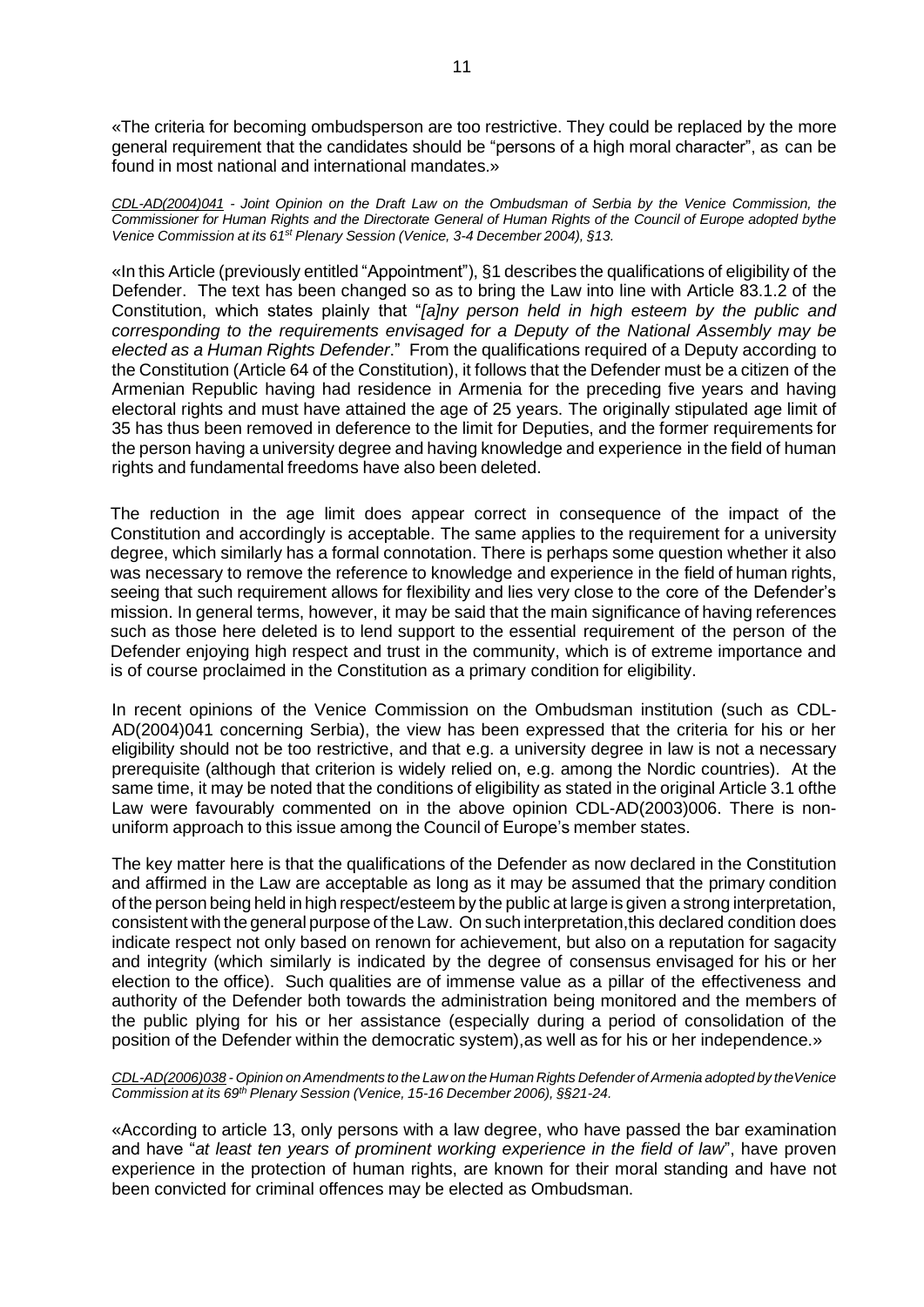«The criteria for becoming ombudsperson are too restrictive. They could be replaced by the more general requirement that the candidates should be "persons of a high moral character", as can be found in most national and international mandates.»

*CDL-AD(2004)041 - Joint Opinion on the Draft Law on the Ombudsman of Serbia by the Venice Commission, the Commissioner for Human Rights and the Directorate General of Human Rights of the Council of Europe adopted bythe Venice Commission at its 61st Plenary Session (Venice, 3-4 December 2004), §13.*

«In this Article (previously entitled "Appointment"), §1 describes the qualifications of eligibility of the Defender. The text has been changed so as to bring the Law into line with Article 83.1.2 of the Constitution, which states plainly that "*[a]ny person held in high esteem by the public and corresponding to the requirements envisaged for a Deputy of the National Assembly may be elected as a Human Rights Defender*." From the qualifications required of a Deputy according to the Constitution (Article 64 of the Constitution), it follows that the Defender must be a citizen of the Armenian Republic having had residence in Armenia for the preceding five years and having electoral rights and must have attained the age of 25 years. The originally stipulated age limit of 35 has thus been removed in deference to the limit for Deputies, and the former requirements for the person having a university degree and having knowledge and experience in the field of human rights and fundamental freedoms have also been deleted.

The reduction in the age limit does appear correct in consequence of the impact of the Constitution and accordingly is acceptable. The same applies to the requirement for a university degree, which similarly has a formal connotation. There is perhaps some question whether it also was necessary to remove the reference to knowledge and experience in the field of human rights, seeing that such requirement allows for flexibility and lies very close to the core of the Defender's mission. In general terms, however, it may be said that the main significance of having references such as those here deleted is to lend support to the essential requirement of the person of the Defender enjoying high respect and trust in the community, which is of extreme importance and is of course proclaimed in the Constitution as a primary condition for eligibility.

In recent opinions of the Venice Commission on the Ombudsman institution (such as CDL-AD(2004)041 concerning Serbia), the view has been expressed that the criteria for his or her eligibility should not be too restrictive, and that e.g. a university degree in law is not a necessary prerequisite (although that criterion is widely relied on, e.g. among the Nordic countries). At the same time, it may be noted that the conditions of eligibility as stated in the original Article 3.1 ofthe Law were favourably commented on in the above opinion CDL-AD(2003)006. There is non-uniform approach to this issue among the Council of Europe's member states.

The key matter here is that the qualifications of the Defender as now declared in the Constitution and affirmed in the Law are acceptable as long as it may be assumed that the primary condition of the person being held in high respect/esteem by the public at large is given a strong interpretation, consistent with the general purpose of the Law. On such interpretation,this declared condition does indicate respect not only based on renown for achievement, but also on a reputation for sagacity and integrity (which similarly is indicated by the degree of consensus envisaged for his or her election to the office). Such qualities are of immense value as a pillar of the effectiveness and authority of the Defender both towards the administration being monitored and the members of the public plying for his or her assistance (especially during a period of consolidation of the position of the Defender within the democratic system),as well as for his or her independence.»

*CDL-AD(2006)038 - Opinion on Amendments to the Law on the Human Rights Defender of Armenia adopted by theVenice Commission at its 69th Plenary Session (Venice, 15-16 December 2006), §§21-24.*

«According to article 13, only persons with a law degree, who have passed the bar examination and have "*at least ten years of prominent working experience in the field of law*", have proven experience in the protection of human rights, are known for their moral standing and have not been convicted for criminal offences may be elected as Ombudsman.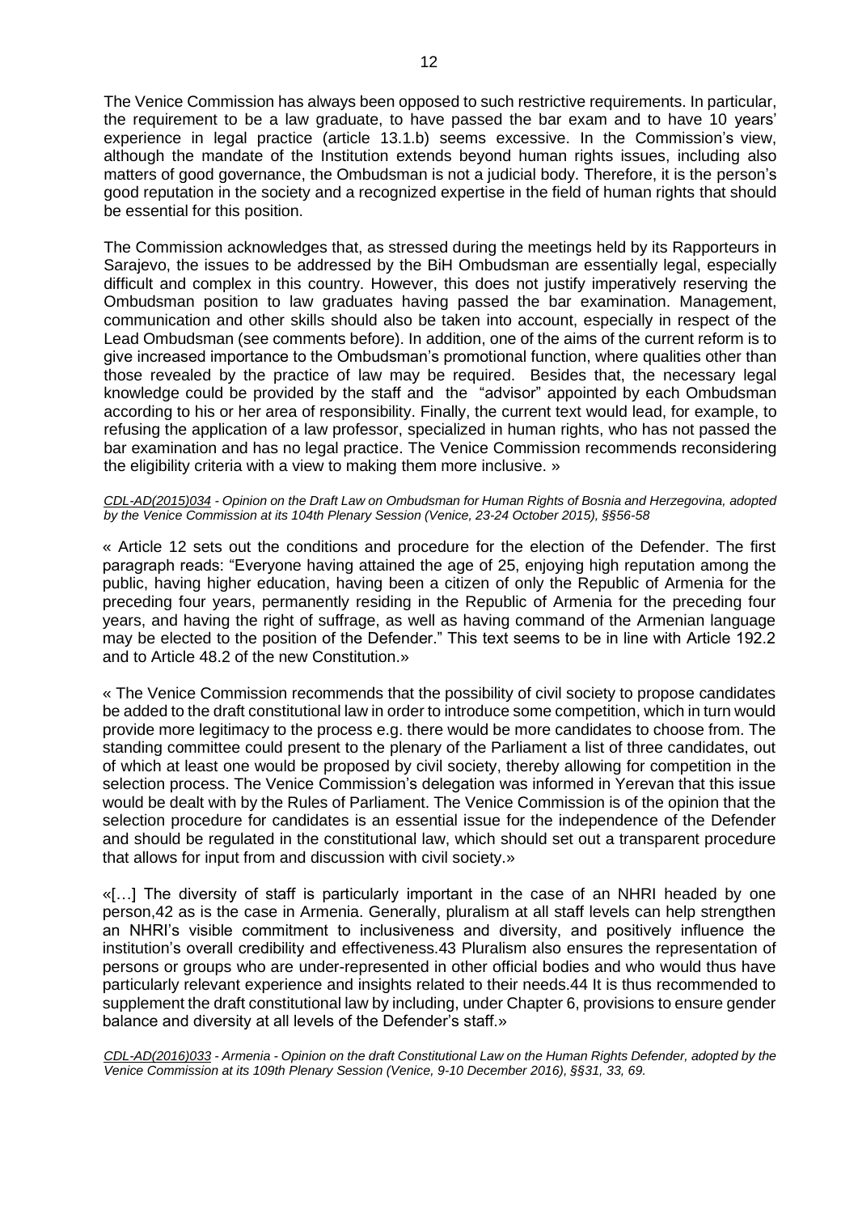The Venice Commission has always been opposed to such restrictive requirements. In particular, the requirement to be a law graduate, to have passed the bar exam and to have 10 years' experience in legal practice (article 13.1.b) seems excessive. In the Commission's view, although the mandate of the Institution extends beyond human rights issues, including also matters of good governance, the Ombudsman is not a judicial body. Therefore, it is the person's good reputation in the society and a recognized expertise in the field of human rights that should be essential for this position.

The Commission acknowledges that, as stressed during the meetings held by its Rapporteurs in Sarajevo, the issues to be addressed by the BiH Ombudsman are essentially legal, especially difficult and complex in this country. However, this does not justify imperatively reserving the Ombudsman position to law graduates having passed the bar examination. Management, communication and other skills should also be taken into account, especially in respect of the Lead Ombudsman (see comments before). In addition, one of the aims of the current reform is to give increased importance to the Ombudsman's promotional function, where qualities other than those revealed by the practice of law may be required. Besides that, the necessary legal knowledge could be provided by the staff and the "advisor" appointed by each Ombudsman according to his or her area of responsibility. Finally, the current text would lead, for example, to refusing the application of a law professor, specialized in human rights, who has not passed the bar examination and has no legal practice. The Venice Commission recommends reconsidering the eligibility criteria with a view to making them more inclusive. »

*CDL-AD(2015)034 - Opinion on the Draft Law on Ombudsman for Human Rights of Bosnia and Herzegovina, adopted by the Venice Commission at its 104th Plenary Session (Venice, 23-24 October 2015), §§56-58*

« Article 12 sets out the conditions and procedure for the election of the Defender. The first paragraph reads: "Everyone having attained the age of 25, enjoying high reputation among the public, having higher education, having been a citizen of only the Republic of Armenia for the preceding four years, permanently residing in the Republic of Armenia for the preceding four years, and having the right of suffrage, as well as having command of the Armenian language may be elected to the position of the Defender." This text seems to be in line with Article 192.2 and to Article 48.2 of the new Constitution.»

« The Venice Commission recommends that the possibility of civil society to propose candidates be added to the draft constitutional law in order to introduce some competition, which in turn would provide more legitimacy to the process e.g. there would be more candidates to choose from. The standing committee could present to the plenary of the Parliament a list of three candidates, out of which at least one would be proposed by civil society, thereby allowing for competition in the selection process. The Venice Commission's delegation was informed in Yerevan that this issue would be dealt with by the Rules of Parliament. The Venice Commission is of the opinion that the selection procedure for candidates is an essential issue for the independence of the Defender and should be regulated in the constitutional law, which should set out a transparent procedure that allows for input from and discussion with civil society.»

«[…] The diversity of staff is particularly important in the case of an NHRI headed by one person,[42] as is the case in Armenia. Generally, pluralism at all staff levels can help strengthen an NHRI's visible commitment to inclusiveness and diversity, and positively influence the institution's overall credibility and effectiveness.[43] Pluralism also ensures the representation of persons or groups who are under-represented in other official bodies and who would thus have particularly relevant experience and insights related to their needs.[44] It is thus recommended to supplement the draft constitutional law by including, under Chapter 6, provisions to ensure gender balance and diversity at all levels of the Defender's staff.»

*CDL-AD(2016)033 - Armenia - Opinion on the draft Constitutional Law on the Human Rights Defender, adopted by the Venice Commission at its 109th Plenary Session (Venice, 9-10 December 2016), §§31, 33, 69.*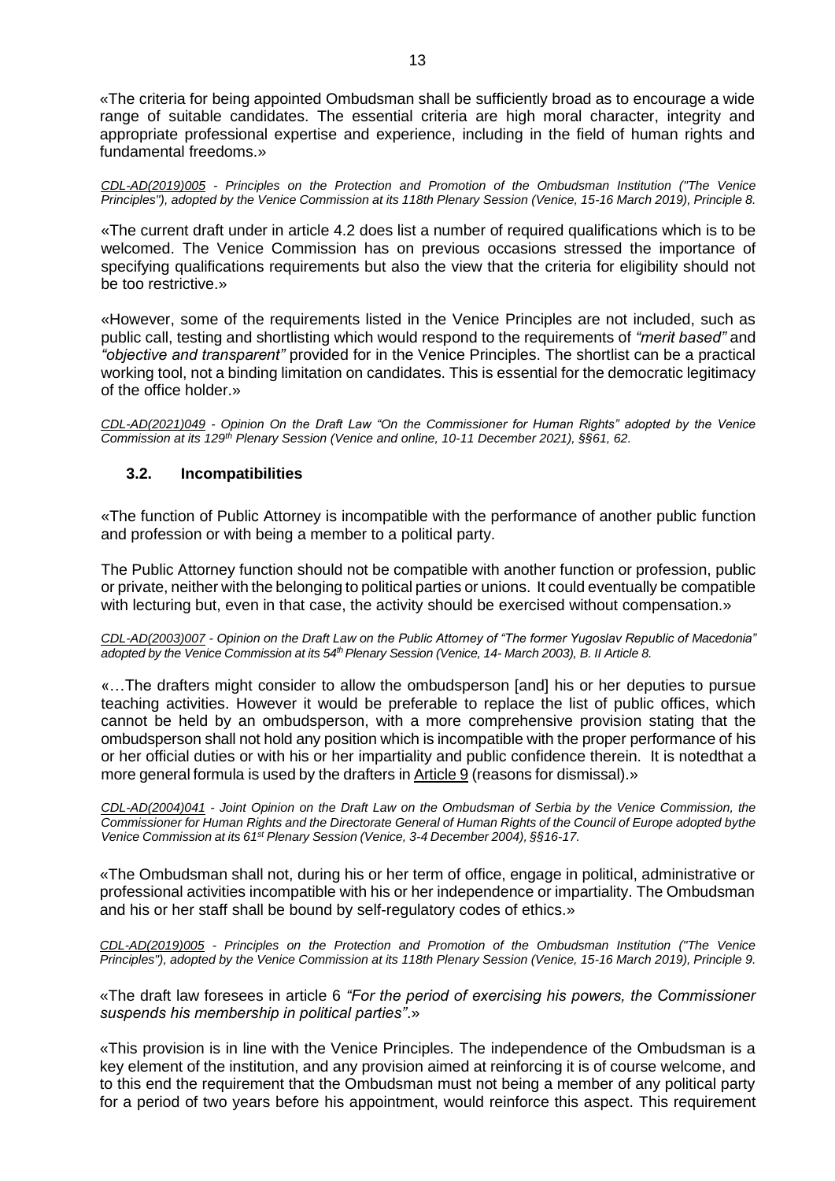«The criteria for being appointed Ombudsman shall be sufficiently broad as to encourage a wide range of suitable candidates. The essential criteria are high moral character, integrity and appropriate professional expertise and experience, including in the field of human rights and fundamental freedoms.»

*CDL-AD(2019)005 - Principles on the Protection and Promotion of the Ombudsman Institution ("The Venice Principles"), adopted by the Venice Commission at its 118th Plenary Session (Venice, 15-16 March 2019), Principle 8.*

«The current draft under in article 4.2 does list a number of required qualifications which is to be welcomed. The Venice Commission has on previous occasions stressed the importance of specifying qualifications requirements but also the view that the criteria for eligibility should not be too restrictive.»

«However, some of the requirements listed in the Venice Principles are not included, such as public call, testing and shortlisting which would respond to the requirements of *"merit based"* and *"objective and transparent"* provided for in the Venice Principles. The shortlist can be a practical working tool, not a binding limitation on candidates. This is essential for the democratic legitimacy of the office holder.»

*CDL-AD(2021)049 - Opinion On the Draft Law "On the Commissioner for Human Rights" adopted by the Venice Commission at its 129th Plenary Session (Venice and online, 10-11 December 2021), §§61, 62.*

### 3.2. Incompatibilities

«The function of Public Attorney is incompatible with the performance of another public function and profession or with being a member to a political party.

The Public Attorney function should not be compatible with another function or profession, public or private, neither with the belonging to political parties or unions. It could eventually be compatible with lecturing but, even in that case, the activity should be exercised without compensation.»

*CDL-AD(2003)007 - Opinion on the Draft Law on the Public Attorney of "The former Yugoslav Republic of Macedonia" adopted by the Venice Commission at its 54th Plenary Session (Venice, 14- March 2003), B. II Article 8.*

«…The drafters might consider to allow the ombudsperson [and] his or her deputies to pursue teaching activities. However it would be preferable to replace the list of public offices, which cannot be held by an ombudsperson, with a more comprehensive provision stating that the ombudsperson shall not hold any position which is incompatible with the proper performance of his or her official duties or with his or her impartiality and public confidence therein. It is notedthat a more general formula is used by the drafters in Article 9 (reasons for dismissal).»

*CDL-AD(2004)041 - Joint Opinion on the Draft Law on the Ombudsman of Serbia by the Venice Commission, the Commissioner for Human Rights and the Directorate General of Human Rights of the Council of Europe adopted bythe Venice Commission at its 61st Plenary Session (Venice, 3-4 December 2004), §§16-17.*

«The Ombudsman shall not, during his or her term of office, engage in political, administrative or professional activities incompatible with his or her independence or impartiality. The Ombudsman and his or her staff shall be bound by self-regulatory codes of ethics.»

*CDL-AD(2019)005 - Principles on the Protection and Promotion of the Ombudsman Institution ("The Venice Principles"), adopted by the Venice Commission at its 118th Plenary Session (Venice, 15-16 March 2019), Principle 9.*

«The draft law foresees in article 6 *"For the period of exercising his powers, the Commissioner suspends his membership in political parties"*.»

«This provision is in line with the Venice Principles. The independence of the Ombudsman is a key element of the institution, and any provision aimed at reinforcing it is of course welcome, and to this end the requirement that the Ombudsman must not being a member of any political party for a period of two years before his appointment, would reinforce this aspect. This requirement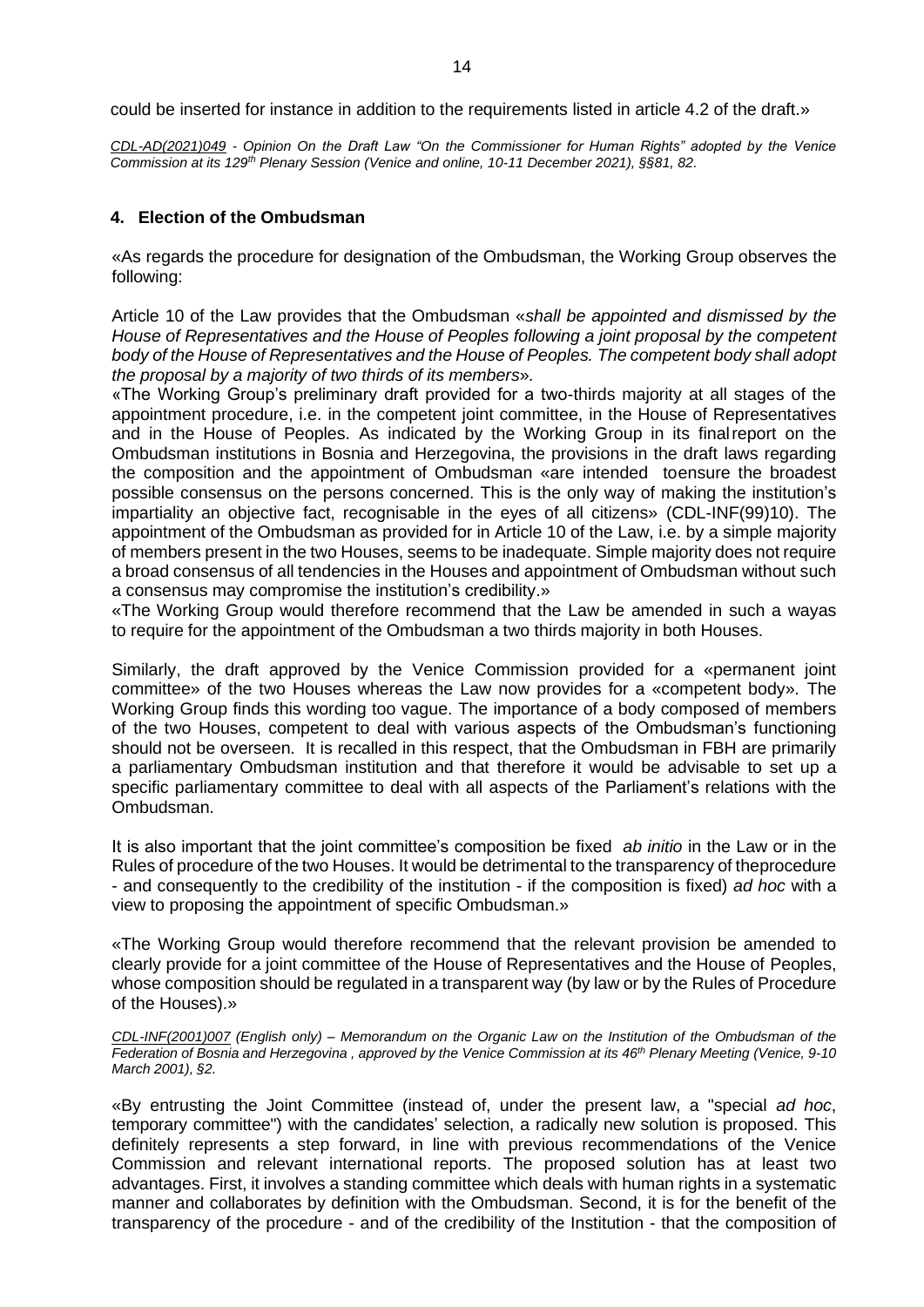could be inserted for instance in addition to the requirements listed in article 4.2 of the draft.»

*CDL-AD(2021)049 - Opinion On the Draft Law "On the Commissioner for Human Rights" adopted by the Venice Commission at its 129th Plenary Session (Venice and online, 10-11 December 2021), §§81, 82.*

## 4. Election of the Ombudsman

«As regards the procedure for designation of the Ombudsman, the Working Group observes the following:

Article 10 of the Law provides that the Ombudsman «*shall be appointed and dismissed by the House of Representatives and the House of Peoples following a joint proposal by the competent body of the House of Representatives and the House of Peoples. The competent body shall adopt the proposal by a majority of two thirds of its members*».

«The Working Group's preliminary draft provided for a two-thirds majority at all stages of the appointment procedure, i.e. in the competent joint committee, in the House of Representatives and in the House of Peoples. As indicated by the Working Group in its final report on the Ombudsman institutions in Bosnia and Herzegovina, the provisions in the draft laws regarding the composition and the appointment of Ombudsman «are intended to ensure the broadest possible consensus on the persons concerned. This is the only way of making the institution's impartiality an objective fact, recognisable in the eyes of all citizens» (CDL-INF(99)10). The appointment of the Ombudsman as provided for in Article 10 of the Law, i.e. by a simple majority of members present in the two Houses, seems to be inadequate. Simple majority does not require a broad consensus of all tendencies in the Houses and appointment of Ombudsman without such a consensus may compromise the institution's credibility.»

«The Working Group would therefore recommend that the Law be amended in such a way as to require for the appointment of the Ombudsman a two thirds majority in both Houses.

Similarly, the draft approved by the Venice Commission provided for a «permanent joint committee» of the two Houses whereas the Law now provides for a «competent body». The Working Group finds this wording too vague. The importance of a body composed of members of the two Houses, competent to deal with various aspects of the Ombudsman's functioning should not be overseen. It is recalled in this respect, that the Ombudsman in FBH are primarily a parliamentary Ombudsman institution and that therefore it would be advisable to set up a specific parliamentary committee to deal with all aspects of the Parliament's relations with the Ombudsman.

It is also important that the joint committee's composition be fixed *ab initio* in the Law or in the Rules of procedure of the two Houses. It would be detrimental to the transparency of the procedure - and consequently to the credibility of the institution - if the composition is fixed) *ad hoc* with a view to proposing the appointment of specific Ombudsman.»

«The Working Group would therefore recommend that the relevant provision be amended to clearly provide for a joint committee of the House of Representatives and the House of Peoples, whose composition should be regulated in a transparent way (by law or by the Rules of Procedure of the Houses).»

*CDL-INF(2001)007 (English only) – Memorandum on the Organic Law on the Institution of the Ombudsman of the Federation of Bosnia and Herzegovina , approved by the Venice Commission at its 46th Plenary Meeting (Venice, 9-10 March 2001), §2.*

«By entrusting the Joint Committee (instead of, under the present law, a "special *ad hoc*, temporary committee") with the candidates' selection, a radically new solution is proposed. This definitely represents a step forward, in line with previous recommendations of the Venice Commission and relevant international reports. The proposed solution has at least two advantages. First, it involves a standing committee which deals with human rights in a systematic manner and collaborates by definition with the Ombudsman. Second, it is for the benefit of the transparency of the procedure - and of the credibility of the Institution - that the composition of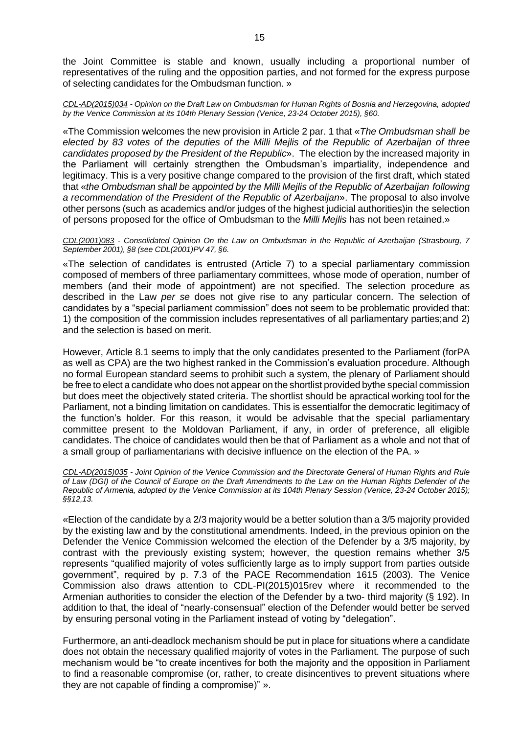the Joint Committee is stable and known, usually including a proportional number of representatives of the ruling and the opposition parties, and not formed for the express purpose of selecting candidates for the Ombudsman function. »

*CDL-AD(2015)034 - Opinion on the Draft Law on Ombudsman for Human Rights of Bosnia and Herzegovina, adopted by the Venice Commission at its 104th Plenary Session (Venice, 23-24 October 2015), §60.*

«The Commission welcomes the new provision in Article 2 par. 1 that «*The Ombudsman shall be elected by 83 votes of the deputies of the Milli Mejlis of the Republic of Azerbaijan of three candidates proposed by the President of the Republic*». The election by the increased majority in the Parliament will certainly strengthen the Ombudsman's impartiality, independence and legitimacy. This is a very positive change compared to the provision of the first draft, which stated that «*the Ombudsman shall be appointed by the Milli Mejlis of the Republic of Azerbaijan following a recommendation of the President of the Republic of Azerbaijan*». The proposal to also involve other persons (such as academics and/or judges of the highest judicial authorities)in the selection of persons proposed for the office of Ombudsman to the *Milli Mejlis* has not been retained.»

*CDL(2001)083 - Consolidated Opinion On the Law on Ombudsman in the Republic of Azerbaijan (Strasbourg, 7 September 2001), §8 (see CDL(2001)PV 47, §6.*

«The selection of candidates is entrusted (Article 7) to a special parliamentary commission composed of members of three parliamentary committees, whose mode of operation, number of members (and their mode of appointment) are not specified. The selection procedure as described in the Law *per se* does not give rise to any particular concern. The selection of candidates by a "special parliament commission" does not seem to be problematic provided that: 1) the composition of the commission includes representatives of all parliamentary parties;and 2) and the selection is based on merit.

However, Article 8.1 seems to imply that the only candidates presented to the Parliament (forPA as well as CPA) are the two highest ranked in the Commission's evaluation procedure. Although no formal European standard seems to prohibit such a system, the plenary of Parliament should be free to elect a candidate who does not appear on the shortlist provided bythe special commission but does meet the objectively stated criteria. The shortlist should be apractical working tool for the Parliament, not a binding limitation on candidates. This is essentialfor the democratic legitimacy of the function's holder. For this reason, it would be advisable that the special parliamentary committee present to the Moldovan Parliament, if any, in order of preference, all eligible candidates. The choice of candidates would then be that of Parliament as a whole and not that of a small group of parliamentarians with decisive influence on the election of the PA. »

*CDL-AD(2015)035 - Joint Opinion of the Venice Commission and the Directorate General of Human Rights and Rule of Law (DGI) of the Council of Europe on the Draft Amendments to the Law on the Human Rights Defender of the Republic of Armenia, adopted by the Venice Commission at its 104th Plenary Session (Venice, 23-24 October 2015); §§12,13.*

«Election of the candidate by a 2/3 majority would be a better solution than a 3/5 majority provided by the existing law and by the constitutional amendments. Indeed, in the previous opinion on the Defender the Venice Commission welcomed the election of the Defender by a 3/5 majority, by contrast with the previously existing system; however, the question remains whether 3/5 represents "qualified majority of votes sufficiently large as to imply support from parties outside government", required by p. 7.3 of the PACE Recommendation 1615 (2003). The Venice Commission also draws attention to CDL-PI(2015)015rev where it recommended to the Armenian authorities to consider the election of the Defender by a two- third majority (§ 192). In addition to that, the ideal of "nearly-consensual" election of the Defender would better be served by ensuring personal voting in the Parliament instead of voting by "delegation".

Furthermore, an anti-deadlock mechanism should be put in place for situations where a candidate does not obtain the necessary qualified majority of votes in the Parliament. The purpose of such mechanism would be "to create incentives for both the majority and the opposition in Parliament to find a reasonable compromise (or, rather, to create disincentives to prevent situations where they are not capable of finding a compromise)" ».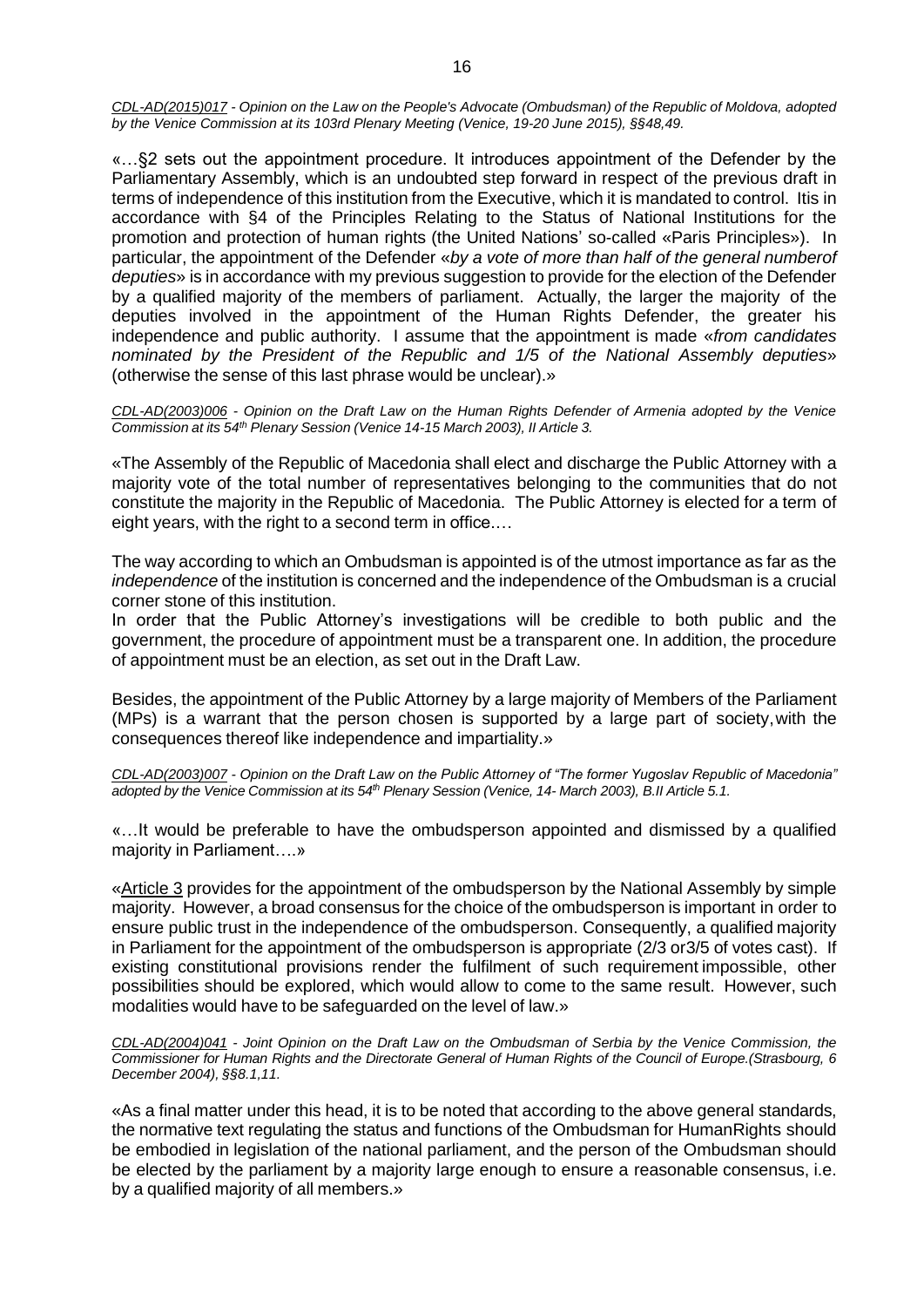*CDL-AD(2015)017 - Opinion on the Law on the People's Advocate (Ombudsman) of the Republic of Moldova, adopted by the Venice Commission at its 103rd Plenary Meeting (Venice, 19-20 June 2015), §§48,49.*

«…§2 sets out the appointment procedure. It introduces appointment of the Defender by the Parliamentary Assembly, which is an undoubted step forward in respect of the previous draft in terms of independence of this institution from the Executive, which it is mandated to control. Itis in accordance with §4 of the Principles Relating to the Status of National Institutions for the promotion and protection of human rights (the United Nations' so-called «Paris Principles»). In particular, the appointment of the Defender «*by a vote of more than half of the general numberof deputies*» is in accordance with my previous suggestion to provide for the election of the Defender by a qualified majority of the members of parliament. Actually, the larger the majority of the deputies involved in the appointment of the Human Rights Defender, the greater his independence and public authority. I assume that the appointment is made «*from candidates nominated by the President of the Republic and 1/5 of the National Assembly deputies*» (otherwise the sense of this last phrase would be unclear).»

*CDL-AD(2003)006 - Opinion on the Draft Law on the Human Rights Defender of Armenia adopted by the Venice Commission at its 54th Plenary Session (Venice 14-15 March 2003), II Article 3.*

«The Assembly of the Republic of Macedonia shall elect and discharge the Public Attorney with a majority vote of the total number of representatives belonging to the communities that do not constitute the majority in the Republic of Macedonia. The Public Attorney is elected for a term of eight years, with the right to a second term in office.…

The way according to which an Ombudsman is appointed is of the utmost importance as far as the *independence* of the institution is concerned and the independence of the Ombudsman is a crucial corner stone of this institution.

In order that the Public Attorney's investigations will be credible to both public and the government, the procedure of appointment must be a transparent one. In addition, the procedure of appointment must be an election, as set out in the Draft Law.

Besides, the appointment of the Public Attorney by a large majority of Members of the Parliament (MPs) is a warrant that the person chosen is supported by a large part of society,with the consequences thereof like independence and impartiality.»

*CDL-AD(2003)007 - Opinion on the Draft Law on the Public Attorney of "The former Yugoslav Republic of Macedonia" adopted by the Venice Commission at its 54th Plenary Session (Venice, 14- March 2003), B.II Article 5.1.*

«…It would be preferable to have the ombudsperson appointed and dismissed by a qualified majority in Parliament….»

«Article 3 provides for the appointment of the ombudsperson by the National Assembly by simple majority. However, a broad consensus for the choice of the ombudsperson is important in order to ensure public trust in the independence of the ombudsperson. Consequently, a qualified majority in Parliament for the appointment of the ombudsperson is appropriate (2/3 or3/5 of votes cast). If existing constitutional provisions render the fulfilment of such requirement impossible, other possibilities should be explored, which would allow to come to the same result. However, such modalities would have to be safeguarded on the level of law.»

*CDL-AD(2004)041 - Joint Opinion on the Draft Law on the Ombudsman of Serbia by the Venice Commission, the Commissioner for Human Rights and the Directorate General of Human Rights of the Council of Europe.(Strasbourg, 6 December 2004), §§8.1,11.*

«As a final matter under this head, it is to be noted that according to the above general standards, the normative text regulating the status and functions of the Ombudsman for HumanRights should be embodied in legislation of the national parliament, and the person of the Ombudsman should be elected by the parliament by a majority large enough to ensure a reasonable consensus, i.e. by a qualified majority of all members.»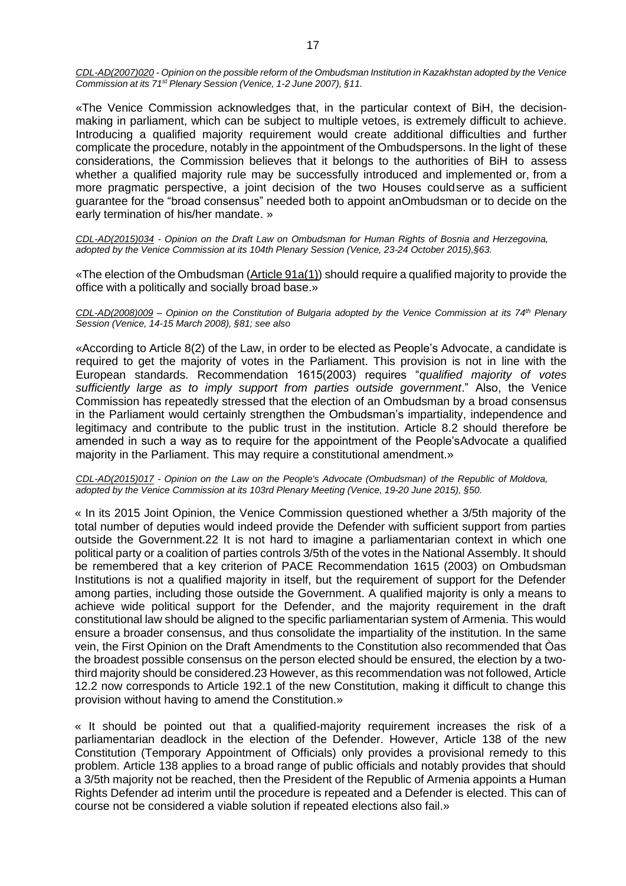*CDL-AD(2007)020 - Opinion on the possible reform of the Ombudsman Institution in Kazakhstan adopted by the Venice Commission at its 71st Plenary Session (Venice, 1-2 June 2007), §11.*

«The Venice Commission acknowledges that, in the particular context of BiH, the decision-making in parliament, which can be subject to multiple vetoes, is extremely difficult to achieve. Introducing a qualified majority requirement would create additional difficulties and further complicate the procedure, notably in the appointment of the Ombudspersons. In the light of these considerations, the Commission believes that it belongs to the authorities of BiH to assess whether a qualified majority rule may be successfully introduced and implemented or, from a more pragmatic perspective, a joint decision of the two Houses couldserve as a sufficient guarantee for the "broad consensus" needed both to appoint anOmbudsman or to decide on the early termination of his/her mandate. »

*CDL-AD(2015)034 - Opinion on the Draft Law on Ombudsman for Human Rights of Bosnia and Herzegovina, adopted by the Venice Commission at its 104th Plenary Session (Venice, 23-24 October 2015),§63.*

«The election of the Ombudsman (Article 91a(1)) should require a qualified majority to provide the office with a politically and socially broad base.»

*CDL-AD(2008)009 – Opinion on the Constitution of Bulgaria adopted by the Venice Commission at its 74th Plenary Session (Venice, 14-15 March 2008), §81; see also*

«According to Article 8(2) of the Law, in order to be elected as People's Advocate, a candidate is required to get the majority of votes in the Parliament. This provision is not in line with the European standards. Recommendation 1615(2003) requires "*qualified majority of votes sufficiently large as to imply support from parties outside government*." Also, the Venice Commission has repeatedly stressed that the election of an Ombudsman by a broad consensus in the Parliament would certainly strengthen the Ombudsman's impartiality, independence and legitimacy and contribute to the public trust in the institution. Article 8.2 should therefore be amended in such a way as to require for the appointment of the People'sAdvocate a qualified majority in the Parliament. This may require a constitutional amendment.»

*CDL-AD(2015)017 - Opinion on the Law on the People's Advocate (Ombudsman) of the Republic of Moldova, adopted by the Venice Commission at its 103rd Plenary Meeting (Venice, 19-20 June 2015), §50.*

« In its 2015 Joint Opinion, the Venice Commission questioned whether a 3/5th majority of the total number of deputies would indeed provide the Defender with sufficient support from parties outside the Government.22 It is not hard to imagine a parliamentarian context in which one political party or a coalition of parties controls 3/5th of the votes in the National Assembly. It should be remembered that a key criterion of PACE Recommendation 1615 (2003) on Ombudsman Institutions is not a qualified majority in itself, but the requirement of support for the Defender among parties, including those outside the Government. A qualified majority is only a means to achieve wide political support for the Defender, and the majority requirement in the draft constitutional law should be aligned to the specific parliamentarian system of Armenia. This would ensure a broader consensus, and thus consolidate the impartiality of the institution. In the same vein, the First Opinion on the Draft Amendments to the Constitution also recommended that Òas the broadest possible consensus on the person elected should be ensured, the election by a two-third majority should be considered.23 However, as this recommendation was not followed, Article 12.2 now corresponds to Article 192.1 of the new Constitution, making it difficult to change this provision without having to amend the Constitution.»

« It should be pointed out that a qualified-majority requirement increases the risk of a parliamentarian deadlock in the election of the Defender. However, Article 138 of the new Constitution (Temporary Appointment of Officials) only provides a provisional remedy to this problem. Article 138 applies to a broad range of public officials and notably provides that should a 3/5th majority not be reached, then the President of the Republic of Armenia appoints a Human Rights Defender ad interim until the procedure is repeated and a Defender is elected. This can of course not be considered a viable solution if repeated elections also fail.»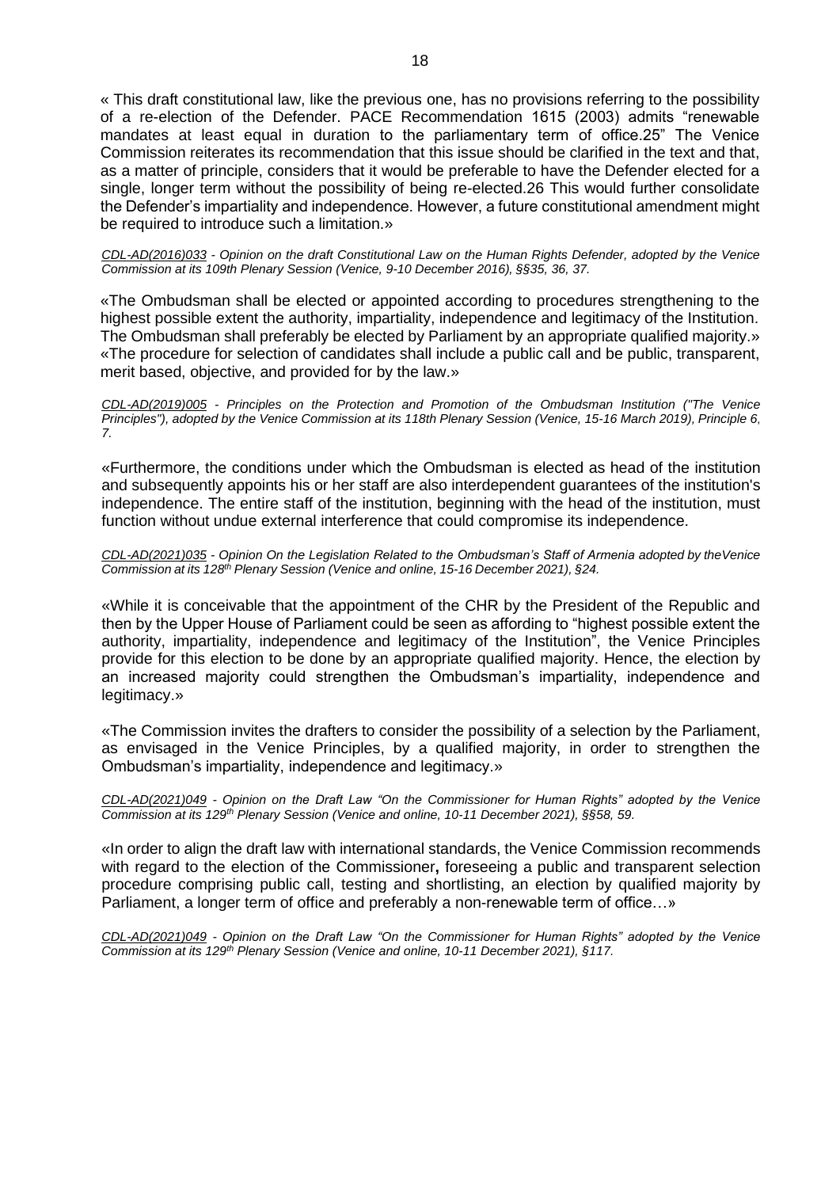« This draft constitutional law, like the previous one, has no provisions referring to the possibility of a re-election of the Defender. PACE Recommendation 1615 (2003) admits "renewable mandates at least equal in duration to the parliamentary term of office.25" The Venice Commission reiterates its recommendation that this issue should be clarified in the text and that, as a matter of principle, considers that it would be preferable to have the Defender elected for a single, longer term without the possibility of being re-elected.26 This would further consolidate the Defender's impartiality and independence. However, a future constitutional amendment might be required to introduce such a limitation.»

*CDL-AD(2016)033 - Opinion on the draft Constitutional Law on the Human Rights Defender, adopted by the Venice Commission at its 109th Plenary Session (Venice, 9-10 December 2016), §§35, 36, 37.*

«The Ombudsman shall be elected or appointed according to procedures strengthening to the highest possible extent the authority, impartiality, independence and legitimacy of the Institution. The Ombudsman shall preferably be elected by Parliament by an appropriate qualified majority.» «The procedure for selection of candidates shall include a public call and be public, transparent, merit based, objective, and provided for by the law.»

*CDL-AD(2019)005 - Principles on the Protection and Promotion of the Ombudsman Institution ("The Venice Principles"), adopted by the Venice Commission at its 118th Plenary Session (Venice, 15-16 March 2019), Principle 6, 7.*

«Furthermore, the conditions under which the Ombudsman is elected as head of the institution and subsequently appoints his or her staff are also interdependent guarantees of the institution's independence. The entire staff of the institution, beginning with the head of the institution, must function without undue external interference that could compromise its independence.

*CDL-AD(2021)035 - Opinion On the Legislation Related to the Ombudsman's Staff of Armenia adopted by theVenice Commission at its 128th Plenary Session (Venice and online, 15-16 December 2021), §24.*

«While it is conceivable that the appointment of the CHR by the President of the Republic and then by the Upper House of Parliament could be seen as affording to "highest possible extent the authority, impartiality, independence and legitimacy of the Institution", the Venice Principles provide for this election to be done by an appropriate qualified majority. Hence, the election by an increased majority could strengthen the Ombudsman's impartiality, independence and legitimacy.»

«The Commission invites the drafters to consider the possibility of a selection by the Parliament, as envisaged in the Venice Principles, by a qualified majority, in order to strengthen the Ombudsman's impartiality, independence and legitimacy.»

*CDL-AD(2021)049 - Opinion on the Draft Law "On the Commissioner for Human Rights" adopted by the Venice Commission at its 129th Plenary Session (Venice and online, 10-11 December 2021), §§58, 59.*

«In order to align the draft law with international standards, the Venice Commission recommends with regard to the election of the Commissioner**,** foreseeing a public and transparent selection procedure comprising public call, testing and shortlisting, an election by qualified majority by Parliament, a longer term of office and preferably a non-renewable term of office…»

*CDL-AD(2021)049 - Opinion on the Draft Law "On the Commissioner for Human Rights" adopted by the Venice Commission at its 129th Plenary Session (Venice and online, 10-11 December 2021), §117.*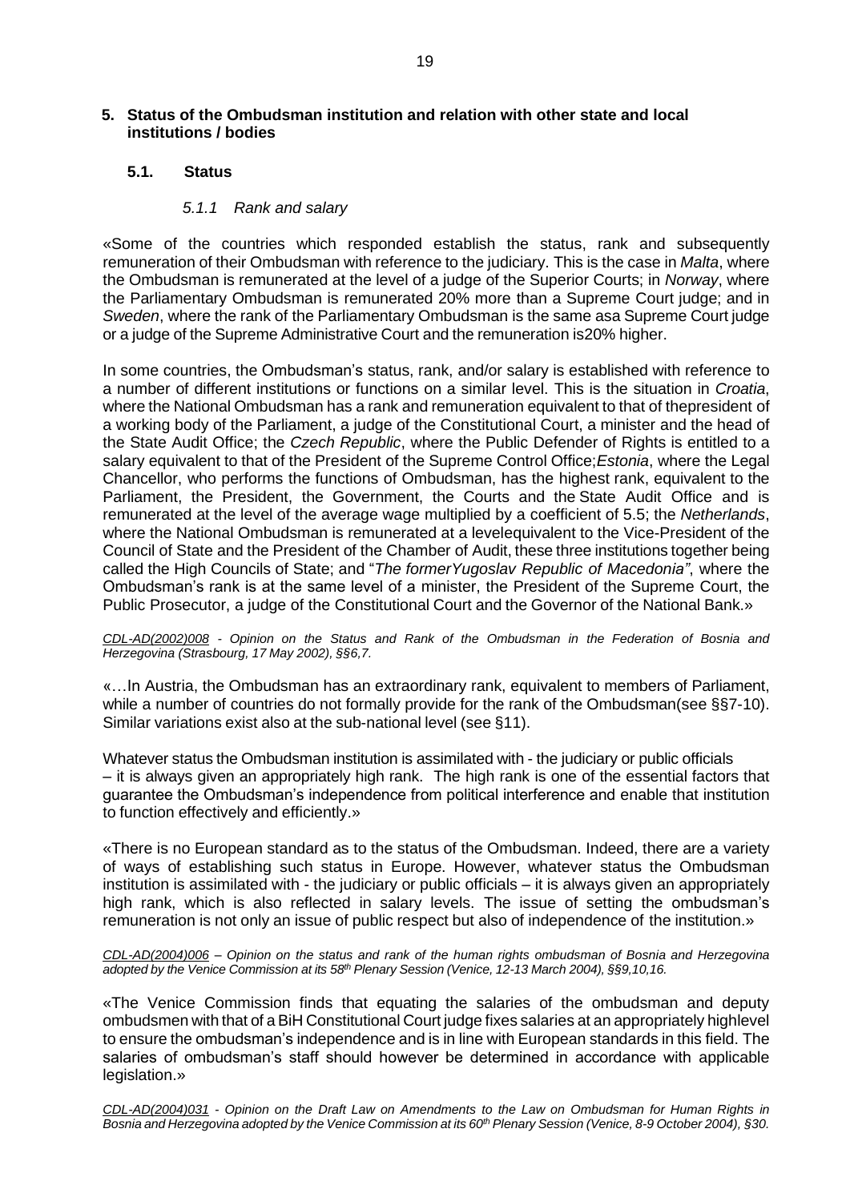## 5. Status of the Ombudsman institution and relation with other state and local institutions / bodies

### 5.1. Status

#### *5.1.1 Rank and salary*

«Some of the countries which responded establish the status, rank and subsequently remuneration of their Ombudsman with reference to the judiciary. This is the case in *Malta*, where the Ombudsman is remunerated at the level of a judge of the Superior Courts; in *Norway*, where the Parliamentary Ombudsman is remunerated 20% more than a Supreme Court judge; and in *Sweden*, where the rank of the Parliamentary Ombudsman is the same asa Supreme Court judge or a judge of the Supreme Administrative Court and the remuneration is20% higher.

In some countries, the Ombudsman's status, rank, and/or salary is established with reference to a number of different institutions or functions on a similar level. This is the situation in *Croatia*, where the National Ombudsman has a rank and remuneration equivalent to that of thepresident of a working body of the Parliament, a judge of the Constitutional Court, a minister and the head of the State Audit Office; the *Czech Republic*, where the Public Defender of Rights is entitled to a salary equivalent to that of the President of the Supreme Control Office;*Estonia*, where the Legal Chancellor, who performs the functions of Ombudsman, has the highest rank, equivalent to the Parliament, the President, the Government, the Courts and the State Audit Office and is remunerated at the level of the average wage multiplied by a coefficient of 5.5; the *Netherlands*, where the National Ombudsman is remunerated at a levelequivalent to the Vice-President of the Council of State and the President of the Chamber of Audit, these three institutions together being called the High Councils of State; and "*The formerYugoslav Republic of Macedonia"*, where the Ombudsman's rank is at the same level of a minister, the President of the Supreme Court, the Public Prosecutor, a judge of the Constitutional Court and the Governor of the National Bank.»

*CDL-AD(2002)008 - Opinion on the Status and Rank of the Ombudsman in the Federation of Bosnia and Herzegovina (Strasbourg, 17 May 2002), §§6,7.*

«…In Austria, the Ombudsman has an extraordinary rank, equivalent to members of Parliament, while a number of countries do not formally provide for the rank of the Ombudsman(see §§7-10). Similar variations exist also at the sub-national level (see §11).

Whatever status the Ombudsman institution is assimilated with - the judiciary or public officials – it is always given an appropriately high rank. The high rank is one of the essential factors that guarantee the Ombudsman's independence from political interference and enable that institution to function effectively and efficiently.»

«There is no European standard as to the status of the Ombudsman. Indeed, there are a variety of ways of establishing such status in Europe. However, whatever status the Ombudsman institution is assimilated with - the judiciary or public officials – it is always given an appropriately high rank, which is also reflected in salary levels. The issue of setting the ombudsman's remuneration is not only an issue of public respect but also of independence of the institution.»

*CDL-AD(2004)006 – Opinion on the status and rank of the human rights ombudsman of Bosnia and Herzegovina adopted by the Venice Commission at its 58th Plenary Session (Venice, 12-13 March 2004), §§9,10,16.*

«The Venice Commission finds that equating the salaries of the ombudsman and deputy ombudsmen with that of a BiH Constitutional Court judge fixes salaries at an appropriately highlevel to ensure the ombudsman's independence and is in line with European standards in this field. The salaries of ombudsman's staff should however be determined in accordance with applicable legislation.»

*CDL-AD(2004)031 - Opinion on the Draft Law on Amendments to the Law on Ombudsman for Human Rights in Bosnia and Herzegovina adopted by the Venice Commission at its 60th Plenary Session (Venice, 8-9 October 2004), §30.*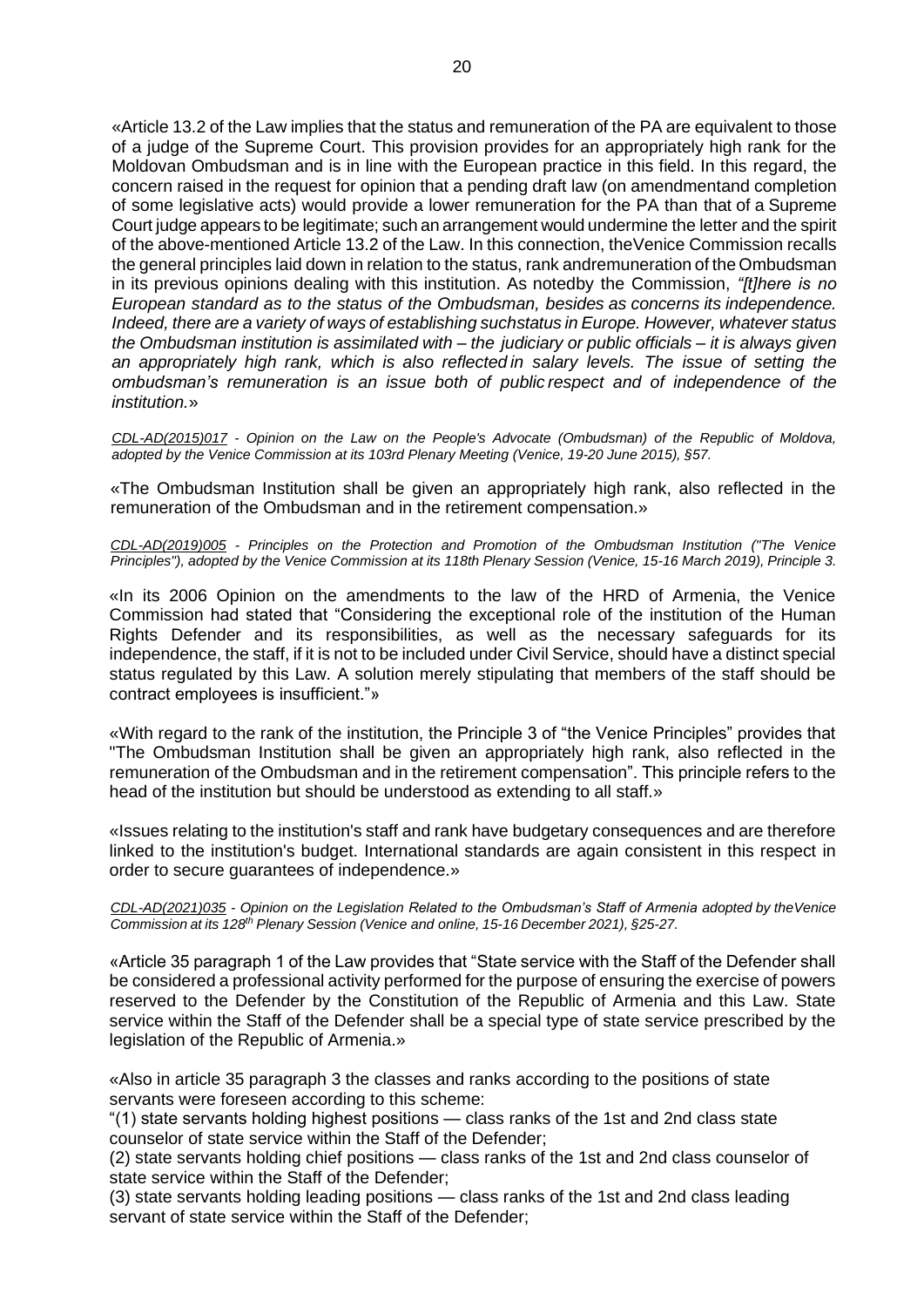«Article 13.2 of the Law implies that the status and remuneration of the PA are equivalent to those of a judge of the Supreme Court. This provision provides for an appropriately high rank for the Moldovan Ombudsman and is in line with the European practice in this field. In this regard, the concern raised in the request for opinion that a pending draft law (on amendmentand completion of some legislative acts) would provide a lower remuneration for the PA than that of a Supreme Court judge appears to be legitimate; such an arrangement would undermine the letter and the spirit of the above-mentioned Article 13.2 of the Law. In this connection, theVenice Commission recalls the general principles laid down in relation to the status, rank andremuneration of the Ombudsman in its previous opinions dealing with this institution. As notedby the Commission, *"[t]here is no European standard as to the status of the Ombudsman, besides as concerns its independence. Indeed, there are a variety of ways of establishing suchstatus in Europe. However, whatever status the Ombudsman institution is assimilated with – the judiciary or public officials – it is always given an appropriately high rank, which is also reflected in salary levels. The issue of setting the ombudsman's remuneration is an issue both of public respect and of independence of the institution.*»

*CDL-AD(2015)017 - Opinion on the Law on the People's Advocate (Ombudsman) of the Republic of Moldova, adopted by the Venice Commission at its 103rd Plenary Meeting (Venice, 19-20 June 2015), §57.*

«The Ombudsman Institution shall be given an appropriately high rank, also reflected in the remuneration of the Ombudsman and in the retirement compensation.»

*CDL-AD(2019)005 - Principles on the Protection and Promotion of the Ombudsman Institution ("The Venice Principles"), adopted by the Venice Commission at its 118th Plenary Session (Venice, 15-16 March 2019), Principle 3.*

«In its 2006 Opinion on the amendments to the law of the HRD of Armenia, the Venice Commission had stated that "Considering the exceptional role of the institution of the Human Rights Defender and its responsibilities, as well as the necessary safeguards for its independence, the staff, if it is not to be included under Civil Service, should have a distinct special status regulated by this Law. A solution merely stipulating that members of the staff should be contract employees is insufficient."»

«With regard to the rank of the institution, the Principle 3 of "the Venice Principles" provides that "The Ombudsman Institution shall be given an appropriately high rank, also reflected in the remuneration of the Ombudsman and in the retirement compensation". This principle refers to the head of the institution but should be understood as extending to all staff.»

«Issues relating to the institution's staff and rank have budgetary consequences and are therefore linked to the institution's budget. International standards are again consistent in this respect in order to secure guarantees of independence.»

*CDL-AD(2021)035 - Opinion on the Legislation Related to the Ombudsman's Staff of Armenia adopted by theVenice Commission at its 128th Plenary Session (Venice and online, 15-16 December 2021), §25-27.*

«Article 35 paragraph 1 of the Law provides that "State service with the Staff of the Defender shall be considered a professional activity performed for the purpose of ensuring the exercise of powers reserved to the Defender by the Constitution of the Republic of Armenia and this Law. State service within the Staff of the Defender shall be a special type of state service prescribed by the legislation of the Republic of Armenia.»

«Also in article 35 paragraph 3 the classes and ranks according to the positions of state servants were foreseen according to this scheme:
"(1) state servants holding highest positions — class ranks of the 1st and 2nd class state counselor of state service within the Staff of the Defender;
(2) state servants holding chief positions — class ranks of the 1st and 2nd class counselor of state service within the Staff of the Defender;
(3) state servants holding leading positions — class ranks of the 1st and 2nd class leading servant of state service within the Staff of the Defender;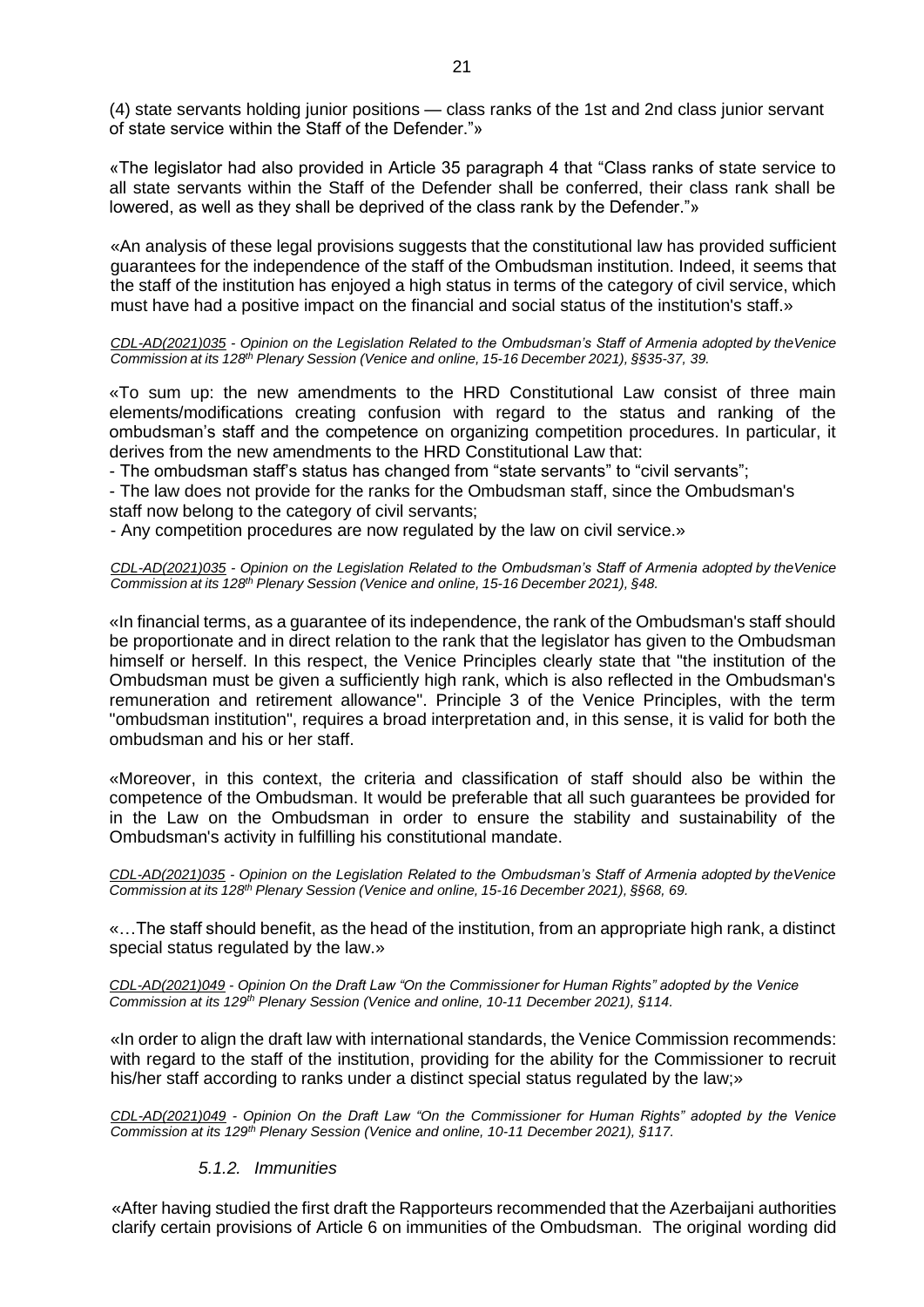(4) state servants holding junior positions — class ranks of the 1st and 2nd class junior servant of state service within the Staff of the Defender."»

«The legislator had also provided in Article 35 paragraph 4 that "Class ranks of state service to all state servants within the Staff of the Defender shall be conferred, their class rank shall be lowered, as well as they shall be deprived of the class rank by the Defender."»

«An analysis of these legal provisions suggests that the constitutional law has provided sufficient guarantees for the independence of the staff of the Ombudsman institution. Indeed, it seems that the staff of the institution has enjoyed a high status in terms of the category of civil service, which must have had a positive impact on the financial and social status of the institution's staff.»

*CDL-AD(2021)035 - Opinion on the Legislation Related to the Ombudsman's Staff of Armenia adopted by theVenice Commission at its 128th Plenary Session (Venice and online, 15-16 December 2021), §§35-37, 39.*

«To sum up: the new amendments to the HRD Constitutional Law consist of three main elements/modifications creating confusion with regard to the status and ranking of the ombudsman's staff and the competence on organizing competition procedures. In particular, it derives from the new amendments to the HRD Constitutional Law that:

- The ombudsman staff's status has changed from "state servants" to "civil servants";
- The law does not provide for the ranks for the Ombudsman staff, since the Ombudsman's staff now belong to the category of civil servants;
- Any competition procedures are now regulated by the law on civil service.»

*CDL-AD(2021)035 - Opinion on the Legislation Related to the Ombudsman's Staff of Armenia adopted by theVenice Commission at its 128th Plenary Session (Venice and online, 15-16 December 2021), §48.*

«In financial terms, as a guarantee of its independence, the rank of the Ombudsman's staff should be proportionate and in direct relation to the rank that the legislator has given to the Ombudsman himself or herself. In this respect, the Venice Principles clearly state that "the institution of the Ombudsman must be given a sufficiently high rank, which is also reflected in the Ombudsman's remuneration and retirement allowance". Principle 3 of the Venice Principles, with the term "ombudsman institution", requires a broad interpretation and, in this sense, it is valid for both the ombudsman and his or her staff.

«Moreover, in this context, the criteria and classification of staff should also be within the competence of the Ombudsman. It would be preferable that all such guarantees be provided for in the Law on the Ombudsman in order to ensure the stability and sustainability of the Ombudsman's activity in fulfilling his constitutional mandate.

*CDL-AD(2021)035 - Opinion on the Legislation Related to the Ombudsman's Staff of Armenia adopted by theVenice Commission at its 128th Plenary Session (Venice and online, 15-16 December 2021), §§68, 69.*

«…The staff should benefit, as the head of the institution, from an appropriate high rank, a distinct special status regulated by the law.»

*CDL-AD(2021)049 - Opinion On the Draft Law "On the Commissioner for Human Rights" adopted by the Venice Commission at its 129th Plenary Session (Venice and online, 10-11 December 2021), §114.*

«In order to align the draft law with international standards, the Venice Commission recommends: with regard to the staff of the institution, providing for the ability for the Commissioner to recruit his/her staff according to ranks under a distinct special status regulated by the law;»

*CDL-AD(2021)049 - Opinion On the Draft Law "On the Commissioner for Human Rights" adopted by the Venice Commission at its 129th Plenary Session (Venice and online, 10-11 December 2021), §117.*

#### *5.1.2. Immunities*

«After having studied the first draft the Rapporteurs recommended that the Azerbaijani authorities clarify certain provisions of Article 6 on immunities of the Ombudsman. The original wording did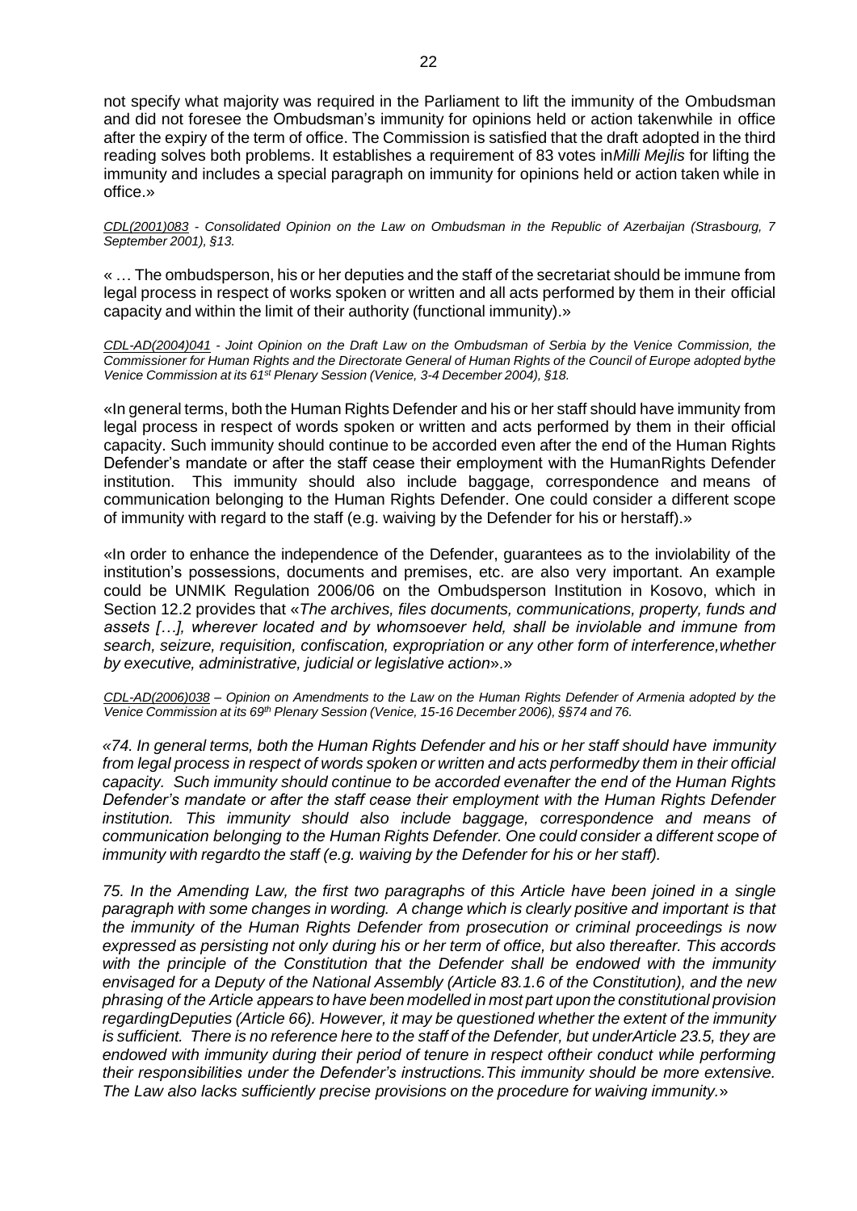not specify what majority was required in the Parliament to lift the immunity of the Ombudsman and did not foresee the Ombudsman's immunity for opinions held or action takenwhile in office after the expiry of the term of office. The Commission is satisfied that the draft adopted in the third reading solves both problems. It establishes a requirement of 83 votes in*Milli Mejlis* for lifting the immunity and includes a special paragraph on immunity for opinions held or action taken while in office.»

*CDL(2001)083 - Consolidated Opinion on the Law on Ombudsman in the Republic of Azerbaijan (Strasbourg, 7 September 2001), §13.*

« … The ombudsperson, his or her deputies and the staff of the secretariat should be immune from legal process in respect of works spoken or written and all acts performed by them in their official capacity and within the limit of their authority (functional immunity).»

*CDL-AD(2004)041 - Joint Opinion on the Draft Law on the Ombudsman of Serbia by the Venice Commission, the Commissioner for Human Rights and the Directorate General of Human Rights of the Council of Europe adopted bythe Venice Commission at its 61st Plenary Session (Venice, 3-4 December 2004), §18.*

«In general terms, both the Human Rights Defender and his or her staff should have immunity from legal process in respect of words spoken or written and acts performed by them in their official capacity. Such immunity should continue to be accorded even after the end of the Human Rights Defender's mandate or after the staff cease their employment with the HumanRights Defender institution. This immunity should also include baggage, correspondence and means of communication belonging to the Human Rights Defender. One could consider a different scope of immunity with regard to the staff (e.g. waiving by the Defender for his or herstaff).»

«In order to enhance the independence of the Defender, guarantees as to the inviolability of the institution's possessions, documents and premises, etc. are also very important. An example could be UNMIK Regulation 2006/06 on the Ombudsperson Institution in Kosovo, which in Section 12.2 provides that «*The archives, files documents, communications, property, funds and assets […], wherever located and by whomsoever held, shall be inviolable and immune from search, seizure, requisition, confiscation, expropriation or any other form of interference,whether by executive, administrative, judicial or legislative action*».»

*CDL-AD(2006)038 – Opinion on Amendments to the Law on the Human Rights Defender of Armenia adopted by the Venice Commission at its 69th Plenary Session (Venice, 15-16 December 2006), §§74 and 76.*

*«74. In general terms, both the Human Rights Defender and his or her staff should have immunity from legal process in respect of words spoken or written and acts performedby them in their official capacity. Such immunity should continue to be accorded evenafter the end of the Human Rights Defender's mandate or after the staff cease their employment with the Human Rights Defender institution. This immunity should also include baggage, correspondence and means of communication belonging to the Human Rights Defender. One could consider a different scope of immunity with regardto the staff (e.g. waiving by the Defender for his or her staff).*

*75. In the Amending Law, the first two paragraphs of this Article have been joined in a single paragraph with some changes in wording. A change which is clearly positive and important is that the immunity of the Human Rights Defender from prosecution or criminal proceedings is now expressed as persisting not only during his or her term of office, but also thereafter. This accords with the principle of the Constitution that the Defender shall be endowed with the immunity envisaged for a Deputy of the National Assembly (Article 83.1.6 of the Constitution), and the new phrasing of the Article appears to have been modelled in most part upon the constitutional provision regardingDeputies (Article 66). However, it may be questioned whether the extent of the immunity is sufficient. There is no reference here to the staff of the Defender, but underArticle 23.5, they are endowed with immunity during their period of tenure in respect oftheir conduct while performing their responsibilities under the Defender's instructions.This immunity should be more extensive. The Law also lacks sufficiently precise provisions on the procedure for waiving immunity.*»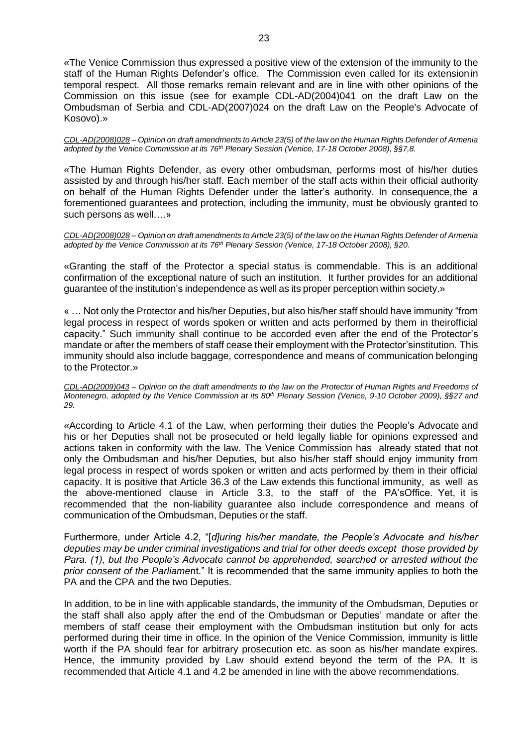«The Venice Commission thus expressed a positive view of the extension of the immunity to the staff of the Human Rights Defender's office. The Commission even called for its extension in temporal respect. All those remarks remain relevant and are in line with other opinions of the Commission on this issue (see for example CDL-AD(2004)041 on the draft Law on the Ombudsman of Serbia and CDL-AD(2007)024 on the draft Law on the People's Advocate of Kosovo).»

*CDL-AD(2008)028 – Opinion on draft amendments to Article 23(5) of the law on the Human Rights Defender of Armenia adopted by the Venice Commission at its 76th Plenary Session (Venice, 17-18 October 2008), §§7,8.*

«The Human Rights Defender, as every other ombudsman, performs most of his/her duties assisted by and through his/her staff. Each member of the staff acts within their official authority on behalf of the Human Rights Defender under the latter's authority. In consequence, the a forementioned guarantees and protection, including the immunity, must be obviously granted to such persons as well….»

*CDL-AD(2008)028 – Opinion on draft amendments to Article 23(5) of the law on the Human Rights Defender of Armenia adopted by the Venice Commission at its 76th Plenary Session (Venice, 17-18 October 2008), §20.*

«Granting the staff of the Protector a special status is commendable. This is an additional confirmation of the exceptional nature of such an institution. It further provides for an additional guarantee of the institution's independence as well as its proper perception within society.»

« … Not only the Protector and his/her Deputies, but also his/her staff should have immunity "from legal process in respect of words spoken or written and acts performed by them in theirofficial capacity." Such immunity shall continue to be accorded even after the end of the Protector's mandate or after the members of staff cease their employment with the Protector'sinstitution. This immunity should also include baggage, correspondence and means of communication belonging to the Protector.»

*CDL-AD(2009)043 – Opinion on the draft amendments to the law on the Protector of Human Rights and Freedoms of Montenegro, adopted by the Venice Commission at its 80th Plenary Session (Venice, 9-10 October 2009), §§27 and 29.*

«According to Article 4.1 of the Law, when performing their duties the People's Advocate and his or her Deputies shall not be prosecuted or held legally liable for opinions expressed and actions taken in conformity with the law. The Venice Commission has already stated that not only the Ombudsman and his/her Deputies, but also his/her staff should enjoy immunity from legal process in respect of words spoken or written and acts performed by them in their official capacity. It is positive that Article 36.3 of the Law extends this functional immunity, as well as the above-mentioned clause in Article 3.3, to the staff of the PA'sOffice. Yet, it is recommended that the non-liability guarantee also include correspondence and means of communication of the Ombudsman, Deputies or the staff.

Furthermore, under Article 4.2, "[*d]uring his/her mandate, the People's Advocate and his/her deputies may be under criminal investigations and trial for other deeds except those provided by Para. (1), but the People's Advocate cannot be apprehended, searched or arrested without the prior consent of the Parliame*nt." It is recommended that the same immunity applies to both the PA and the CPA and the two Deputies.

In addition, to be in line with applicable standards, the immunity of the Ombudsman, Deputies or the staff shall also apply after the end of the Ombudsman or Deputies' mandate or after the members of staff cease their employment with the Ombudsman institution but only for acts performed during their time in office. In the opinion of the Venice Commission, immunity is little worth if the PA should fear for arbitrary prosecution etc. as soon as his/her mandate expires. Hence, the immunity provided by Law should extend beyond the term of the PA. It is recommended that Article 4.1 and 4.2 be amended in line with the above recommendations.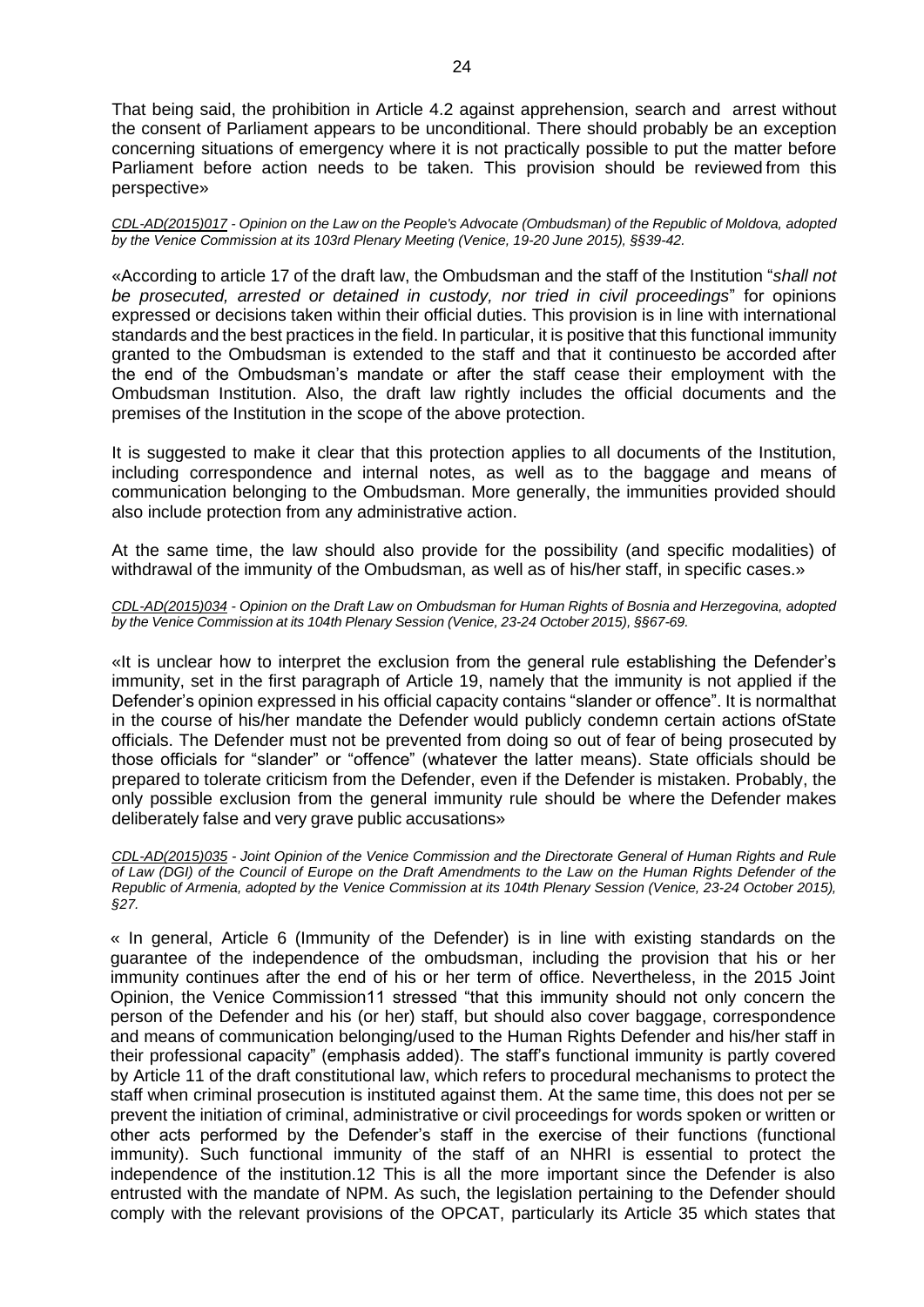That being said, the prohibition in Article 4.2 against apprehension, search and arrest without the consent of Parliament appears to be unconditional. There should probably be an exception concerning situations of emergency where it is not practically possible to put the matter before Parliament before action needs to be taken. This provision should be reviewed from this perspective»

*CDL-AD(2015)017 - Opinion on the Law on the People's Advocate (Ombudsman) of the Republic of Moldova, adopted by the Venice Commission at its 103rd Plenary Meeting (Venice, 19-20 June 2015), §§39-42.*

«According to article 17 of the draft law, the Ombudsman and the staff of the Institution "*shall not be prosecuted, arrested or detained in custody, nor tried in civil proceedings*" for opinions expressed or decisions taken within their official duties. This provision is in line with international standards and the best practices in the field. In particular, it is positive that this functional immunity granted to the Ombudsman is extended to the staff and that it continuesto be accorded after the end of the Ombudsman's mandate or after the staff cease their employment with the Ombudsman Institution. Also, the draft law rightly includes the official documents and the premises of the Institution in the scope of the above protection.

It is suggested to make it clear that this protection applies to all documents of the Institution, including correspondence and internal notes, as well as to the baggage and means of communication belonging to the Ombudsman. More generally, the immunities provided should also include protection from any administrative action.

At the same time, the law should also provide for the possibility (and specific modalities) of withdrawal of the immunity of the Ombudsman, as well as of his/her staff, in specific cases.»

*CDL-AD(2015)034 - Opinion on the Draft Law on Ombudsman for Human Rights of Bosnia and Herzegovina, adopted by the Venice Commission at its 104th Plenary Session (Venice, 23-24 October 2015), §§67-69.*

«It is unclear how to interpret the exclusion from the general rule establishing the Defender's immunity, set in the first paragraph of Article 19, namely that the immunity is not applied if the Defender's opinion expressed in his official capacity contains "slander or offence". It is normalthat in the course of his/her mandate the Defender would publicly condemn certain actions ofState officials. The Defender must not be prevented from doing so out of fear of being prosecuted by those officials for "slander" or "offence" (whatever the latter means). State officials should be prepared to tolerate criticism from the Defender, even if the Defender is mistaken. Probably, the only possible exclusion from the general immunity rule should be where the Defender makes deliberately false and very grave public accusations»

*CDL-AD(2015)035 - Joint Opinion of the Venice Commission and the Directorate General of Human Rights and Rule of Law (DGI) of the Council of Europe on the Draft Amendments to the Law on the Human Rights Defender of the Republic of Armenia, adopted by the Venice Commission at its 104th Plenary Session (Venice, 23-24 October 2015), §27.*

« In general, Article 6 (Immunity of the Defender) is in line with existing standards on the guarantee of the independence of the ombudsman, including the provision that his or her immunity continues after the end of his or her term of office. Nevertheless, in the 2015 Joint Opinion, the Venice Commission[11] stressed "that this immunity should not only concern the person of the Defender and his (or her) staff, but should also cover baggage, correspondence and means of communication belonging/used to the Human Rights Defender and his/her staff in their professional capacity" (emphasis added). The staff's functional immunity is partly covered by Article 11 of the draft constitutional law, which refers to procedural mechanisms to protect the staff when criminal prosecution is instituted against them. At the same time, this does not per se prevent the initiation of criminal, administrative or civil proceedings for words spoken or written or other acts performed by the Defender's staff in the exercise of their functions (functional immunity). Such functional immunity of the staff of an NHRI is essential to protect the independence of the institution.[12] This is all the more important since the Defender is also entrusted with the mandate of NPM. As such, the legislation pertaining to the Defender should comply with the relevant provisions of the OPCAT, particularly its Article 35 which states that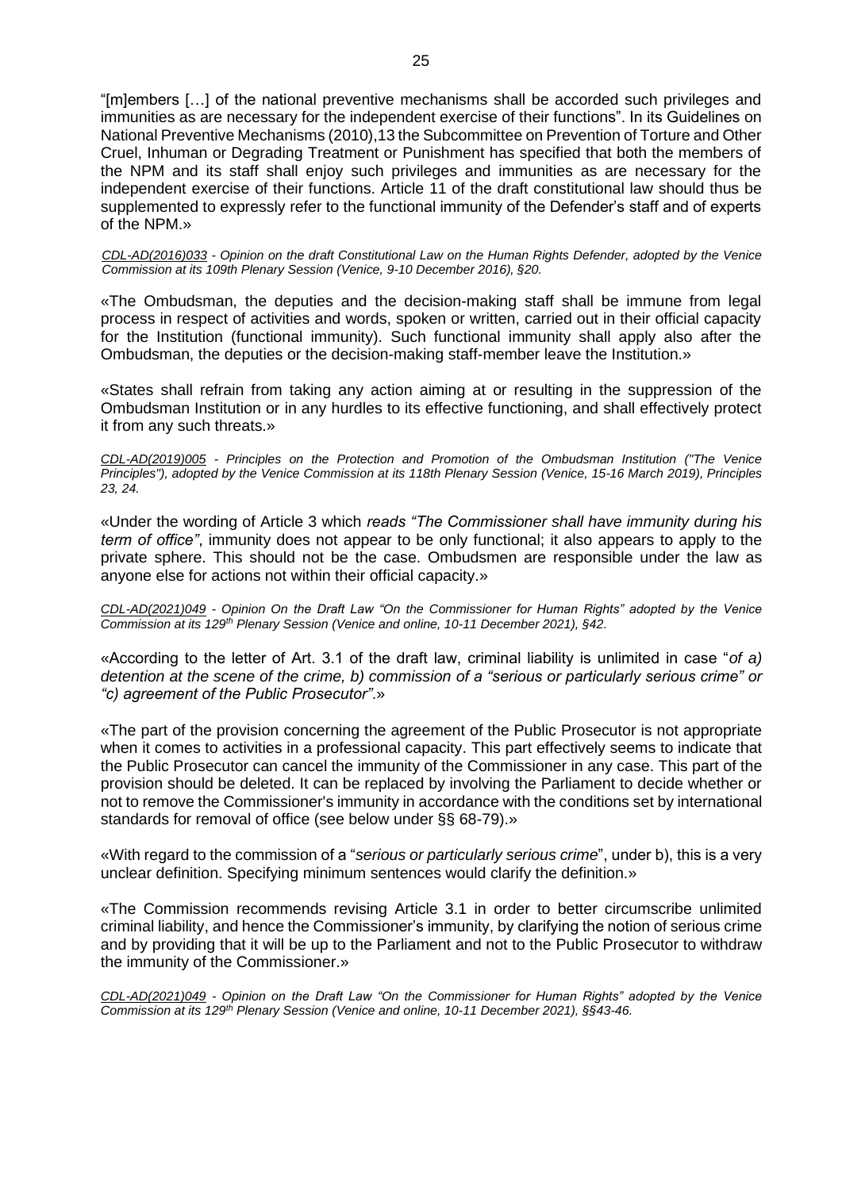"[m]embers […] of the national preventive mechanisms shall be accorded such privileges and immunities as are necessary for the independent exercise of their functions". In its Guidelines on National Preventive Mechanisms (2010),13 the Subcommittee on Prevention of Torture and Other Cruel, Inhuman or Degrading Treatment or Punishment has specified that both the members of the NPM and its staff shall enjoy such privileges and immunities as are necessary for the independent exercise of their functions. Article 11 of the draft constitutional law should thus be supplemented to expressly refer to the functional immunity of the Defender's staff and of experts of the NPM.»

*CDL-AD(2016)033 - Opinion on the draft Constitutional Law on the Human Rights Defender, adopted by the Venice Commission at its 109th Plenary Session (Venice, 9-10 December 2016), §20.*

«The Ombudsman, the deputies and the decision-making staff shall be immune from legal process in respect of activities and words, spoken or written, carried out in their official capacity for the Institution (functional immunity). Such functional immunity shall apply also after the Ombudsman, the deputies or the decision-making staff-member leave the Institution.»

«States shall refrain from taking any action aiming at or resulting in the suppression of the Ombudsman Institution or in any hurdles to its effective functioning, and shall effectively protect it from any such threats.»

*CDL-AD(2019)005 - Principles on the Protection and Promotion of the Ombudsman Institution ("The Venice Principles"), adopted by the Venice Commission at its 118th Plenary Session (Venice, 15-16 March 2019), Principles 23, 24.*

«Under the wording of Article 3 which *reads "The Commissioner shall have immunity during his term of office"*, immunity does not appear to be only functional; it also appears to apply to the private sphere. This should not be the case. Ombudsmen are responsible under the law as anyone else for actions not within their official capacity.»

*CDL-AD(2021)049 - Opinion On the Draft Law "On the Commissioner for Human Rights" adopted by the Venice Commission at its 129th Plenary Session (Venice and online, 10-11 December 2021), §42.*

«According to the letter of Art. 3.1 of the draft law, criminal liability is unlimited in case "*of a) detention at the scene of the crime, b) commission of a "serious or particularly serious crime" or "c) agreement of the Public Prosecutor"*.»

«The part of the provision concerning the agreement of the Public Prosecutor is not appropriate when it comes to activities in a professional capacity. This part effectively seems to indicate that the Public Prosecutor can cancel the immunity of the Commissioner in any case. This part of the provision should be deleted. It can be replaced by involving the Parliament to decide whether or not to remove the Commissioner's immunity in accordance with the conditions set by international standards for removal of office (see below under §§ 68-79).»

«With regard to the commission of a "*serious or particularly serious crime*", under b), this is a very unclear definition. Specifying minimum sentences would clarify the definition.»

«The Commission recommends revising Article 3.1 in order to better circumscribe unlimited criminal liability, and hence the Commissioner's immunity, by clarifying the notion of serious crime and by providing that it will be up to the Parliament and not to the Public Prosecutor to withdraw the immunity of the Commissioner.»

*CDL-AD(2021)049 - Opinion on the Draft Law "On the Commissioner for Human Rights" adopted by the Venice Commission at its 129th Plenary Session (Venice and online, 10-11 December 2021), §§43-46.*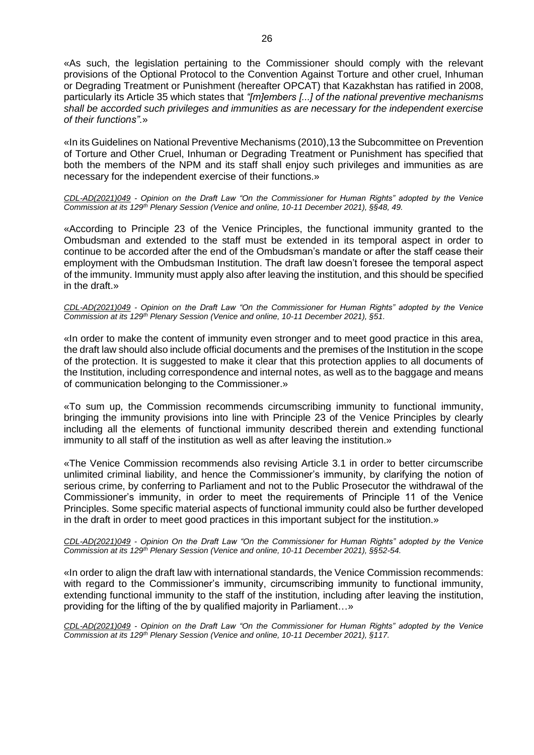«As such, the legislation pertaining to the Commissioner should comply with the relevant provisions of the Optional Protocol to the Convention Against Torture and other cruel, Inhuman or Degrading Treatment or Punishment (hereafter OPCAT) that Kazakhstan has ratified in 2008, particularly its Article 35 which states that *"[m]embers [...] of the national preventive mechanisms shall be accorded such privileges and immunities as are necessary for the independent exercise of their functions".*»

«In its Guidelines on National Preventive Mechanisms (2010),13 the Subcommittee on Prevention of Torture and Other Cruel, Inhuman or Degrading Treatment or Punishment has specified that both the members of the NPM and its staff shall enjoy such privileges and immunities as are necessary for the independent exercise of their functions.»

*CDL-AD(2021)049 - Opinion on the Draft Law "On the Commissioner for Human Rights" adopted by the Venice Commission at its 129th Plenary Session (Venice and online, 10-11 December 2021), §§48, 49.*

«According to Principle 23 of the Venice Principles, the functional immunity granted to the Ombudsman and extended to the staff must be extended in its temporal aspect in order to continue to be accorded after the end of the Ombudsman's mandate or after the staff cease their employment with the Ombudsman Institution. The draft law doesn't foresee the temporal aspect of the immunity. Immunity must apply also after leaving the institution, and this should be specified in the draft.»

*CDL-AD(2021)049 - Opinion on the Draft Law "On the Commissioner for Human Rights" adopted by the Venice Commission at its 129th Plenary Session (Venice and online, 10-11 December 2021), §51.*

«In order to make the content of immunity even stronger and to meet good practice in this area, the draft law should also include official documents and the premises of the Institution in the scope of the protection. It is suggested to make it clear that this protection applies to all documents of the Institution, including correspondence and internal notes, as well as to the baggage and means of communication belonging to the Commissioner.»

«To sum up, the Commission recommends circumscribing immunity to functional immunity, bringing the immunity provisions into line with Principle 23 of the Venice Principles by clearly including all the elements of functional immunity described therein and extending functional immunity to all staff of the institution as well as after leaving the institution.»

«The Venice Commission recommends also revising Article 3.1 in order to better circumscribe unlimited criminal liability, and hence the Commissioner's immunity, by clarifying the notion of serious crime, by conferring to Parliament and not to the Public Prosecutor the withdrawal of the Commissioner's immunity, in order to meet the requirements of Principle 11 of the Venice Principles. Some specific material aspects of functional immunity could also be further developed in the draft in order to meet good practices in this important subject for the institution.»

*CDL-AD(2021)049 - Opinion On the Draft Law "On the Commissioner for Human Rights" adopted by the Venice Commission at its 129th Plenary Session (Venice and online, 10-11 December 2021), §§52-54.*

«In order to align the draft law with international standards, the Venice Commission recommends: with regard to the Commissioner's immunity, circumscribing immunity to functional immunity, extending functional immunity to the staff of the institution, including after leaving the institution, providing for the lifting of the by qualified majority in Parliament…»

*CDL-AD(2021)049 - Opinion on the Draft Law "On the Commissioner for Human Rights" adopted by the Venice Commission at its 129th Plenary Session (Venice and online, 10-11 December 2021), §117.*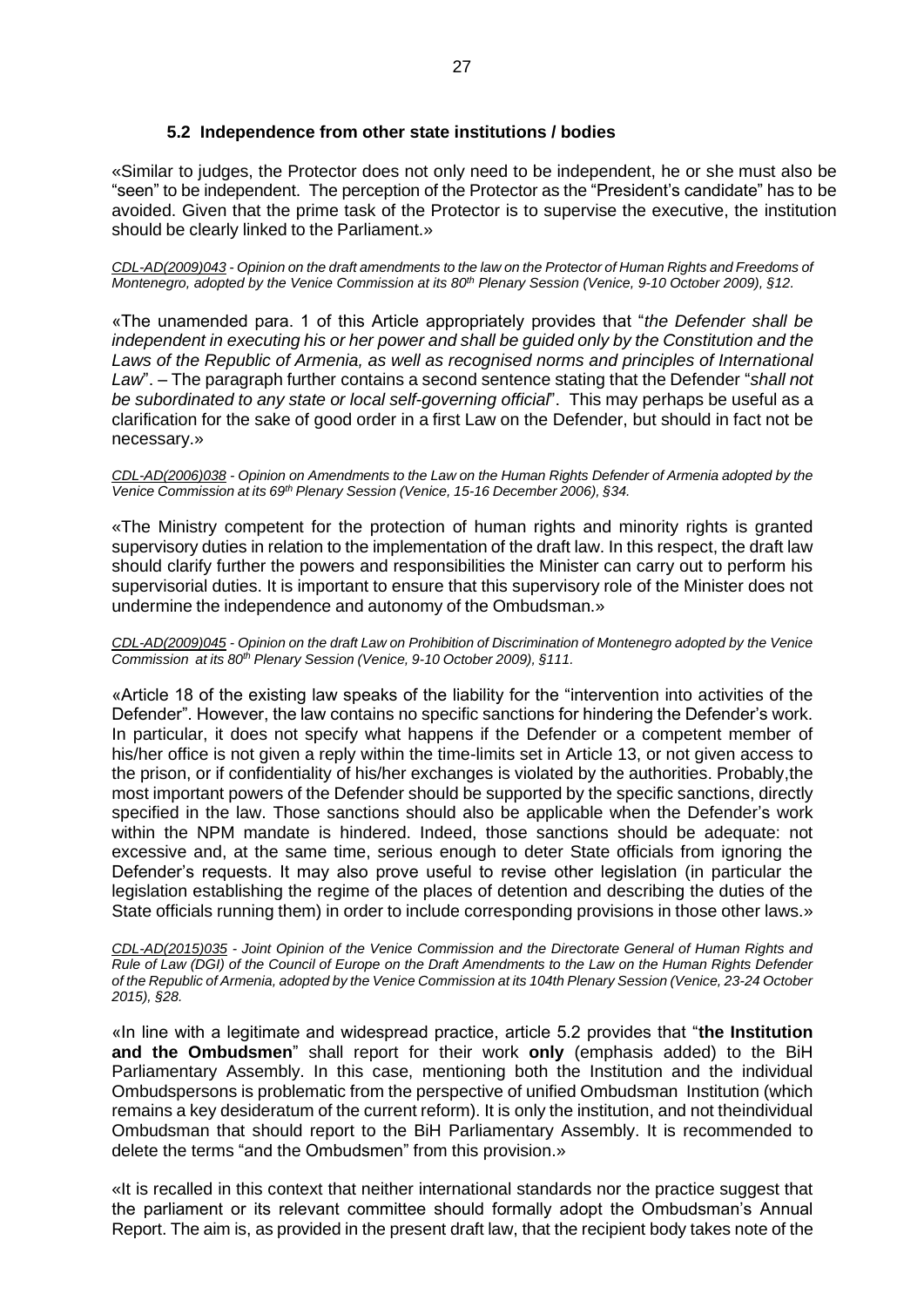### 5.2 Independence from other state institutions / bodies

«Similar to judges, the Protector does not only need to be independent, he or she must also be "seen" to be independent. The perception of the Protector as the "President's candidate" has to be avoided. Given that the prime task of the Protector is to supervise the executive, the institution should be clearly linked to the Parliament.»

*CDL-AD(2009)043 - Opinion on the draft amendments to the law on the Protector of Human Rights and Freedoms of Montenegro, adopted by the Venice Commission at its 80th Plenary Session (Venice, 9-10 October 2009), §12.*

«The unamended para. 1 of this Article appropriately provides that "*the Defender shall be independent in executing his or her power and shall be guided only by the Constitution and the Laws of the Republic of Armenia, as well as recognised norms and principles of International Law*". – The paragraph further contains a second sentence stating that the Defender "*shall not be subordinated to any state or local self-governing official*". This may perhaps be useful as a clarification for the sake of good order in a first Law on the Defender, but should in fact not be necessary.»

*CDL-AD(2006)038 - Opinion on Amendments to the Law on the Human Rights Defender of Armenia adopted by the Venice Commission at its 69th Plenary Session (Venice, 15-16 December 2006), §34.*

«The Ministry competent for the protection of human rights and minority rights is granted supervisory duties in relation to the implementation of the draft law. In this respect, the draft law should clarify further the powers and responsibilities the Minister can carry out to perform his supervisorial duties. It is important to ensure that this supervisory role of the Minister does not undermine the independence and autonomy of the Ombudsman.»

*CDL-AD(2009)045 - Opinion on the draft Law on Prohibition of Discrimination of Montenegro adopted by the Venice Commission at its 80th Plenary Session (Venice, 9-10 October 2009), §111.*

«Article 18 of the existing law speaks of the liability for the "intervention into activities of the Defender". However, the law contains no specific sanctions for hindering the Defender's work. In particular, it does not specify what happens if the Defender or a competent member of his/her office is not given a reply within the time-limits set in Article 13, or not given access to the prison, or if confidentiality of his/her exchanges is violated by the authorities. Probably,the most important powers of the Defender should be supported by the specific sanctions, directly specified in the law. Those sanctions should also be applicable when the Defender's work within the NPM mandate is hindered. Indeed, those sanctions should be adequate: not excessive and, at the same time, serious enough to deter State officials from ignoring the Defender's requests. It may also prove useful to revise other legislation (in particular the legislation establishing the regime of the places of detention and describing the duties of the State officials running them) in order to include corresponding provisions in those other laws.»

*CDL-AD(2015)035 - Joint Opinion of the Venice Commission and the Directorate General of Human Rights and Rule of Law (DGI) of the Council of Europe on the Draft Amendments to the Law on the Human Rights Defender of the Republic of Armenia, adopted by the Venice Commission at its 104th Plenary Session (Venice, 23-24 October 2015), §28.*

«In line with a legitimate and widespread practice, article 5.2 provides that "**the Institution and the Ombudsmen**" shall report for their work **only** (emphasis added) to the BiH Parliamentary Assembly. In this case, mentioning both the Institution and the individual Ombudspersons is problematic from the perspective of unified Ombudsman Institution (which remains a key desideratum of the current reform). It is only the institution, and not theindividual Ombudsman that should report to the BiH Parliamentary Assembly. It is recommended to delete the terms "and the Ombudsmen" from this provision.»

«It is recalled in this context that neither international standards nor the practice suggest that the parliament or its relevant committee should formally adopt the Ombudsman's Annual Report. The aim is, as provided in the present draft law, that the recipient body takes note of the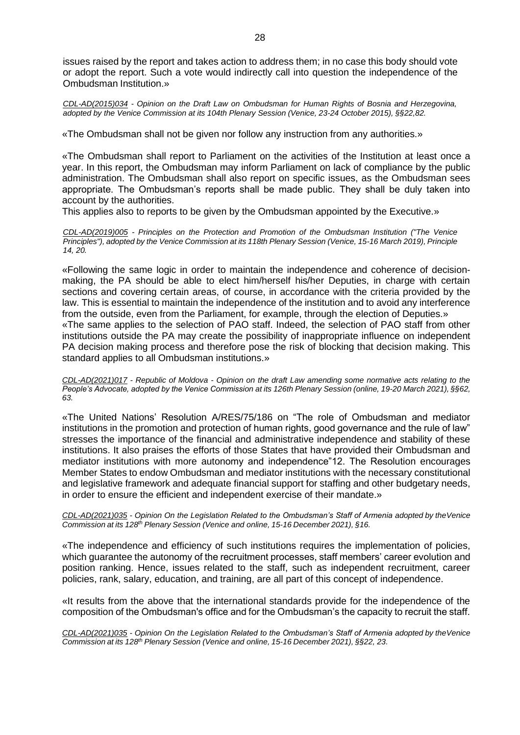issues raised by the report and takes action to address them; in no case this body should vote or adopt the report. Such a vote would indirectly call into question the independence of the Ombudsman Institution.»

*CDL-AD(2015)034 - Opinion on the Draft Law on Ombudsman for Human Rights of Bosnia and Herzegovina, adopted by the Venice Commission at its 104th Plenary Session (Venice, 23-24 October 2015), §§22,82.*

«The Ombudsman shall not be given nor follow any instruction from any authorities.»

«The Ombudsman shall report to Parliament on the activities of the Institution at least once a year. In this report, the Ombudsman may inform Parliament on lack of compliance by the public administration. The Ombudsman shall also report on specific issues, as the Ombudsman sees appropriate. The Ombudsman's reports shall be made public. They shall be duly taken into account by the authorities.

This applies also to reports to be given by the Ombudsman appointed by the Executive.»

*CDL-AD(2019)005 - Principles on the Protection and Promotion of the Ombudsman Institution ("The Venice Principles"), adopted by the Venice Commission at its 118th Plenary Session (Venice, 15-16 March 2019), Principle 14, 20.*

«Following the same logic in order to maintain the independence and coherence of decision-making, the PA should be able to elect him/herself his/her Deputies, in charge with certain sections and covering certain areas, of course, in accordance with the criteria provided by the law. This is essential to maintain the independence of the institution and to avoid any interference from the outside, even from the Parliament, for example, through the election of Deputies.»

«The same applies to the selection of PAO staff. Indeed, the selection of PAO staff from other institutions outside the PA may create the possibility of inappropriate influence on independent PA decision making process and therefore pose the risk of blocking that decision making. This standard applies to all Ombudsman institutions.»

*CDL-AD(2021)017 - Republic of Moldova - Opinion on the draft Law amending some normative acts relating to the People's Advocate, adopted by the Venice Commission at its 126th Plenary Session (online, 19-20 March 2021), §§62, 63.*

«The United Nations' Resolution A/RES/75/186 on "The role of Ombudsman and mediator institutions in the promotion and protection of human rights, good governance and the rule of law" stresses the importance of the financial and administrative independence and stability of these institutions. It also praises the efforts of those States that have provided their Ombudsman and mediator institutions with more autonomy and independence"12. The Resolution encourages Member States to endow Ombudsman and mediator institutions with the necessary constitutional and legislative framework and adequate financial support for staffing and other budgetary needs, in order to ensure the efficient and independent exercise of their mandate.»

*CDL-AD(2021)035 - Opinion On the Legislation Related to the Ombudsman's Staff of Armenia adopted by theVenice Commission at its 128th Plenary Session (Venice and online, 15-16 December 2021), §16.*

«The independence and efficiency of such institutions requires the implementation of policies, which guarantee the autonomy of the recruitment processes, staff members' career evolution and position ranking. Hence, issues related to the staff, such as independent recruitment, career policies, rank, salary, education, and training, are all part of this concept of independence.

«It results from the above that the international standards provide for the independence of the composition of the Ombudsman's office and for the Ombudsman's the capacity to recruit the staff.

*CDL-AD(2021)035 - Opinion On the Legislation Related to the Ombudsman's Staff of Armenia adopted by theVenice Commission at its 128th Plenary Session (Venice and online, 15-16 December 2021), §§22, 23.*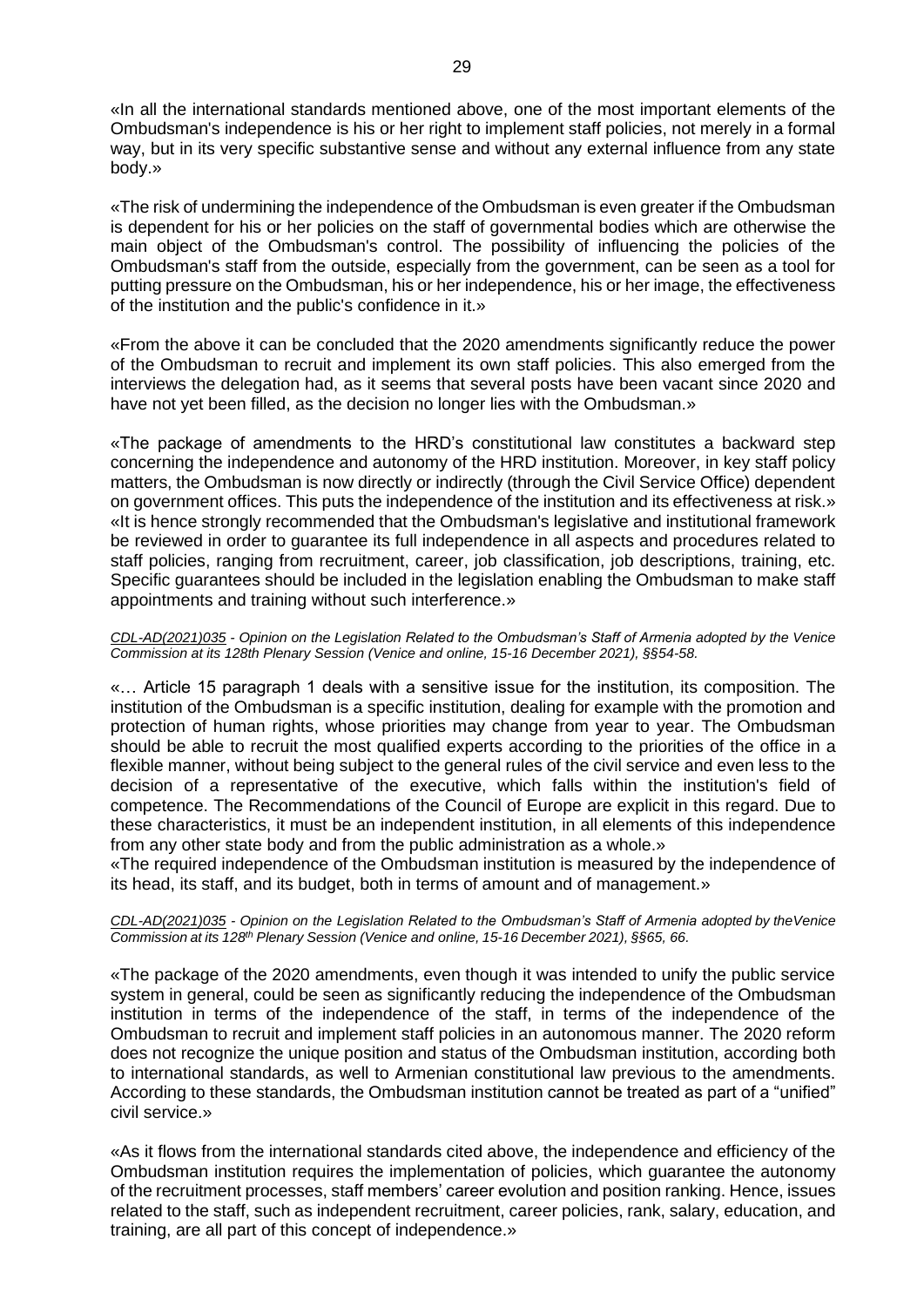«In all the international standards mentioned above, one of the most important elements of the Ombudsman's independence is his or her right to implement staff policies, not merely in a formal way, but in its very specific substantive sense and without any external influence from any state body.»

«The risk of undermining the independence of the Ombudsman is even greater if the Ombudsman is dependent for his or her policies on the staff of governmental bodies which are otherwise the main object of the Ombudsman's control. The possibility of influencing the policies of the Ombudsman's staff from the outside, especially from the government, can be seen as a tool for putting pressure on the Ombudsman, his or her independence, his or her image, the effectiveness of the institution and the public's confidence in it.»

«From the above it can be concluded that the 2020 amendments significantly reduce the power of the Ombudsman to recruit and implement its own staff policies. This also emerged from the interviews the delegation had, as it seems that several posts have been vacant since 2020 and have not yet been filled, as the decision no longer lies with the Ombudsman.»

«The package of amendments to the HRD's constitutional law constitutes a backward step concerning the independence and autonomy of the HRD institution. Moreover, in key staff policy matters, the Ombudsman is now directly or indirectly (through the Civil Service Office) dependent on government offices. This puts the independence of the institution and its effectiveness at risk.» «It is hence strongly recommended that the Ombudsman's legislative and institutional framework be reviewed in order to guarantee its full independence in all aspects and procedures related to staff policies, ranging from recruitment, career, job classification, job descriptions, training, etc. Specific guarantees should be included in the legislation enabling the Ombudsman to make staff appointments and training without such interference.»

*CDL-AD(2021)035 - Opinion on the Legislation Related to the Ombudsman's Staff of Armenia adopted by the Venice Commission at its 128th Plenary Session (Venice and online, 15-16 December 2021), §§54-58.*

«… Article 15 paragraph 1 deals with a sensitive issue for the institution, its composition. The institution of the Ombudsman is a specific institution, dealing for example with the promotion and protection of human rights, whose priorities may change from year to year. The Ombudsman should be able to recruit the most qualified experts according to the priorities of the office in a flexible manner, without being subject to the general rules of the civil service and even less to the decision of a representative of the executive, which falls within the institution's field of competence. The Recommendations of the Council of Europe are explicit in this regard. Due to these characteristics, it must be an independent institution, in all elements of this independence from any other state body and from the public administration as a whole.»
«The required independence of the Ombudsman institution is measured by the independence of its head, its staff, and its budget, both in terms of amount and of management.»

*CDL-AD(2021)035 - Opinion on the Legislation Related to the Ombudsman's Staff of Armenia adopted by theVenice Commission at its 128th Plenary Session (Venice and online, 15-16 December 2021), §§65, 66.*

«The package of the 2020 amendments, even though it was intended to unify the public service system in general, could be seen as significantly reducing the independence of the Ombudsman institution in terms of the independence of the staff, in terms of the independence of the Ombudsman to recruit and implement staff policies in an autonomous manner. The 2020 reform does not recognize the unique position and status of the Ombudsman institution, according both to international standards, as well to Armenian constitutional law previous to the amendments. According to these standards, the Ombudsman institution cannot be treated as part of a "unified" civil service.»

«As it flows from the international standards cited above, the independence and efficiency of the Ombudsman institution requires the implementation of policies, which guarantee the autonomy of the recruitment processes, staff members' career evolution and position ranking. Hence, issues related to the staff, such as independent recruitment, career policies, rank, salary, education, and training, are all part of this concept of independence.»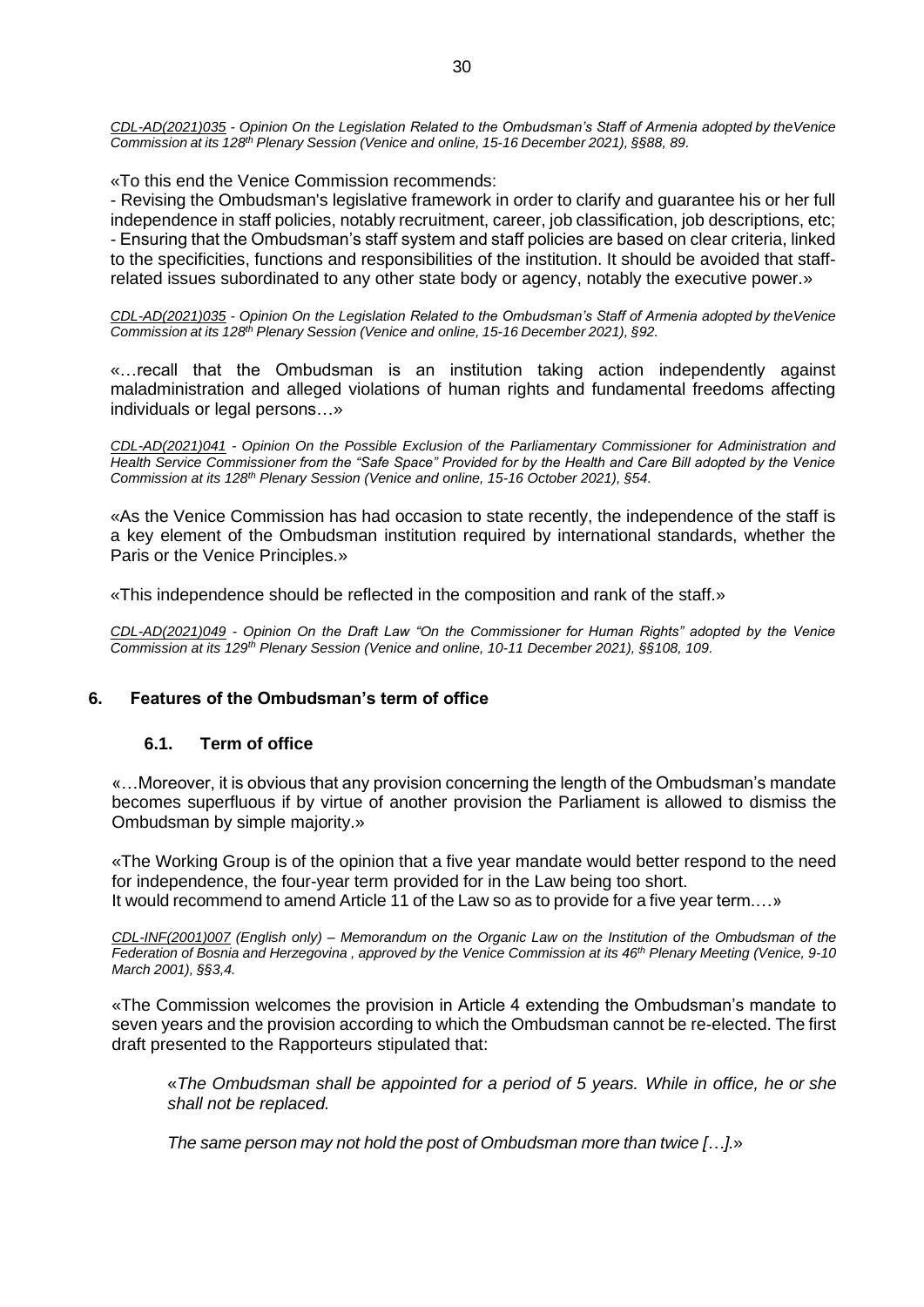*CDL-AD(2021)035 - Opinion On the Legislation Related to the Ombudsman's Staff of Armenia adopted by theVenice Commission at its 128th Plenary Session (Venice and online, 15-16 December 2021), §§88, 89.*

«To this end the Venice Commission recommends:
- Revising the Ombudsman's legislative framework in order to clarify and guarantee his or her full independence in staff policies, notably recruitment, career, job classification, job descriptions, etc;
- Ensuring that the Ombudsman's staff system and staff policies are based on clear criteria, linked to the specificities, functions and responsibilities of the institution. It should be avoided that staff-related issues subordinated to any other state body or agency, notably the executive power.»

*CDL-AD(2021)035 - Opinion On the Legislation Related to the Ombudsman's Staff of Armenia adopted by theVenice Commission at its 128th Plenary Session (Venice and online, 15-16 December 2021), §92.*

«…recall that the Ombudsman is an institution taking action independently against maladministration and alleged violations of human rights and fundamental freedoms affecting individuals or legal persons…»

*CDL-AD(2021)041 - Opinion On the Possible Exclusion of the Parliamentary Commissioner for Administration and Health Service Commissioner from the "Safe Space" Provided for by the Health and Care Bill adopted by the Venice Commission at its 128th Plenary Session (Venice and online, 15-16 October 2021), §54.*

«As the Venice Commission has had occasion to state recently, the independence of the staff is a key element of the Ombudsman institution required by international standards, whether the Paris or the Venice Principles.»

«This independence should be reflected in the composition and rank of the staff.»

*CDL-AD(2021)049 - Opinion On the Draft Law "On the Commissioner for Human Rights" adopted by the Venice Commission at its 129th Plenary Session (Venice and online, 10-11 December 2021), §§108, 109.*

## 6. Features of the Ombudsman's term of office

### 6.1. Term of office

«…Moreover, it is obvious that any provision concerning the length of the Ombudsman's mandate becomes superfluous if by virtue of another provision the Parliament is allowed to dismiss the Ombudsman by simple majority.»

«The Working Group is of the opinion that a five year mandate would better respond to the need for independence, the four-year term provided for in the Law being too short.
It would recommend to amend Article 11 of the Law so as to provide for a five year term.…»

*CDL-INF(2001)007 (English only) – Memorandum on the Organic Law on the Institution of the Ombudsman of the Federation of Bosnia and Herzegovina , approved by the Venice Commission at its 46th Plenary Meeting (Venice, 9-10 March 2001), §§3,4.*

«The Commission welcomes the provision in Article 4 extending the Ombudsman's mandate to seven years and the provision according to which the Ombudsman cannot be re-elected. The first draft presented to the Rapporteurs stipulated that:

> «*The Ombudsman shall be appointed for a period of 5 years. While in office, he or she shall not be replaced.*
>
> *The same person may not hold the post of Ombudsman more than twice […].*»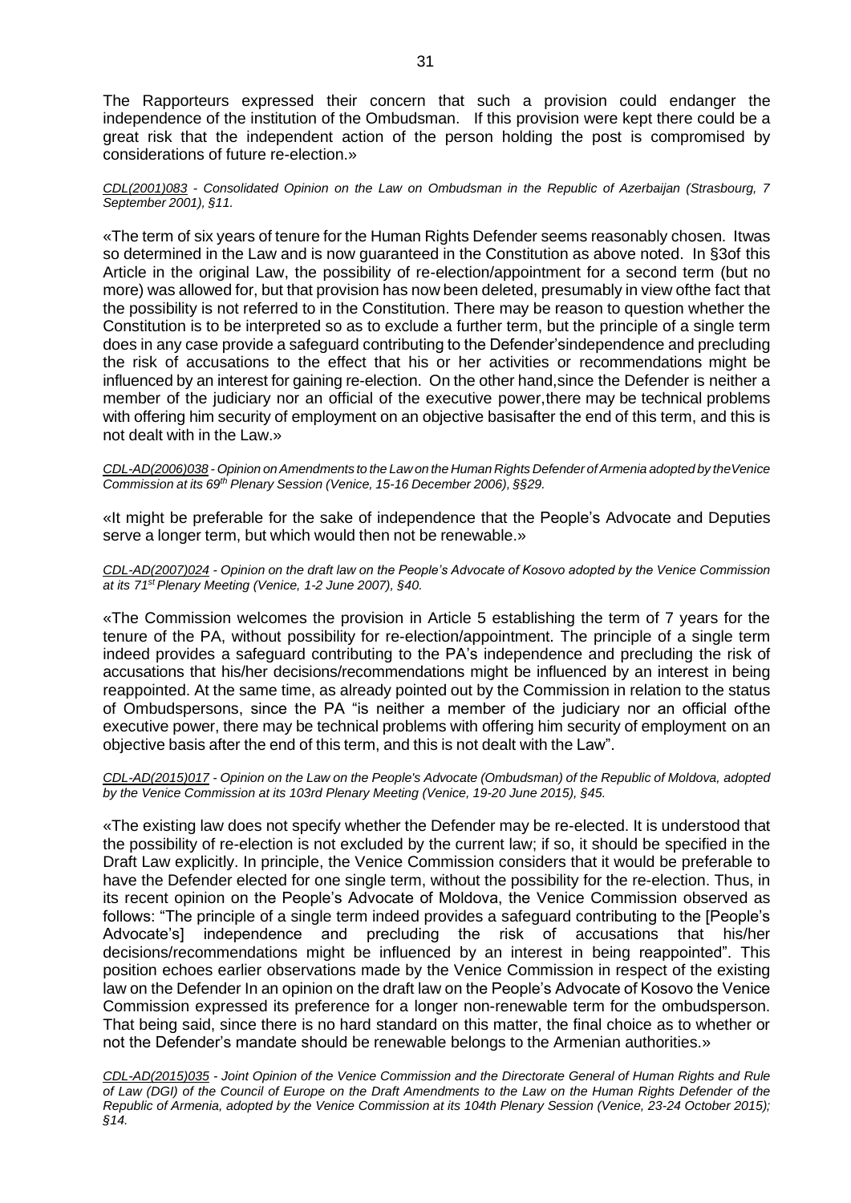The Rapporteurs expressed their concern that such a provision could endanger the independence of the institution of the Ombudsman. If this provision were kept there could be a great risk that the independent action of the person holding the post is compromised by considerations of future re-election.»

*CDL(2001)083 - Consolidated Opinion on the Law on Ombudsman in the Republic of Azerbaijan (Strasbourg, 7 September 2001), §11.*

«The term of six years of tenure for the Human Rights Defender seems reasonably chosen. Itwas so determined in the Law and is now guaranteed in the Constitution as above noted. In §3of this Article in the original Law, the possibility of re-election/appointment for a second term (but no more) was allowed for, but that provision has now been deleted, presumably in view ofthe fact that the possibility is not referred to in the Constitution. There may be reason to question whether the Constitution is to be interpreted so as to exclude a further term, but the principle of a single term does in any case provide a safeguard contributing to the Defender'sindependence and precluding the risk of accusations to the effect that his or her activities or recommendations might be influenced by an interest for gaining re-election. On the other hand,since the Defender is neither a member of the judiciary nor an official of the executive power,there may be technical problems with offering him security of employment on an objective basisafter the end of this term, and this is not dealt with in the Law.»

*CDL-AD(2006)038 - Opinion on Amendments to the Law on the Human Rights Defender of Armenia adopted by theVenice Commission at its 69th Plenary Session (Venice, 15-16 December 2006), §§29.*

«It might be preferable for the sake of independence that the People's Advocate and Deputies serve a longer term, but which would then not be renewable.»

*CDL-AD(2007)024 - Opinion on the draft law on the People's Advocate of Kosovo adopted by the Venice Commission at its 71st Plenary Meeting (Venice, 1-2 June 2007), §40.*

«The Commission welcomes the provision in Article 5 establishing the term of 7 years for the tenure of the PA, without possibility for re-election/appointment. The principle of a single term indeed provides a safeguard contributing to the PA's independence and precluding the risk of accusations that his/her decisions/recommendations might be influenced by an interest in being reappointed. At the same time, as already pointed out by the Commission in relation to the status of Ombudspersons, since the PA "is neither a member of the judiciary nor an official ofthe executive power, there may be technical problems with offering him security of employment on an objective basis after the end of this term, and this is not dealt with the Law".

*CDL-AD(2015)017 - Opinion on the Law on the People's Advocate (Ombudsman) of the Republic of Moldova, adopted by the Venice Commission at its 103rd Plenary Meeting (Venice, 19-20 June 2015), §45.*

«The existing law does not specify whether the Defender may be re-elected. It is understood that the possibility of re-election is not excluded by the current law; if so, it should be specified in the Draft Law explicitly. In principle, the Venice Commission considers that it would be preferable to have the Defender elected for one single term, without the possibility for the re-election. Thus, in its recent opinion on the People's Advocate of Moldova, the Venice Commission observed as follows: "The principle of a single term indeed provides a safeguard contributing to the [People's Advocate's] independence and precluding the risk of accusations that his/her decisions/recommendations might be influenced by an interest in being reappointed". This position echoes earlier observations made by the Venice Commission in respect of the existing law on the Defender In an opinion on the draft law on the People's Advocate of Kosovo the Venice Commission expressed its preference for a longer non-renewable term for the ombudsperson. That being said, since there is no hard standard on this matter, the final choice as to whether or not the Defender's mandate should be renewable belongs to the Armenian authorities.»

*CDL-AD(2015)035 - Joint Opinion of the Venice Commission and the Directorate General of Human Rights and Rule of Law (DGI) of the Council of Europe on the Draft Amendments to the Law on the Human Rights Defender of the Republic of Armenia, adopted by the Venice Commission at its 104th Plenary Session (Venice, 23-24 October 2015); §14.*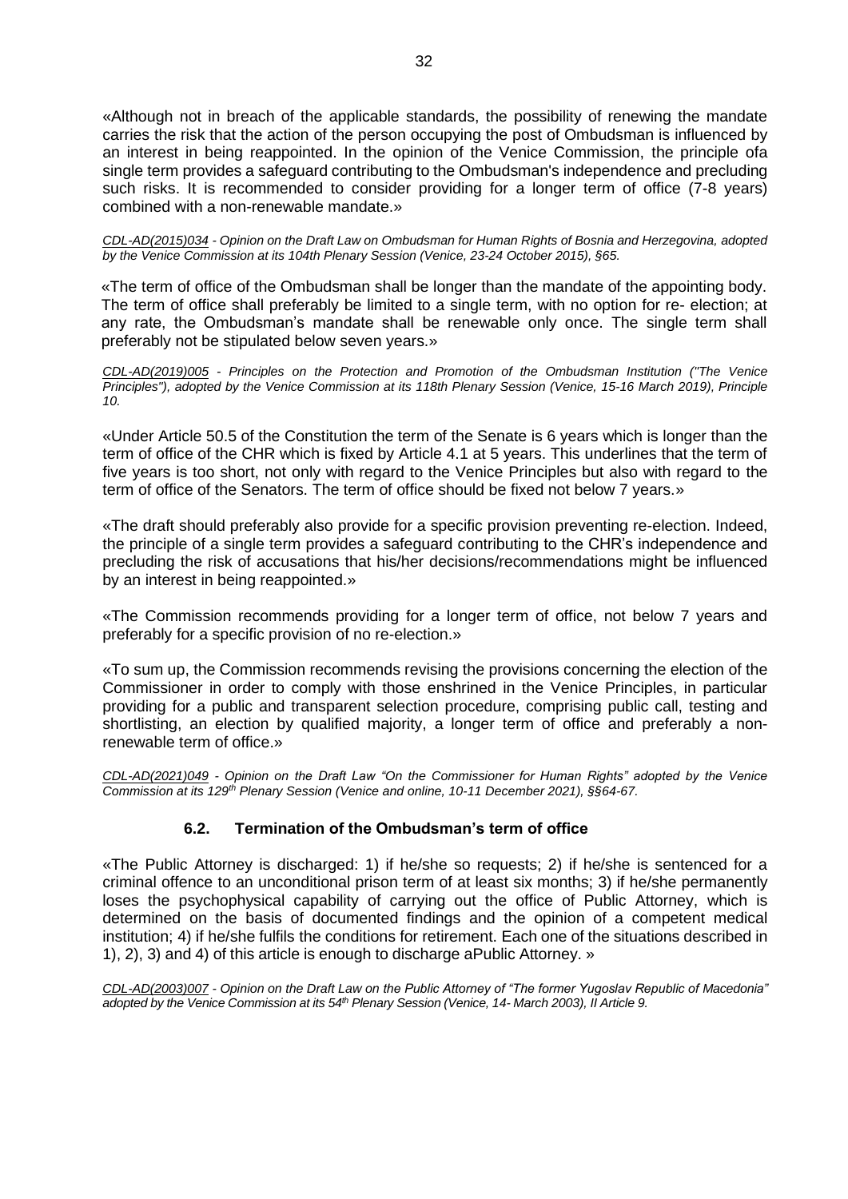«Although not in breach of the applicable standards, the possibility of renewing the mandate carries the risk that the action of the person occupying the post of Ombudsman is influenced by an interest in being reappointed. In the opinion of the Venice Commission, the principle ofa single term provides a safeguard contributing to the Ombudsman's independence and precluding such risks. It is recommended to consider providing for a longer term of office (7-8 years) combined with a non-renewable mandate.»

*CDL-AD(2015)034 - Opinion on the Draft Law on Ombudsman for Human Rights of Bosnia and Herzegovina, adopted by the Venice Commission at its 104th Plenary Session (Venice, 23-24 October 2015), §65.*

«The term of office of the Ombudsman shall be longer than the mandate of the appointing body. The term of office shall preferably be limited to a single term, with no option for re- election; at any rate, the Ombudsman's mandate shall be renewable only once. The single term shall preferably not be stipulated below seven years.»

*CDL-AD(2019)005 - Principles on the Protection and Promotion of the Ombudsman Institution ("The Venice Principles"), adopted by the Venice Commission at its 118th Plenary Session (Venice, 15-16 March 2019), Principle 10.*

«Under Article 50.5 of the Constitution the term of the Senate is 6 years which is longer than the term of office of the CHR which is fixed by Article 4.1 at 5 years. This underlines that the term of five years is too short, not only with regard to the Venice Principles but also with regard to the term of office of the Senators. The term of office should be fixed not below 7 years.»

«The draft should preferably also provide for a specific provision preventing re-election. Indeed, the principle of a single term provides a safeguard contributing to the CHR's independence and precluding the risk of accusations that his/her decisions/recommendations might be influenced by an interest in being reappointed.»

«The Commission recommends providing for a longer term of office, not below 7 years and preferably for a specific provision of no re-election.»

«To sum up, the Commission recommends revising the provisions concerning the election of the Commissioner in order to comply with those enshrined in the Venice Principles, in particular providing for a public and transparent selection procedure, comprising public call, testing and shortlisting, an election by qualified majority, a longer term of office and preferably a non-renewable term of office.»

*CDL-AD(2021)049 - Opinion on the Draft Law "On the Commissioner for Human Rights" adopted by the Venice Commission at its 129th Plenary Session (Venice and online, 10-11 December 2021), §§64-67.*

### 6.2. Termination of the Ombudsman's term of office

«The Public Attorney is discharged: 1) if he/she so requests; 2) if he/she is sentenced for a criminal offence to an unconditional prison term of at least six months; 3) if he/she permanently loses the psychophysical capability of carrying out the office of Public Attorney, which is determined on the basis of documented findings and the opinion of a competent medical institution; 4) if he/she fulfils the conditions for retirement. Each one of the situations described in 1), 2), 3) and 4) of this article is enough to discharge aPublic Attorney. »

*CDL-AD(2003)007 - Opinion on the Draft Law on the Public Attorney of "The former Yugoslav Republic of Macedonia" adopted by the Venice Commission at its 54th Plenary Session (Venice, 14- March 2003), II Article 9.*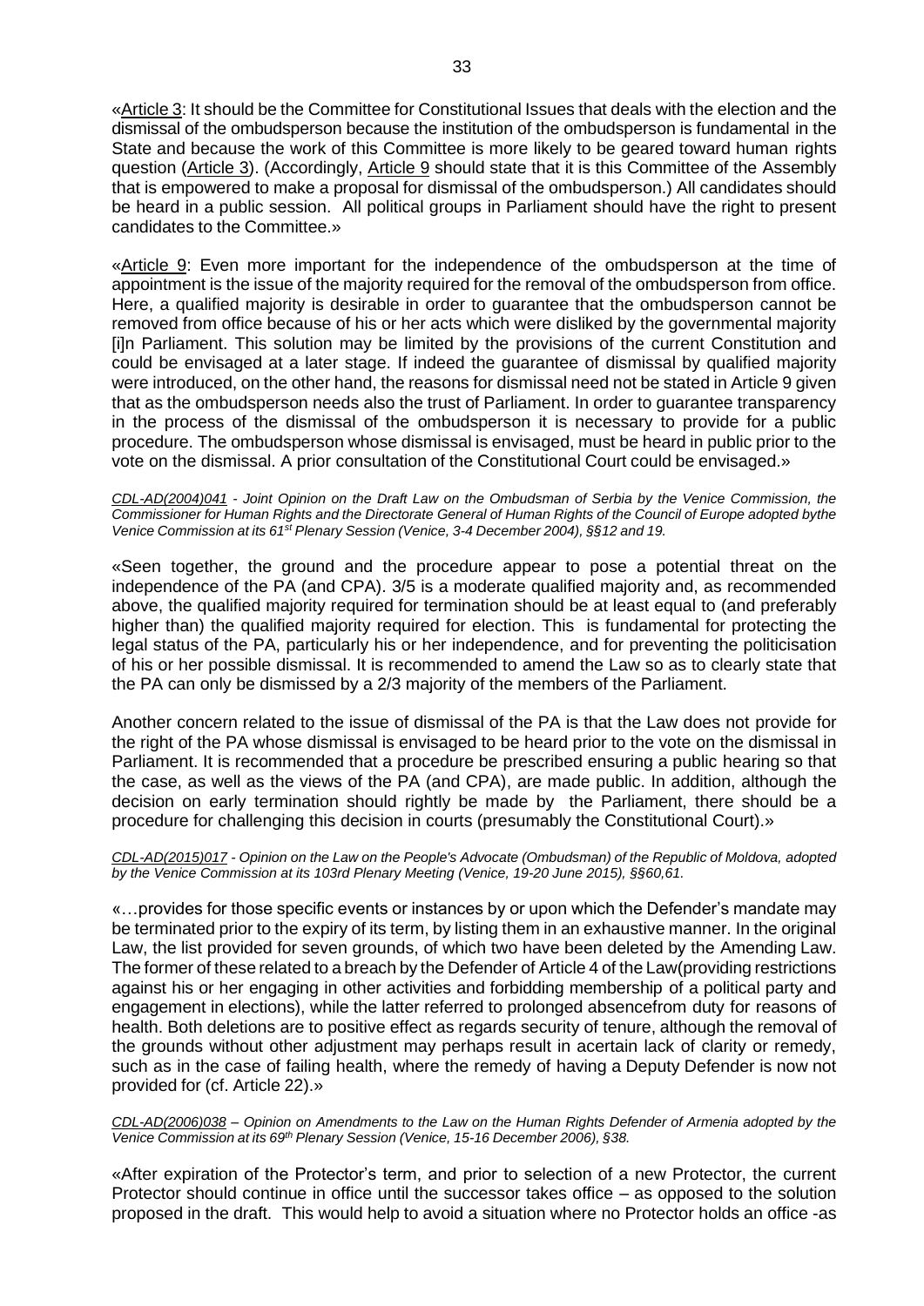«Article 3: It should be the Committee for Constitutional Issues that deals with the election and the dismissal of the ombudsperson because the institution of the ombudsperson is fundamental in the State and because the work of this Committee is more likely to be geared toward human rights question (Article 3). (Accordingly, Article 9 should state that it is this Committee of the Assembly that is empowered to make a proposal for dismissal of the ombudsperson.) All candidates should be heard in a public session. All political groups in Parliament should have the right to present candidates to the Committee.»

«Article 9: Even more important for the independence of the ombudsperson at the time of appointment is the issue of the majority required for the removal of the ombudsperson from office. Here, a qualified majority is desirable in order to guarantee that the ombudsperson cannot be removed from office because of his or her acts which were disliked by the governmental majority [i]n Parliament. This solution may be limited by the provisions of the current Constitution and could be envisaged at a later stage. If indeed the guarantee of dismissal by qualified majority were introduced, on the other hand, the reasons for dismissal need not be stated in Article 9 given that as the ombudsperson needs also the trust of Parliament. In order to guarantee transparency in the process of the dismissal of the ombudsperson it is necessary to provide for a public procedure. The ombudsperson whose dismissal is envisaged, must be heard in public prior to the vote on the dismissal. A prior consultation of the Constitutional Court could be envisaged.»

*CDL-AD(2004)041 - Joint Opinion on the Draft Law on the Ombudsman of Serbia by the Venice Commission, the Commissioner for Human Rights and the Directorate General of Human Rights of the Council of Europe adopted bythe Venice Commission at its 61st Plenary Session (Venice, 3-4 December 2004), §§12 and 19.*

«Seen together, the ground and the procedure appear to pose a potential threat on the independence of the PA (and CPA). 3/5 is a moderate qualified majority and, as recommended above, the qualified majority required for termination should be at least equal to (and preferably higher than) the qualified majority required for election. This is fundamental for protecting the legal status of the PA, particularly his or her independence, and for preventing the politicisation of his or her possible dismissal. It is recommended to amend the Law so as to clearly state that the PA can only be dismissed by a 2/3 majority of the members of the Parliament.

Another concern related to the issue of dismissal of the PA is that the Law does not provide for the right of the PA whose dismissal is envisaged to be heard prior to the vote on the dismissal in Parliament. It is recommended that a procedure be prescribed ensuring a public hearing so that the case, as well as the views of the PA (and CPA), are made public. In addition, although the decision on early termination should rightly be made by the Parliament, there should be a procedure for challenging this decision in courts (presumably the Constitutional Court).»

*CDL-AD(2015)017 - Opinion on the Law on the People's Advocate (Ombudsman) of the Republic of Moldova, adopted by the Venice Commission at its 103rd Plenary Meeting (Venice, 19-20 June 2015), §§60,61.*

«…provides for those specific events or instances by or upon which the Defender's mandate may be terminated prior to the expiry of its term, by listing them in an exhaustive manner. In the original Law, the list provided for seven grounds, of which two have been deleted by the Amending Law. The former of these related to a breach by the Defender of Article 4 of the Law(providing restrictions against his or her engaging in other activities and forbidding membership of a political party and engagement in elections), while the latter referred to prolonged absencefrom duty for reasons of health. Both deletions are to positive effect as regards security of tenure, although the removal of the grounds without other adjustment may perhaps result in acertain lack of clarity or remedy, such as in the case of failing health, where the remedy of having a Deputy Defender is now not provided for (cf. Article 22).»

*CDL-AD(2006)038 – Opinion on Amendments to the Law on the Human Rights Defender of Armenia adopted by the Venice Commission at its 69th Plenary Session (Venice, 15-16 December 2006), §38.*

«After expiration of the Protector's term, and prior to selection of a new Protector, the current Protector should continue in office until the successor takes office – as opposed to the solution proposed in the draft. This would help to avoid a situation where no Protector holds an office -as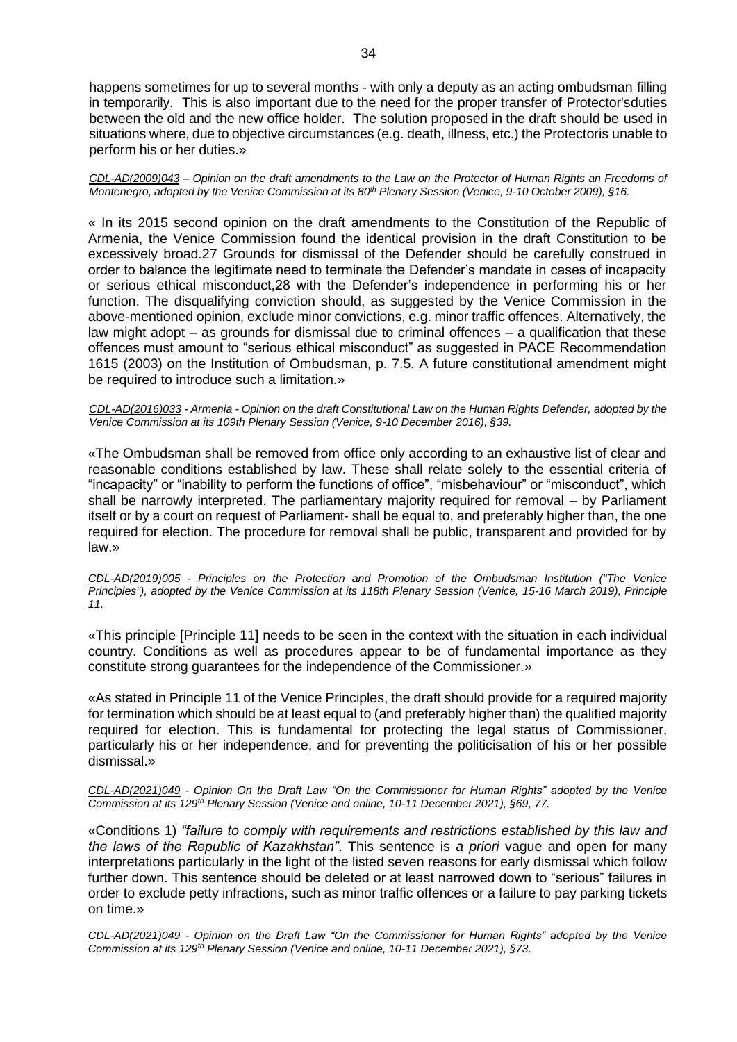happens sometimes for up to several months - with only a deputy as an acting ombudsman filling in temporarily. This is also important due to the need for the proper transfer of Protector'sduties between the old and the new office holder. The solution proposed in the draft should be used in situations where, due to objective circumstances (e.g. death, illness, etc.) the Protectoris unable to perform his or her duties.»

*CDL-AD(2009)043 – Opinion on the draft amendments to the Law on the Protector of Human Rights an Freedoms of Montenegro, adopted by the Venice Commission at its 80th Plenary Session (Venice, 9-10 October 2009), §16.*

« In its 2015 second opinion on the draft amendments to the Constitution of the Republic of Armenia, the Venice Commission found the identical provision in the draft Constitution to be excessively broad.27 Grounds for dismissal of the Defender should be carefully construed in order to balance the legitimate need to terminate the Defender's mandate in cases of incapacity or serious ethical misconduct,28 with the Defender's independence in performing his or her function. The disqualifying conviction should, as suggested by the Venice Commission in the above-mentioned opinion, exclude minor convictions, e.g. minor traffic offences. Alternatively, the law might adopt – as grounds for dismissal due to criminal offences – a qualification that these offences must amount to "serious ethical misconduct" as suggested in PACE Recommendation 1615 (2003) on the Institution of Ombudsman, p. 7.5. A future constitutional amendment might be required to introduce such a limitation.»

*CDL-AD(2016)033 - Armenia - Opinion on the draft Constitutional Law on the Human Rights Defender, adopted by the Venice Commission at its 109th Plenary Session (Venice, 9-10 December 2016), §39.*

«The Ombudsman shall be removed from office only according to an exhaustive list of clear and reasonable conditions established by law. These shall relate solely to the essential criteria of "incapacity" or "inability to perform the functions of office", "misbehaviour" or "misconduct", which shall be narrowly interpreted. The parliamentary majority required for removal – by Parliament itself or by a court on request of Parliament- shall be equal to, and preferably higher than, the one required for election. The procedure for removal shall be public, transparent and provided for by law.»

*CDL-AD(2019)005 - Principles on the Protection and Promotion of the Ombudsman Institution ("The Venice Principles"), adopted by the Venice Commission at its 118th Plenary Session (Venice, 15-16 March 2019), Principle 11.*

«This principle [Principle 11] needs to be seen in the context with the situation in each individual country. Conditions as well as procedures appear to be of fundamental importance as they constitute strong guarantees for the independence of the Commissioner.»

«As stated in Principle 11 of the Venice Principles, the draft should provide for a required majority for termination which should be at least equal to (and preferably higher than) the qualified majority required for election. This is fundamental for protecting the legal status of Commissioner, particularly his or her independence, and for preventing the politicisation of his or her possible dismissal.»

*CDL-AD(2021)049 - Opinion On the Draft Law "On the Commissioner for Human Rights" adopted by the Venice Commission at its 129th Plenary Session (Venice and online, 10-11 December 2021), §69, 77.*

«Conditions 1) *"failure to comply with requirements and restrictions established by this law and the laws of the Republic of Kazakhstan"*. This sentence is *a priori* vague and open for many interpretations particularly in the light of the listed seven reasons for early dismissal which follow further down. This sentence should be deleted or at least narrowed down to "serious" failures in order to exclude petty infractions, such as minor traffic offences or a failure to pay parking tickets on time.»

*CDL-AD(2021)049 - Opinion on the Draft Law "On the Commissioner for Human Rights" adopted by the Venice Commission at its 129th Plenary Session (Venice and online, 10-11 December 2021), §73.*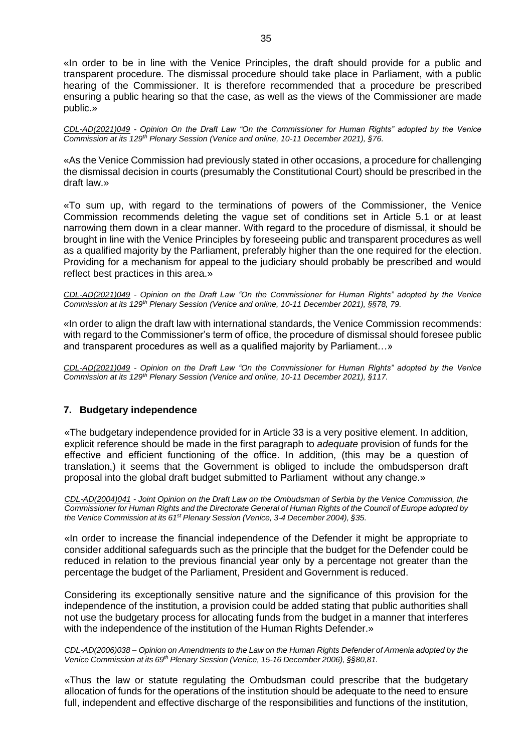«In order to be in line with the Venice Principles, the draft should provide for a public and transparent procedure. The dismissal procedure should take place in Parliament, with a public hearing of the Commissioner. It is therefore recommended that a procedure be prescribed ensuring a public hearing so that the case, as well as the views of the Commissioner are made public.»

*CDL-AD(2021)049 - Opinion On the Draft Law "On the Commissioner for Human Rights" adopted by the Venice Commission at its 129th Plenary Session (Venice and online, 10-11 December 2021), §76.*

«As the Venice Commission had previously stated in other occasions, a procedure for challenging the dismissal decision in courts (presumably the Constitutional Court) should be prescribed in the draft law.»

«To sum up, with regard to the terminations of powers of the Commissioner, the Venice Commission recommends deleting the vague set of conditions set in Article 5.1 or at least narrowing them down in a clear manner. With regard to the procedure of dismissal, it should be brought in line with the Venice Principles by foreseeing public and transparent procedures as well as a qualified majority by the Parliament, preferably higher than the one required for the election. Providing for a mechanism for appeal to the judiciary should probably be prescribed and would reflect best practices in this area.»

*CDL-AD(2021)049 - Opinion on the Draft Law "On the Commissioner for Human Rights" adopted by the Venice Commission at its 129th Plenary Session (Venice and online, 10-11 December 2021), §§78, 79.*

«In order to align the draft law with international standards, the Venice Commission recommends: with regard to the Commissioner's term of office, the procedure of dismissal should foresee public and transparent procedures as well as a qualified majority by Parliament…»

*CDL-AD(2021)049 - Opinion on the Draft Law "On the Commissioner for Human Rights" adopted by the Venice Commission at its 129th Plenary Session (Venice and online, 10-11 December 2021), §117.*

## 7. Budgetary independence

«The budgetary independence provided for in Article 33 is a very positive element. In addition, explicit reference should be made in the first paragraph to *adequate* provision of funds for the effective and efficient functioning of the office. In addition, (this may be a question of translation,) it seems that the Government is obliged to include the ombudsperson draft proposal into the global draft budget submitted to Parliament without any change.»

*CDL-AD(2004)041 - Joint Opinion on the Draft Law on the Ombudsman of Serbia by the Venice Commission, the Commissioner for Human Rights and the Directorate General of Human Rights of the Council of Europe adopted by the Venice Commission at its 61st Plenary Session (Venice, 3-4 December 2004), §35.*

«In order to increase the financial independence of the Defender it might be appropriate to consider additional safeguards such as the principle that the budget for the Defender could be reduced in relation to the previous financial year only by a percentage not greater than the percentage the budget of the Parliament, President and Government is reduced.

Considering its exceptionally sensitive nature and the significance of this provision for the independence of the institution, a provision could be added stating that public authorities shall not use the budgetary process for allocating funds from the budget in a manner that interferes with the independence of the institution of the Human Rights Defender.»

*CDL-AD(2006)038 – Opinion on Amendments to the Law on the Human Rights Defender of Armenia adopted by the Venice Commission at its 69th Plenary Session (Venice, 15-16 December 2006), §§80,81.*

«Thus the law or statute regulating the Ombudsman could prescribe that the budgetary allocation of funds for the operations of the institution should be adequate to the need to ensure full, independent and effective discharge of the responsibilities and functions of the institution,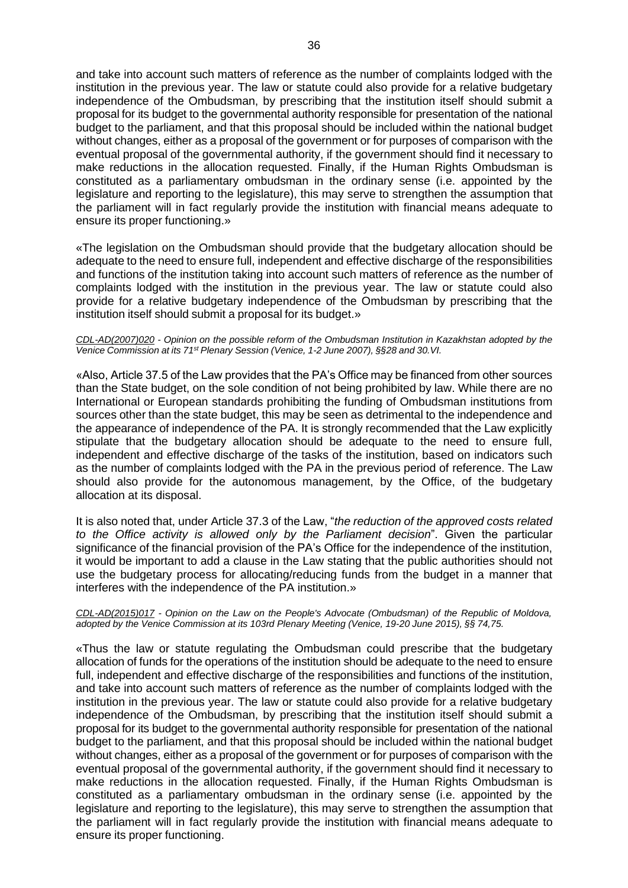and take into account such matters of reference as the number of complaints lodged with the institution in the previous year. The law or statute could also provide for a relative budgetary independence of the Ombudsman, by prescribing that the institution itself should submit a proposal for its budget to the governmental authority responsible for presentation of the national budget to the parliament, and that this proposal should be included within the national budget without changes, either as a proposal of the government or for purposes of comparison with the eventual proposal of the governmental authority, if the government should find it necessary to make reductions in the allocation requested. Finally, if the Human Rights Ombudsman is constituted as a parliamentary ombudsman in the ordinary sense (i.e. appointed by the legislature and reporting to the legislature), this may serve to strengthen the assumption that the parliament will in fact regularly provide the institution with financial means adequate to ensure its proper functioning.»

«The legislation on the Ombudsman should provide that the budgetary allocation should be adequate to the need to ensure full, independent and effective discharge of the responsibilities and functions of the institution taking into account such matters of reference as the number of complaints lodged with the institution in the previous year. The law or statute could also provide for a relative budgetary independence of the Ombudsman by prescribing that the institution itself should submit a proposal for its budget.»

*CDL-AD(2007)020 - Opinion on the possible reform of the Ombudsman Institution in Kazakhstan adopted by the Venice Commission at its 71st Plenary Session (Venice, 1-2 June 2007), §§28 and 30.VI.*

«Also, Article 37.5 of the Law provides that the PA's Office may be financed from other sources than the State budget, on the sole condition of not being prohibited by law. While there are no International or European standards prohibiting the funding of Ombudsman institutions from sources other than the state budget, this may be seen as detrimental to the independence and the appearance of independence of the PA. It is strongly recommended that the Law explicitly stipulate that the budgetary allocation should be adequate to the need to ensure full, independent and effective discharge of the tasks of the institution, based on indicators such as the number of complaints lodged with the PA in the previous period of reference. The Law should also provide for the autonomous management, by the Office, of the budgetary allocation at its disposal.

It is also noted that, under Article 37.3 of the Law, "*the reduction of the approved costs related to the Office activity is allowed only by the Parliament decision*". Given the particular significance of the financial provision of the PA's Office for the independence of the institution, it would be important to add a clause in the Law stating that the public authorities should not use the budgetary process for allocating/reducing funds from the budget in a manner that interferes with the independence of the PA institution.»

*CDL-AD(2015)017 - Opinion on the Law on the People's Advocate (Ombudsman) of the Republic of Moldova, adopted by the Venice Commission at its 103rd Plenary Meeting (Venice, 19-20 June 2015), §§ 74,75.*

«Thus the law or statute regulating the Ombudsman could prescribe that the budgetary allocation of funds for the operations of the institution should be adequate to the need to ensure full, independent and effective discharge of the responsibilities and functions of the institution, and take into account such matters of reference as the number of complaints lodged with the institution in the previous year. The law or statute could also provide for a relative budgetary independence of the Ombudsman, by prescribing that the institution itself should submit a proposal for its budget to the governmental authority responsible for presentation of the national budget to the parliament, and that this proposal should be included within the national budget without changes, either as a proposal of the government or for purposes of comparison with the eventual proposal of the governmental authority, if the government should find it necessary to make reductions in the allocation requested. Finally, if the Human Rights Ombudsman is constituted as a parliamentary ombudsman in the ordinary sense (i.e. appointed by the legislature and reporting to the legislature), this may serve to strengthen the assumption that the parliament will in fact regularly provide the institution with financial means adequate to ensure its proper functioning.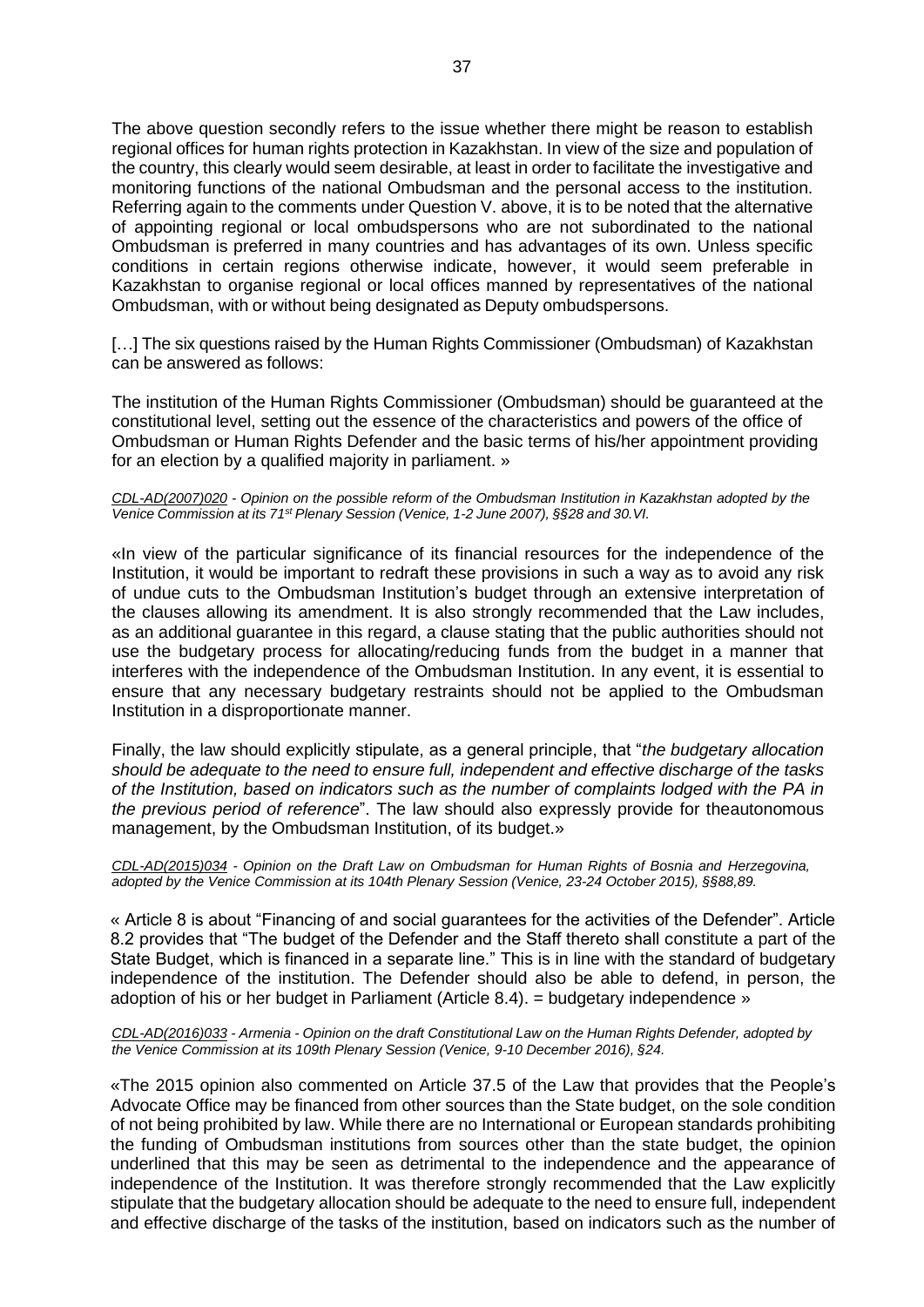The above question secondly refers to the issue whether there might be reason to establish regional offices for human rights protection in Kazakhstan. In view of the size and population of the country, this clearly would seem desirable, at least in order to facilitate the investigative and monitoring functions of the national Ombudsman and the personal access to the institution. Referring again to the comments under Question V. above, it is to be noted that the alternative of appointing regional or local ombudspersons who are not subordinated to the national Ombudsman is preferred in many countries and has advantages of its own. Unless specific conditions in certain regions otherwise indicate, however, it would seem preferable in Kazakhstan to organise regional or local offices manned by representatives of the national Ombudsman, with or without being designated as Deputy ombudspersons.

[…] The six questions raised by the Human Rights Commissioner (Ombudsman) of Kazakhstan can be answered as follows:

The institution of the Human Rights Commissioner (Ombudsman) should be guaranteed at the constitutional level, setting out the essence of the characteristics and powers of the office of Ombudsman or Human Rights Defender and the basic terms of his/her appointment providing for an election by a qualified majority in parliament. »

*CDL-AD(2007)020 - Opinion on the possible reform of the Ombudsman Institution in Kazakhstan adopted by the Venice Commission at its 71st Plenary Session (Venice, 1-2 June 2007), §§28 and 30.VI.*

«In view of the particular significance of its financial resources for the independence of the Institution, it would be important to redraft these provisions in such a way as to avoid any risk of undue cuts to the Ombudsman Institution's budget through an extensive interpretation of the clauses allowing its amendment. It is also strongly recommended that the Law includes, as an additional guarantee in this regard, a clause stating that the public authorities should not use the budgetary process for allocating/reducing funds from the budget in a manner that interferes with the independence of the Ombudsman Institution. In any event, it is essential to ensure that any necessary budgetary restraints should not be applied to the Ombudsman Institution in a disproportionate manner.

Finally, the law should explicitly stipulate, as a general principle, that "*the budgetary allocation should be adequate to the need to ensure full, independent and effective discharge of the tasks of the Institution, based on indicators such as the number of complaints lodged with the PA in the previous period of reference*". The law should also expressly provide for theautonomous management, by the Ombudsman Institution, of its budget.»

*CDL-AD(2015)034 - Opinion on the Draft Law on Ombudsman for Human Rights of Bosnia and Herzegovina, adopted by the Venice Commission at its 104th Plenary Session (Venice, 23-24 October 2015), §§88,89.*

« Article 8 is about "Financing of and social guarantees for the activities of the Defender". Article 8.2 provides that "The budget of the Defender and the Staff thereto shall constitute a part of the State Budget, which is financed in a separate line." This is in line with the standard of budgetary independence of the institution. The Defender should also be able to defend, in person, the adoption of his or her budget in Parliament (Article 8.4). = budgetary independence »

*CDL-AD(2016)033 - Armenia - Opinion on the draft Constitutional Law on the Human Rights Defender, adopted by the Venice Commission at its 109th Plenary Session (Venice, 9-10 December 2016), §24.*

«The 2015 opinion also commented on Article 37.5 of the Law that provides that the People's Advocate Office may be financed from other sources than the State budget, on the sole condition of not being prohibited by law. While there are no International or European standards prohibiting the funding of Ombudsman institutions from sources other than the state budget, the opinion underlined that this may be seen as detrimental to the independence and the appearance of independence of the Institution. It was therefore strongly recommended that the Law explicitly stipulate that the budgetary allocation should be adequate to the need to ensure full, independent and effective discharge of the tasks of the institution, based on indicators such as the number of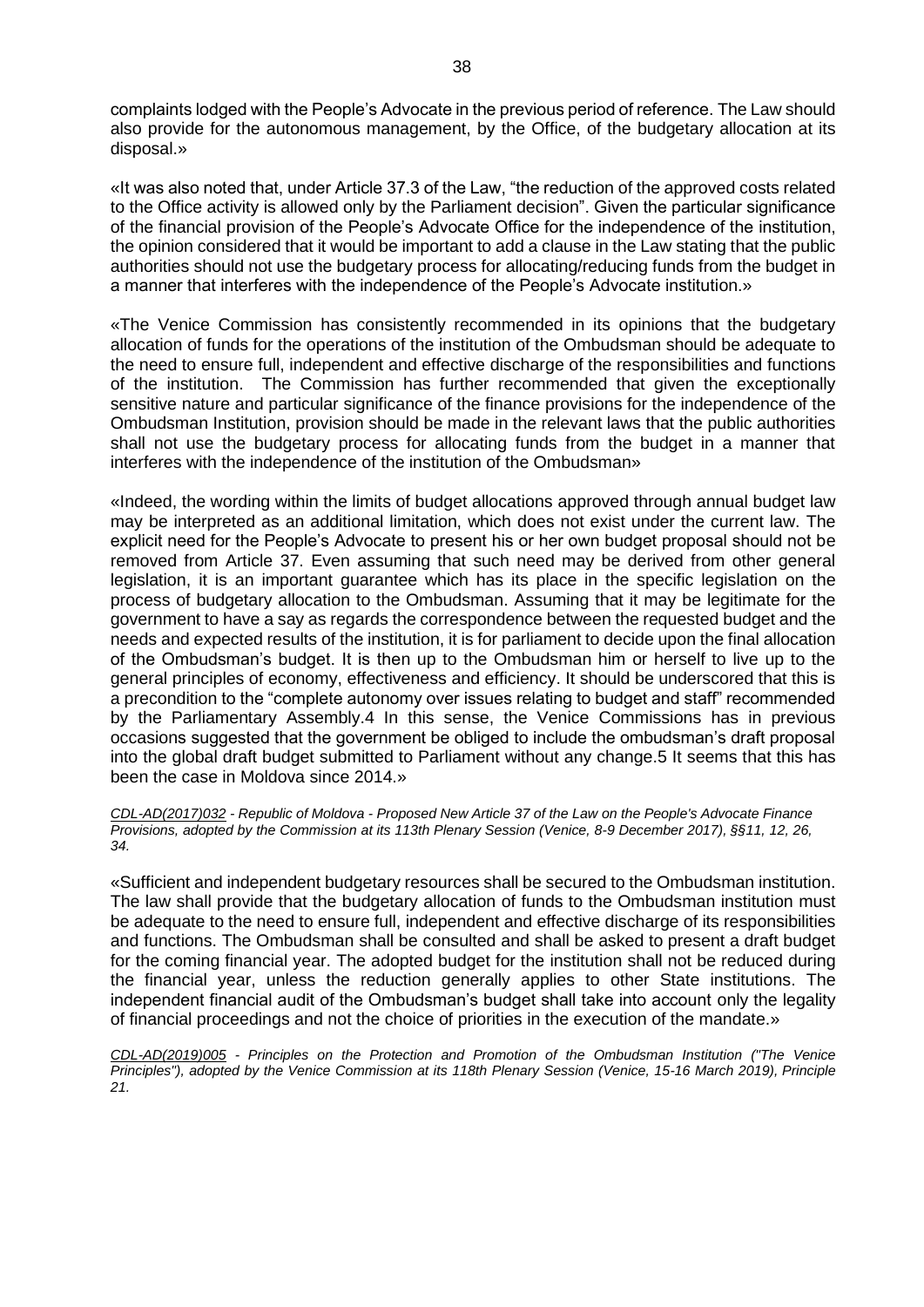complaints lodged with the People's Advocate in the previous period of reference. The Law should also provide for the autonomous management, by the Office, of the budgetary allocation at its disposal.»

«It was also noted that, under Article 37.3 of the Law, "the reduction of the approved costs related to the Office activity is allowed only by the Parliament decision". Given the particular significance of the financial provision of the People's Advocate Office for the independence of the institution, the opinion considered that it would be important to add a clause in the Law stating that the public authorities should not use the budgetary process for allocating/reducing funds from the budget in a manner that interferes with the independence of the People's Advocate institution.»

«The Venice Commission has consistently recommended in its opinions that the budgetary allocation of funds for the operations of the institution of the Ombudsman should be adequate to the need to ensure full, independent and effective discharge of the responsibilities and functions of the institution. The Commission has further recommended that given the exceptionally sensitive nature and particular significance of the finance provisions for the independence of the Ombudsman Institution, provision should be made in the relevant laws that the public authorities shall not use the budgetary process for allocating funds from the budget in a manner that interferes with the independence of the institution of the Ombudsman»

«Indeed, the wording within the limits of budget allocations approved through annual budget law may be interpreted as an additional limitation, which does not exist under the current law. The explicit need for the People's Advocate to present his or her own budget proposal should not be removed from Article 37. Even assuming that such need may be derived from other general legislation, it is an important guarantee which has its place in the specific legislation on the process of budgetary allocation to the Ombudsman. Assuming that it may be legitimate for the government to have a say as regards the correspondence between the requested budget and the needs and expected results of the institution, it is for parliament to decide upon the final allocation of the Ombudsman's budget. It is then up to the Ombudsman him or herself to live up to the general principles of economy, effectiveness and efficiency. It should be underscored that this is a precondition to the "complete autonomy over issues relating to budget and staff" recommended by the Parliamentary Assembly.4 In this sense, the Venice Commissions has in previous occasions suggested that the government be obliged to include the ombudsman's draft proposal into the global draft budget submitted to Parliament without any change.5 It seems that this has been the case in Moldova since 2014.»

*CDL-AD(2017)032 - Republic of Moldova - Proposed New Article 37 of the Law on the People's Advocate Finance Provisions, adopted by the Commission at its 113th Plenary Session (Venice, 8-9 December 2017), §§11, 12, 26, 34.*

«Sufficient and independent budgetary resources shall be secured to the Ombudsman institution. The law shall provide that the budgetary allocation of funds to the Ombudsman institution must be adequate to the need to ensure full, independent and effective discharge of its responsibilities and functions. The Ombudsman shall be consulted and shall be asked to present a draft budget for the coming financial year. The adopted budget for the institution shall not be reduced during the financial year, unless the reduction generally applies to other State institutions. The independent financial audit of the Ombudsman's budget shall take into account only the legality of financial proceedings and not the choice of priorities in the execution of the mandate.»

*CDL-AD(2019)005 - Principles on the Protection and Promotion of the Ombudsman Institution ("The Venice Principles"), adopted by the Venice Commission at its 118th Plenary Session (Venice, 15-16 March 2019), Principle 21.*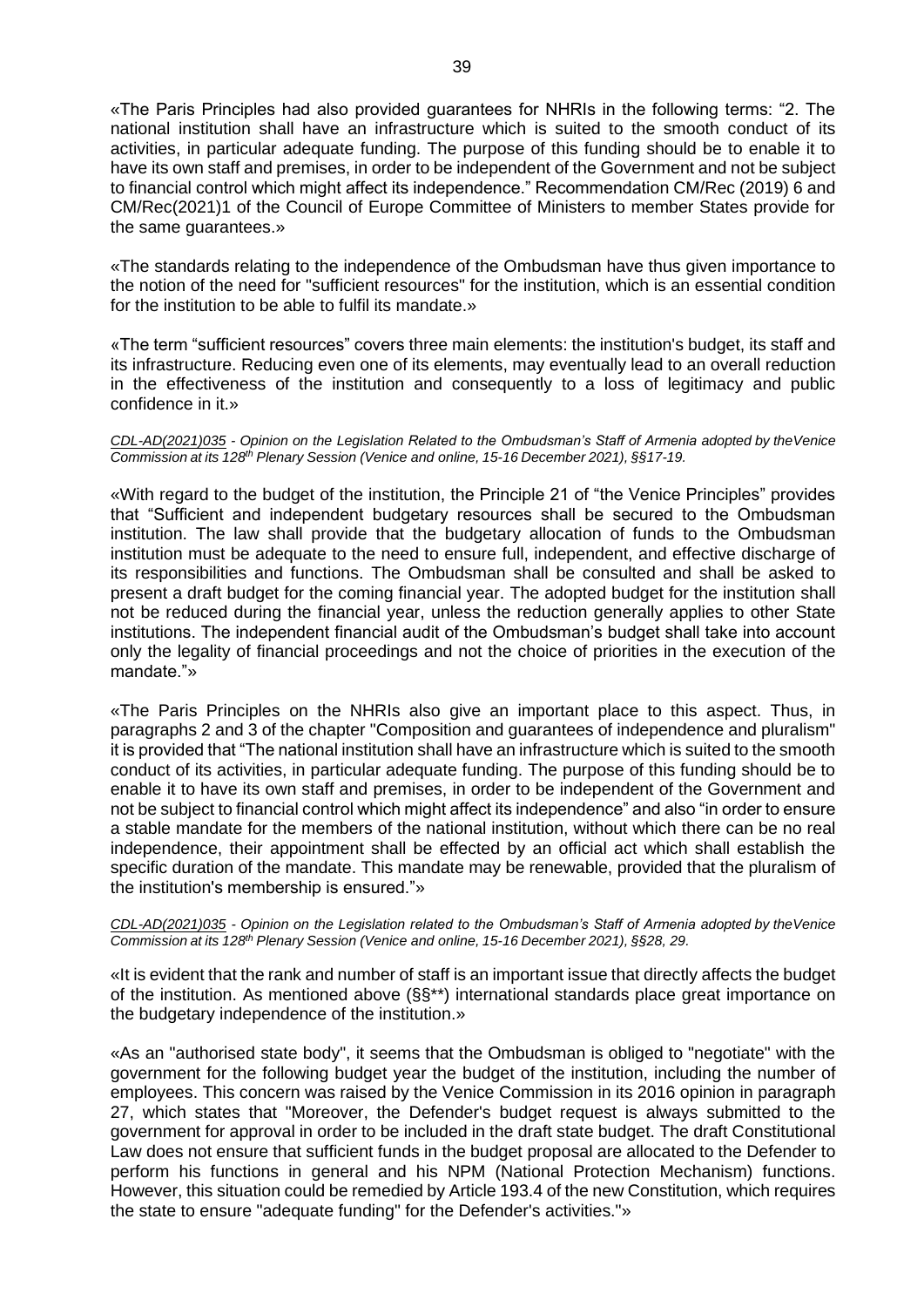«The Paris Principles had also provided guarantees for NHRIs in the following terms: "2. The national institution shall have an infrastructure which is suited to the smooth conduct of its activities, in particular adequate funding. The purpose of this funding should be to enable it to have its own staff and premises, in order to be independent of the Government and not be subject to financial control which might affect its independence." Recommendation CM/Rec (2019) 6 and CM/Rec(2021)1 of the Council of Europe Committee of Ministers to member States provide for the same guarantees.»

«The standards relating to the independence of the Ombudsman have thus given importance to the notion of the need for "sufficient resources" for the institution, which is an essential condition for the institution to be able to fulfil its mandate.»

«The term "sufficient resources" covers three main elements: the institution's budget, its staff and its infrastructure. Reducing even one of its elements, may eventually lead to an overall reduction in the effectiveness of the institution and consequently to a loss of legitimacy and public confidence in it.»

*CDL-AD(2021)035 - Opinion on the Legislation Related to the Ombudsman's Staff of Armenia adopted by theVenice Commission at its 128th Plenary Session (Venice and online, 15-16 December 2021), §§17-19.*

«With regard to the budget of the institution, the Principle 21 of "the Venice Principles" provides that "Sufficient and independent budgetary resources shall be secured to the Ombudsman institution. The law shall provide that the budgetary allocation of funds to the Ombudsman institution must be adequate to the need to ensure full, independent, and effective discharge of its responsibilities and functions. The Ombudsman shall be consulted and shall be asked to present a draft budget for the coming financial year. The adopted budget for the institution shall not be reduced during the financial year, unless the reduction generally applies to other State institutions. The independent financial audit of the Ombudsman's budget shall take into account only the legality of financial proceedings and not the choice of priorities in the execution of the mandate."»

«The Paris Principles on the NHRIs also give an important place to this aspect. Thus, in paragraphs 2 and 3 of the chapter "Composition and guarantees of independence and pluralism" it is provided that "The national institution shall have an infrastructure which is suited to the smooth conduct of its activities, in particular adequate funding. The purpose of this funding should be to enable it to have its own staff and premises, in order to be independent of the Government and not be subject to financial control which might affect its independence" and also "in order to ensure a stable mandate for the members of the national institution, without which there can be no real independence, their appointment shall be effected by an official act which shall establish the specific duration of the mandate. This mandate may be renewable, provided that the pluralism of the institution's membership is ensured."»

*CDL-AD(2021)035 - Opinion on the Legislation related to the Ombudsman's Staff of Armenia adopted by theVenice Commission at its 128th Plenary Session (Venice and online, 15-16 December 2021), §§28, 29.*

«It is evident that the rank and number of staff is an important issue that directly affects the budget of the institution. As mentioned above (§§**) international standards place great importance on the budgetary independence of the institution.»

«As an "authorised state body", it seems that the Ombudsman is obliged to "negotiate" with the government for the following budget year the budget of the institution, including the number of employees. This concern was raised by the Venice Commission in its 2016 opinion in paragraph 27, which states that "Moreover, the Defender's budget request is always submitted to the government for approval in order to be included in the draft state budget. The draft Constitutional Law does not ensure that sufficient funds in the budget proposal are allocated to the Defender to perform his functions in general and his NPM (National Protection Mechanism) functions. However, this situation could be remedied by Article 193.4 of the new Constitution, which requires the state to ensure "adequate funding" for the Defender's activities."»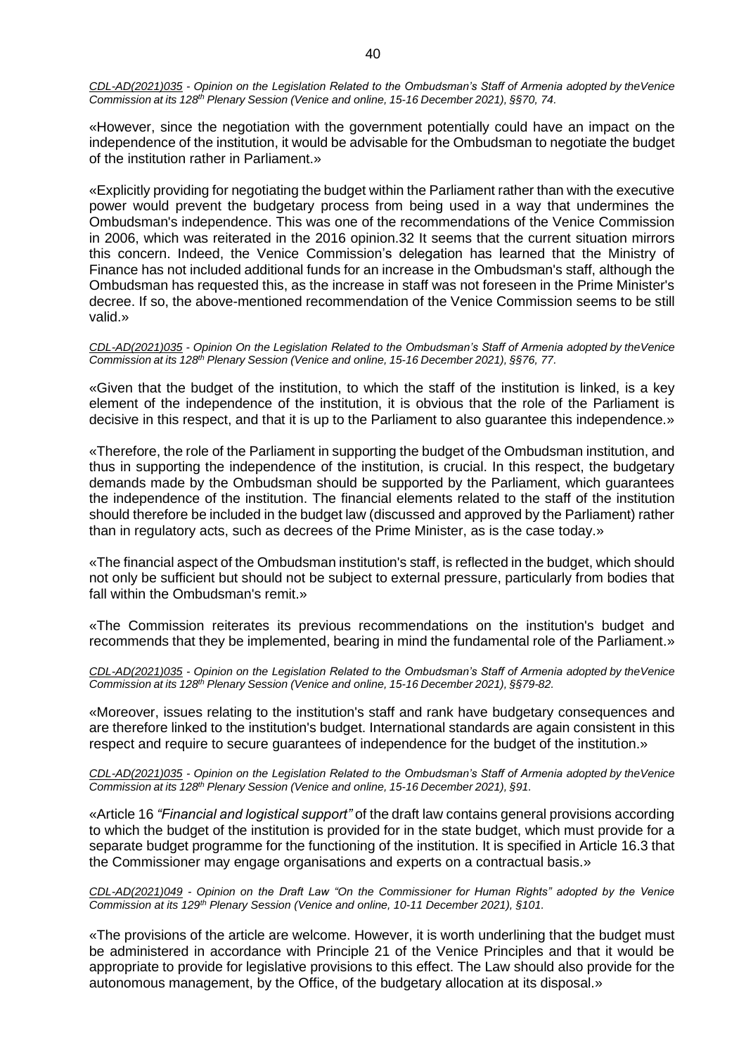*CDL-AD(2021)035 - Opinion on the Legislation Related to the Ombudsman's Staff of Armenia adopted by theVenice Commission at its 128th Plenary Session (Venice and online, 15-16 December 2021), §§70, 74.*

«However, since the negotiation with the government potentially could have an impact on the independence of the institution, it would be advisable for the Ombudsman to negotiate the budget of the institution rather in Parliament.»

«Explicitly providing for negotiating the budget within the Parliament rather than with the executive power would prevent the budgetary process from being used in a way that undermines the Ombudsman's independence. This was one of the recommendations of the Venice Commission in 2006, which was reiterated in the 2016 opinion.32 It seems that the current situation mirrors this concern. Indeed, the Venice Commission's delegation has learned that the Ministry of Finance has not included additional funds for an increase in the Ombudsman's staff, although the Ombudsman has requested this, as the increase in staff was not foreseen in the Prime Minister's decree. If so, the above-mentioned recommendation of the Venice Commission seems to be still valid.»

*CDL-AD(2021)035 - Opinion On the Legislation Related to the Ombudsman's Staff of Armenia adopted by theVenice Commission at its 128th Plenary Session (Venice and online, 15-16 December 2021), §§76, 77.*

«Given that the budget of the institution, to which the staff of the institution is linked, is a key element of the independence of the institution, it is obvious that the role of the Parliament is decisive in this respect, and that it is up to the Parliament to also guarantee this independence.»

«Therefore, the role of the Parliament in supporting the budget of the Ombudsman institution, and thus in supporting the independence of the institution, is crucial. In this respect, the budgetary demands made by the Ombudsman should be supported by the Parliament, which guarantees the independence of the institution. The financial elements related to the staff of the institution should therefore be included in the budget law (discussed and approved by the Parliament) rather than in regulatory acts, such as decrees of the Prime Minister, as is the case today.»

«The financial aspect of the Ombudsman institution's staff, is reflected in the budget, which should not only be sufficient but should not be subject to external pressure, particularly from bodies that fall within the Ombudsman's remit.»

«The Commission reiterates its previous recommendations on the institution's budget and recommends that they be implemented, bearing in mind the fundamental role of the Parliament.»

*CDL-AD(2021)035 - Opinion on the Legislation Related to the Ombudsman's Staff of Armenia adopted by theVenice Commission at its 128th Plenary Session (Venice and online, 15-16 December 2021), §§79-82.*

«Moreover, issues relating to the institution's staff and rank have budgetary consequences and are therefore linked to the institution's budget. International standards are again consistent in this respect and require to secure guarantees of independence for the budget of the institution.»

*CDL-AD(2021)035 - Opinion on the Legislation Related to the Ombudsman's Staff of Armenia adopted by theVenice Commission at its 128th Plenary Session (Venice and online, 15-16 December 2021), §91.*

«Article 16 *"Financial and logistical support"* of the draft law contains general provisions according to which the budget of the institution is provided for in the state budget, which must provide for a separate budget programme for the functioning of the institution. It is specified in Article 16.3 that the Commissioner may engage organisations and experts on a contractual basis.»

*CDL-AD(2021)049 - Opinion on the Draft Law "On the Commissioner for Human Rights" adopted by the Venice Commission at its 129th Plenary Session (Venice and online, 10-11 December 2021), §101.*

«The provisions of the article are welcome. However, it is worth underlining that the budget must be administered in accordance with Principle 21 of the Venice Principles and that it would be appropriate to provide for legislative provisions to this effect. The Law should also provide for the autonomous management, by the Office, of the budgetary allocation at its disposal.»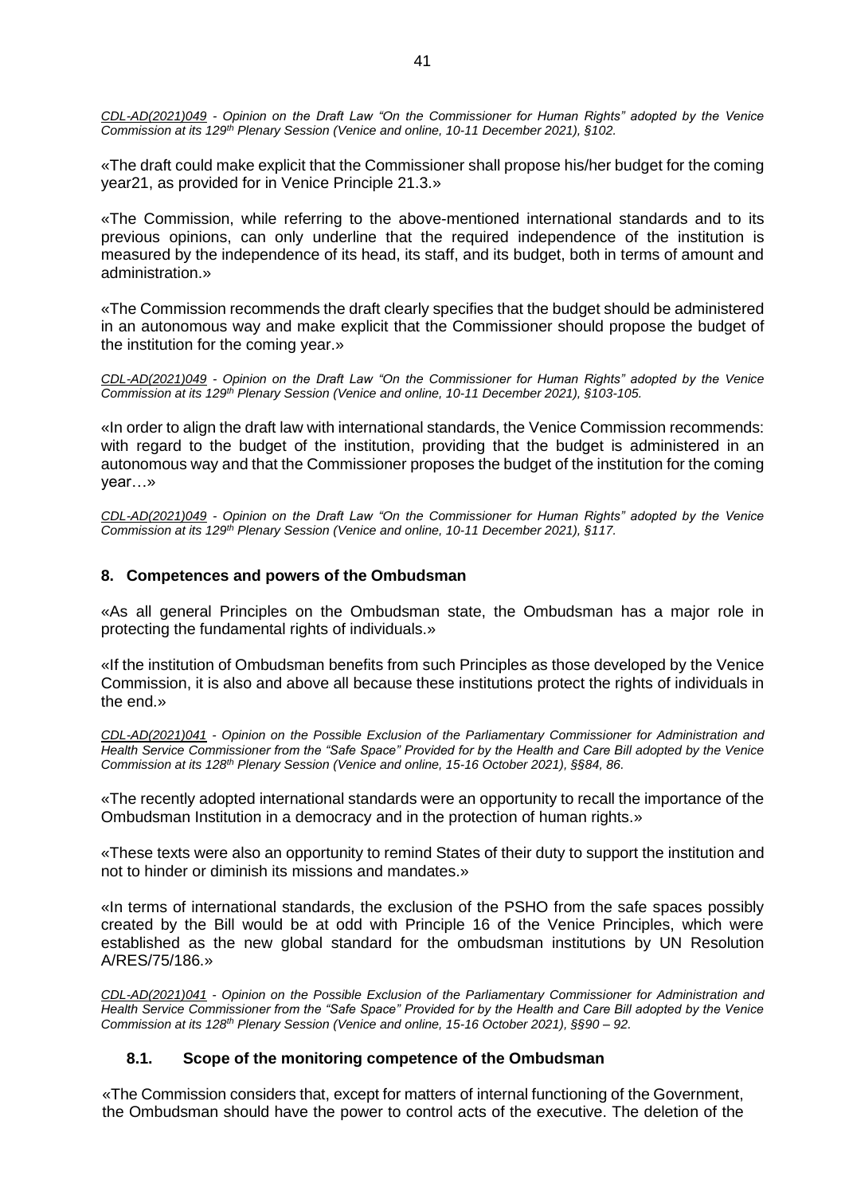*CDL-AD(2021)049 - Opinion on the Draft Law "On the Commissioner for Human Rights" adopted by the Venice Commission at its 129th Plenary Session (Venice and online, 10-11 December 2021), §102.*

«The draft could make explicit that the Commissioner shall propose his/her budget for the coming year21, as provided for in Venice Principle 21.3.»

«The Commission, while referring to the above-mentioned international standards and to its previous opinions, can only underline that the required independence of the institution is measured by the independence of its head, its staff, and its budget, both in terms of amount and administration.»

«The Commission recommends the draft clearly specifies that the budget should be administered in an autonomous way and make explicit that the Commissioner should propose the budget of the institution for the coming year.»

*CDL-AD(2021)049 - Opinion on the Draft Law "On the Commissioner for Human Rights" adopted by the Venice Commission at its 129th Plenary Session (Venice and online, 10-11 December 2021), §103-105.*

«In order to align the draft law with international standards, the Venice Commission recommends: with regard to the budget of the institution, providing that the budget is administered in an autonomous way and that the Commissioner proposes the budget of the institution for the coming year…»

*CDL-AD(2021)049 - Opinion on the Draft Law "On the Commissioner for Human Rights" adopted by the Venice Commission at its 129th Plenary Session (Venice and online, 10-11 December 2021), §117.*

## 8. Competences and powers of the Ombudsman

«As all general Principles on the Ombudsman state, the Ombudsman has a major role in protecting the fundamental rights of individuals.»

«If the institution of Ombudsman benefits from such Principles as those developed by the Venice Commission, it is also and above all because these institutions protect the rights of individuals in the end.»

*CDL-AD(2021)041 - Opinion on the Possible Exclusion of the Parliamentary Commissioner for Administration and Health Service Commissioner from the "Safe Space" Provided for by the Health and Care Bill adopted by the Venice Commission at its 128th Plenary Session (Venice and online, 15-16 October 2021), §§84, 86.*

«The recently adopted international standards were an opportunity to recall the importance of the Ombudsman Institution in a democracy and in the protection of human rights.»

«These texts were also an opportunity to remind States of their duty to support the institution and not to hinder or diminish its missions and mandates.»

«In terms of international standards, the exclusion of the PSHO from the safe spaces possibly created by the Bill would be at odd with Principle 16 of the Venice Principles, which were established as the new global standard for the ombudsman institutions by UN Resolution A/RES/75/186.»

*CDL-AD(2021)041 - Opinion on the Possible Exclusion of the Parliamentary Commissioner for Administration and Health Service Commissioner from the "Safe Space" Provided for by the Health and Care Bill adopted by the Venice Commission at its 128th Plenary Session (Venice and online, 15-16 October 2021), §§90 – 92.*

### 8.1. Scope of the monitoring competence of the Ombudsman

«The Commission considers that, except for matters of internal functioning of the Government, the Ombudsman should have the power to control acts of the executive. The deletion of the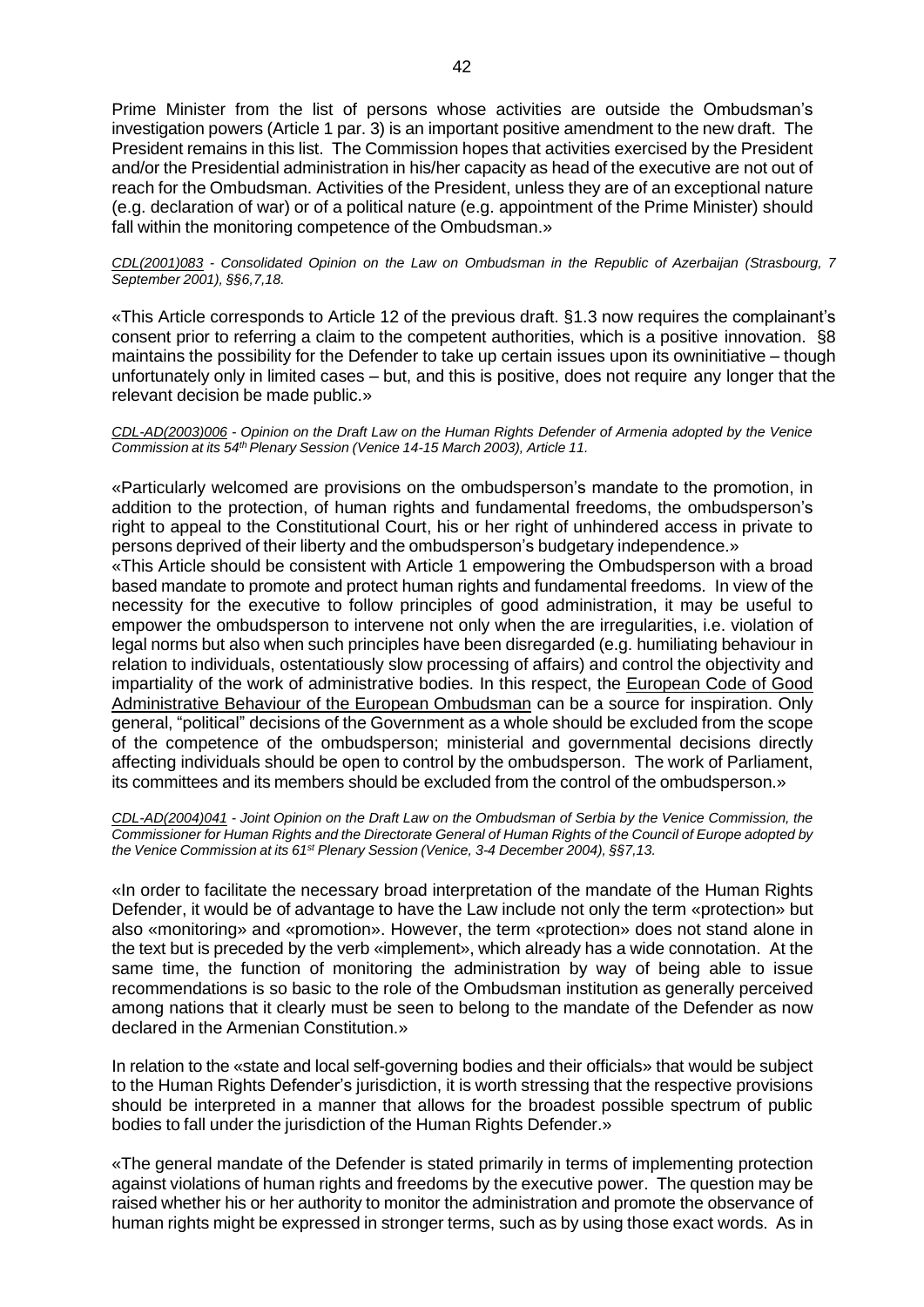Prime Minister from the list of persons whose activities are outside the Ombudsman's investigation powers (Article 1 par. 3) is an important positive amendment to the new draft. The President remains in this list. The Commission hopes that activities exercised by the President and/or the Presidential administration in his/her capacity as head of the executive are not out of reach for the Ombudsman. Activities of the President, unless they are of an exceptional nature (e.g. declaration of war) or of a political nature (e.g. appointment of the Prime Minister) should fall within the monitoring competence of the Ombudsman.»

*CDL(2001)083 - Consolidated Opinion on the Law on Ombudsman in the Republic of Azerbaijan (Strasbourg, 7 September 2001), §§6,7,18.*

«This Article corresponds to Article 12 of the previous draft. §1.3 now requires the complainant's consent prior to referring a claim to the competent authorities, which is a positive innovation. §8 maintains the possibility for the Defender to take up certain issues upon its owninitiative – though unfortunately only in limited cases – but, and this is positive, does not require any longer that the relevant decision be made public.»

*CDL-AD(2003)006 - Opinion on the Draft Law on the Human Rights Defender of Armenia adopted by the Venice Commission at its 54th Plenary Session (Venice 14-15 March 2003), Article 11.*

«Particularly welcomed are provisions on the ombudsperson's mandate to the promotion, in addition to the protection, of human rights and fundamental freedoms, the ombudsperson's right to appeal to the Constitutional Court, his or her right of unhindered access in private to persons deprived of their liberty and the ombudsperson's budgetary independence.»

«This Article should be consistent with Article 1 empowering the Ombudsperson with a broad based mandate to promote and protect human rights and fundamental freedoms. In view of the necessity for the executive to follow principles of good administration, it may be useful to empower the ombudsperson to intervene not only when the are irregularities, i.e. violation of legal norms but also when such principles have been disregarded (e.g. humiliating behaviour in relation to individuals, ostentatiously slow processing of affairs) and control the objectivity and impartiality of the work of administrative bodies. In this respect, the European Code of Good Administrative Behaviour of the European Ombudsman can be a source for inspiration. Only general, "political" decisions of the Government as a whole should be excluded from the scope of the competence of the ombudsperson; ministerial and governmental decisions directly affecting individuals should be open to control by the ombudsperson. The work of Parliament, its committees and its members should be excluded from the control of the ombudsperson.»

*CDL-AD(2004)041 - Joint Opinion on the Draft Law on the Ombudsman of Serbia by the Venice Commission, the Commissioner for Human Rights and the Directorate General of Human Rights of the Council of Europe adopted by the Venice Commission at its 61st Plenary Session (Venice, 3-4 December 2004), §§7,13.*

«In order to facilitate the necessary broad interpretation of the mandate of the Human Rights Defender, it would be of advantage to have the Law include not only the term «protection» but also «monitoring» and «promotion». However, the term «protection» does not stand alone in the text but is preceded by the verb «implement», which already has a wide connotation. At the same time, the function of monitoring the administration by way of being able to issue recommendations is so basic to the role of the Ombudsman institution as generally perceived among nations that it clearly must be seen to belong to the mandate of the Defender as now declared in the Armenian Constitution.»

In relation to the «state and local self-governing bodies and their officials» that would be subject to the Human Rights Defender's jurisdiction, it is worth stressing that the respective provisions should be interpreted in a manner that allows for the broadest possible spectrum of public bodies to fall under the jurisdiction of the Human Rights Defender.»

«The general mandate of the Defender is stated primarily in terms of implementing protection against violations of human rights and freedoms by the executive power. The question may be raised whether his or her authority to monitor the administration and promote the observance of human rights might be expressed in stronger terms, such as by using those exact words. As in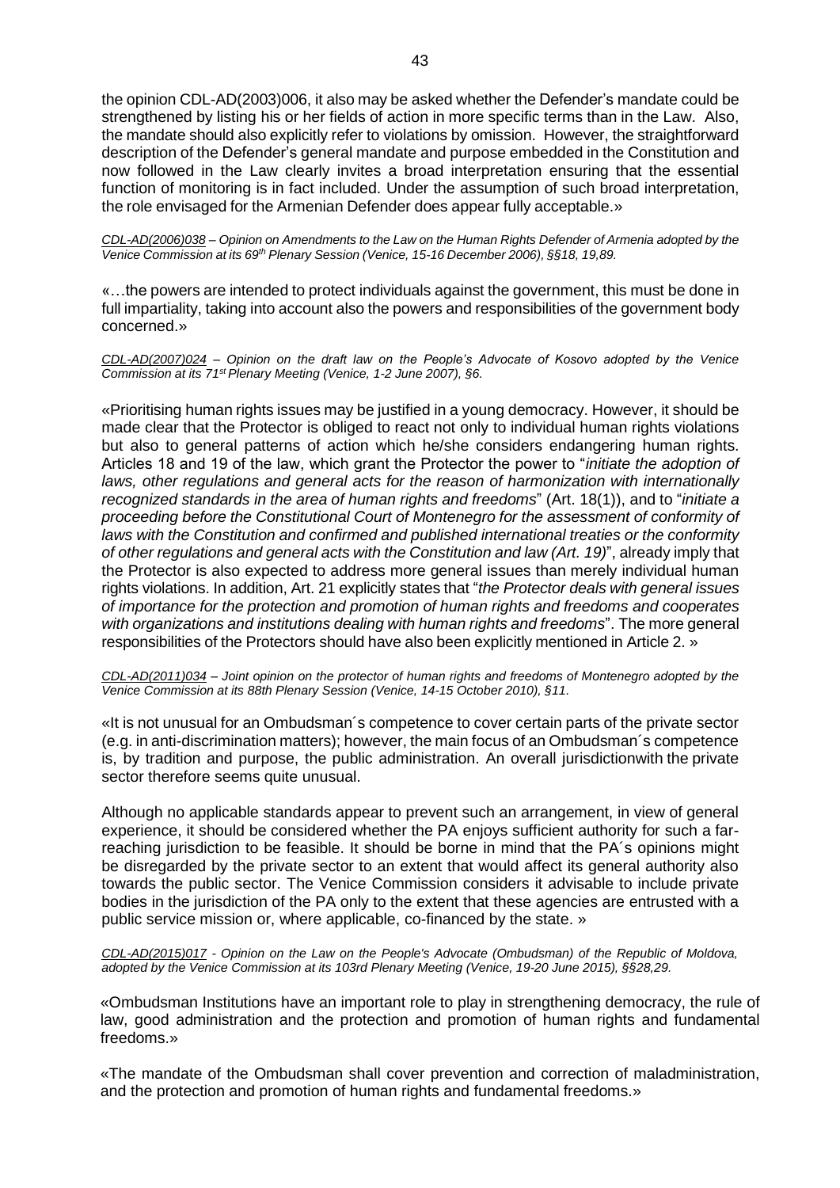the opinion CDL-AD(2003)006, it also may be asked whether the Defender's mandate could be strengthened by listing his or her fields of action in more specific terms than in the Law. Also, the mandate should also explicitly refer to violations by omission. However, the straightforward description of the Defender's general mandate and purpose embedded in the Constitution and now followed in the Law clearly invites a broad interpretation ensuring that the essential function of monitoring is in fact included. Under the assumption of such broad interpretation, the role envisaged for the Armenian Defender does appear fully acceptable.»

*CDL-AD(2006)038 – Opinion on Amendments to the Law on the Human Rights Defender of Armenia adopted by the Venice Commission at its 69th Plenary Session (Venice, 15-16 December 2006), §§18, 19,89.*

«…the powers are intended to protect individuals against the government, this must be done in full impartiality, taking into account also the powers and responsibilities of the government body concerned.»

*CDL-AD(2007)024 – Opinion on the draft law on the People's Advocate of Kosovo adopted by the Venice Commission at its 71st Plenary Meeting (Venice, 1-2 June 2007), §6.*

«Prioritising human rights issues may be justified in a young democracy. However, it should be made clear that the Protector is obliged to react not only to individual human rights violations but also to general patterns of action which he/she considers endangering human rights. Articles 18 and 19 of the law, which grant the Protector the power to "*initiate the adoption of laws, other regulations and general acts for the reason of harmonization with internationally recognized standards in the area of human rights and freedoms*" (Art. 18(1)), and to "*initiate a proceeding before the Constitutional Court of Montenegro for the assessment of conformity of laws with the Constitution and confirmed and published international treaties or the conformity of other regulations and general acts with the Constitution and law (Art. 19)*", already imply that the Protector is also expected to address more general issues than merely individual human rights violations. In addition, Art. 21 explicitly states that "*the Protector deals with general issues of importance for the protection and promotion of human rights and freedoms and cooperates with organizations and institutions dealing with human rights and freedoms*". The more general responsibilities of the Protectors should have also been explicitly mentioned in Article 2. »

*CDL-AD(2011)034 – Joint opinion on the protector of human rights and freedoms of Montenegro adopted by the Venice Commission at its 88th Plenary Session (Venice, 14-15 October 2010), §11.*

«It is not unusual for an Ombudsman´s competence to cover certain parts of the private sector (e.g. in anti-discrimination matters); however, the main focus of an Ombudsman´s competence is, by tradition and purpose, the public administration. An overall jurisdictionwith the private sector therefore seems quite unusual.

Although no applicable standards appear to prevent such an arrangement, in view of general experience, it should be considered whether the PA enjoys sufficient authority for such a far-reaching jurisdiction to be feasible. It should be borne in mind that the PA´s opinions might be disregarded by the private sector to an extent that would affect its general authority also towards the public sector. The Venice Commission considers it advisable to include private bodies in the jurisdiction of the PA only to the extent that these agencies are entrusted with a public service mission or, where applicable, co-financed by the state. »

*CDL-AD(2015)017 - Opinion on the Law on the People's Advocate (Ombudsman) of the Republic of Moldova, adopted by the Venice Commission at its 103rd Plenary Meeting (Venice, 19-20 June 2015), §§28,29.*

«Ombudsman Institutions have an important role to play in strengthening democracy, the rule of law, good administration and the protection and promotion of human rights and fundamental freedoms.»

«The mandate of the Ombudsman shall cover prevention and correction of maladministration, and the protection and promotion of human rights and fundamental freedoms.»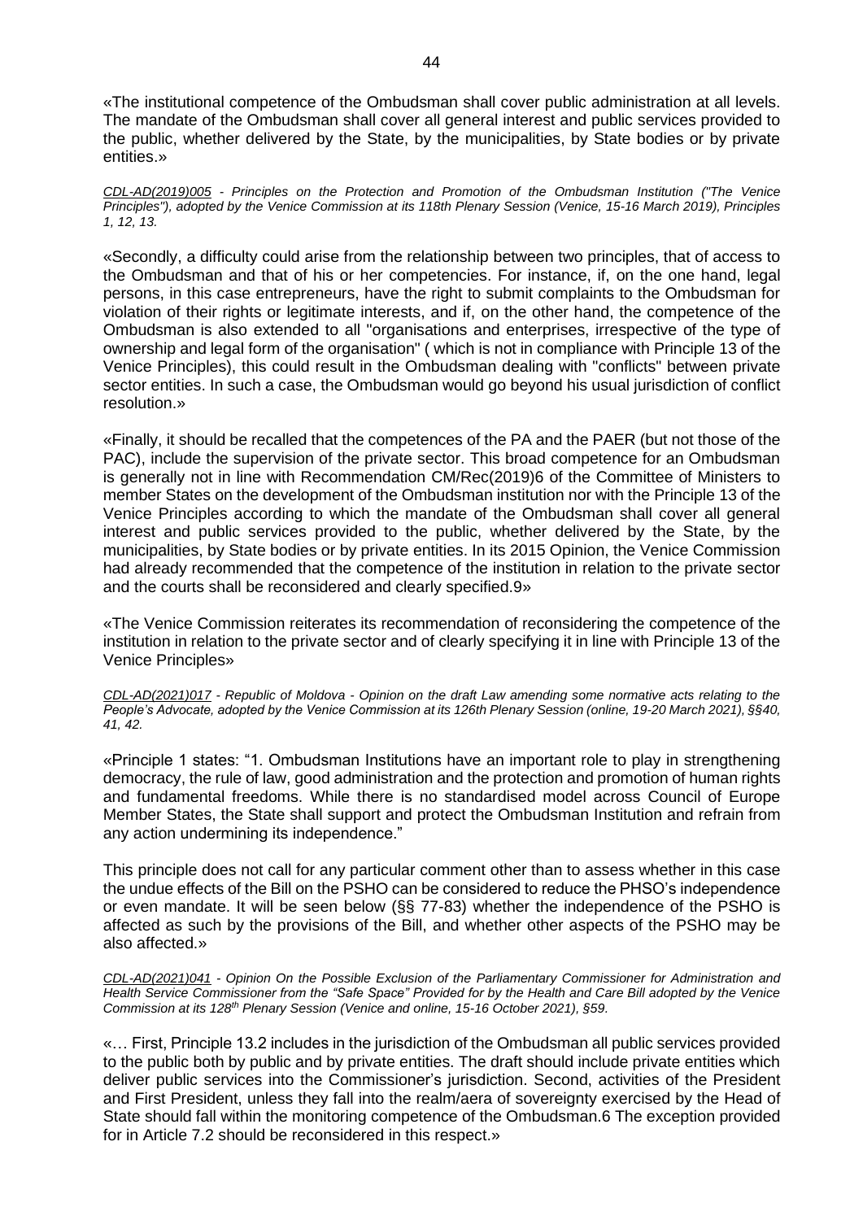«The institutional competence of the Ombudsman shall cover public administration at all levels. The mandate of the Ombudsman shall cover all general interest and public services provided to the public, whether delivered by the State, by the municipalities, by State bodies or by private entities.»

*CDL-AD(2019)005 - Principles on the Protection and Promotion of the Ombudsman Institution ("The Venice Principles"), adopted by the Venice Commission at its 118th Plenary Session (Venice, 15-16 March 2019), Principles 1, 12, 13.*

«Secondly, a difficulty could arise from the relationship between two principles, that of access to the Ombudsman and that of his or her competencies. For instance, if, on the one hand, legal persons, in this case entrepreneurs, have the right to submit complaints to the Ombudsman for violation of their rights or legitimate interests, and if, on the other hand, the competence of the Ombudsman is also extended to all "organisations and enterprises, irrespective of the type of ownership and legal form of the organisation" ( which is not in compliance with Principle 13 of the Venice Principles), this could result in the Ombudsman dealing with "conflicts" between private sector entities. In such a case, the Ombudsman would go beyond his usual jurisdiction of conflict resolution.»

«Finally, it should be recalled that the competences of the PA and the PAER (but not those of the PAC), include the supervision of the private sector. This broad competence for an Ombudsman is generally not in line with Recommendation CM/Rec(2019)6 of the Committee of Ministers to member States on the development of the Ombudsman institution nor with the Principle 13 of the Venice Principles according to which the mandate of the Ombudsman shall cover all general interest and public services provided to the public, whether delivered by the State, by the municipalities, by State bodies or by private entities. In its 2015 Opinion, the Venice Commission had already recommended that the competence of the institution in relation to the private sector and the courts shall be reconsidered and clearly specified.9»

«The Venice Commission reiterates its recommendation of reconsidering the competence of the institution in relation to the private sector and of clearly specifying it in line with Principle 13 of the Venice Principles»

*CDL-AD(2021)017 - Republic of Moldova - Opinion on the draft Law amending some normative acts relating to the People's Advocate, adopted by the Venice Commission at its 126th Plenary Session (online, 19-20 March 2021), §§40, 41, 42.*

«Principle 1 states: "1. Ombudsman Institutions have an important role to play in strengthening democracy, the rule of law, good administration and the protection and promotion of human rights and fundamental freedoms. While there is no standardised model across Council of Europe Member States, the State shall support and protect the Ombudsman Institution and refrain from any action undermining its independence."

This principle does not call for any particular comment other than to assess whether in this case the undue effects of the Bill on the PSHO can be considered to reduce the PHSO's independence or even mandate. It will be seen below (§§ 77-83) whether the independence of the PSHO is affected as such by the provisions of the Bill, and whether other aspects of the PSHO may be also affected.»

*CDL-AD(2021)041 - Opinion On the Possible Exclusion of the Parliamentary Commissioner for Administration and Health Service Commissioner from the "Safe Space" Provided for by the Health and Care Bill adopted by the Venice Commission at its 128th Plenary Session (Venice and online, 15-16 October 2021), §59.*

«… First, Principle 13.2 includes in the jurisdiction of the Ombudsman all public services provided to the public both by public and by private entities. The draft should include private entities which deliver public services into the Commissioner's jurisdiction. Second, activities of the President and First President, unless they fall into the realm/aera of sovereignty exercised by the Head of State should fall within the monitoring competence of the Ombudsman.6 The exception provided for in Article 7.2 should be reconsidered in this respect.»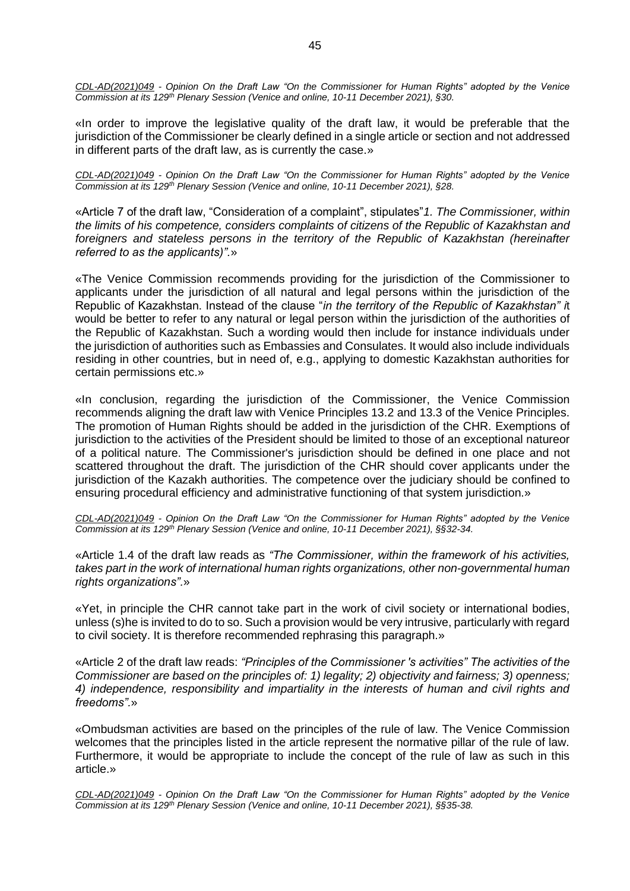*CDL-AD(2021)049 - Opinion On the Draft Law "On the Commissioner for Human Rights" adopted by the Venice Commission at its 129th Plenary Session (Venice and online, 10-11 December 2021), §30.*

«In order to improve the legislative quality of the draft law, it would be preferable that the jurisdiction of the Commissioner be clearly defined in a single article or section and not addressed in different parts of the draft law, as is currently the case.»

*CDL-AD(2021)049 - Opinion On the Draft Law "On the Commissioner for Human Rights" adopted by the Venice Commission at its 129th Plenary Session (Venice and online, 10-11 December 2021), §28.*

«Article 7 of the draft law, "Consideration of a complaint", stipulates"*1. The Commissioner, within the limits of his competence, considers complaints of citizens of the Republic of Kazakhstan and foreigners and stateless persons in the territory of the Republic of Kazakhstan (hereinafter referred to as the applicants)".*»

«The Venice Commission recommends providing for the jurisdiction of the Commissioner to applicants under the jurisdiction of all natural and legal persons within the jurisdiction of the Republic of Kazakhstan. Instead of the clause "*in the territory of the Republic of Kazakhstan" i*t would be better to refer to any natural or legal person within the jurisdiction of the authorities of the Republic of Kazakhstan. Such a wording would then include for instance individuals under the jurisdiction of authorities such as Embassies and Consulates. It would also include individuals residing in other countries, but in need of, e.g., applying to domestic Kazakhstan authorities for certain permissions etc.»

«In conclusion, regarding the jurisdiction of the Commissioner, the Venice Commission recommends aligning the draft law with Venice Principles 13.2 and 13.3 of the Venice Principles. The promotion of Human Rights should be added in the jurisdiction of the CHR. Exemptions of jurisdiction to the activities of the President should be limited to those of an exceptional natureor of a political nature. The Commissioner's jurisdiction should be defined in one place and not scattered throughout the draft. The jurisdiction of the CHR should cover applicants under the jurisdiction of the Kazakh authorities. The competence over the judiciary should be confined to ensuring procedural efficiency and administrative functioning of that system jurisdiction.»

*CDL-AD(2021)049 - Opinion On the Draft Law "On the Commissioner for Human Rights" adopted by the Venice Commission at its 129th Plenary Session (Venice and online, 10-11 December 2021), §§32-34.*

«Article 1.4 of the draft law reads as *"The Commissioner, within the framework of his activities, takes part in the work of international human rights organizations, other non-governmental human rights organizations".*»

«Yet, in principle the CHR cannot take part in the work of civil society or international bodies, unless (s)he is invited to do to so. Such a provision would be very intrusive, particularly with regard to civil society. It is therefore recommended rephrasing this paragraph.»

«Article 2 of the draft law reads: *"Principles of the Commissioner 's activities" The activities of the Commissioner are based on the principles of: 1) legality; 2) objectivity and fairness; 3) openness; 4) independence, responsibility and impartiality in the interests of human and civil rights and freedoms".*»

«Ombudsman activities are based on the principles of the rule of law. The Venice Commission welcomes that the principles listed in the article represent the normative pillar of the rule of law. Furthermore, it would be appropriate to include the concept of the rule of law as such in this article.»

*CDL-AD(2021)049 - Opinion On the Draft Law "On the Commissioner for Human Rights" adopted by the Venice Commission at its 129th Plenary Session (Venice and online, 10-11 December 2021), §§35-38.*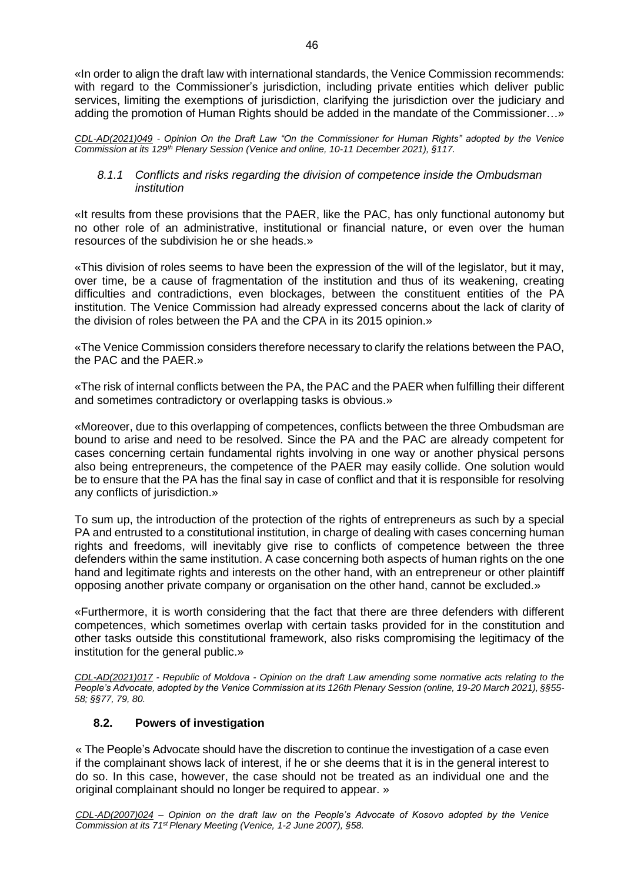«In order to align the draft law with international standards, the Venice Commission recommends: with regard to the Commissioner's jurisdiction, including private entities which deliver public services, limiting the exemptions of jurisdiction, clarifying the jurisdiction over the judiciary and adding the promotion of Human Rights should be added in the mandate of the Commissioner…»

*CDL-AD(2021)049 - Opinion On the Draft Law "On the Commissioner for Human Rights" adopted by the Venice Commission at its 129th Plenary Session (Venice and online, 10-11 December 2021), §117.*

#### *8.1.1 Conflicts and risks regarding the division of competence inside the Ombudsman institution*

«It results from these provisions that the PAER, like the PAC, has only functional autonomy but no other role of an administrative, institutional or financial nature, or even over the human resources of the subdivision he or she heads.»

«This division of roles seems to have been the expression of the will of the legislator, but it may, over time, be a cause of fragmentation of the institution and thus of its weakening, creating difficulties and contradictions, even blockages, between the constituent entities of the PA institution. The Venice Commission had already expressed concerns about the lack of clarity of the division of roles between the PA and the CPA in its 2015 opinion.»

«The Venice Commission considers therefore necessary to clarify the relations between the PAO, the PAC and the PAER.»

«The risk of internal conflicts between the PA, the PAC and the PAER when fulfilling their different and sometimes contradictory or overlapping tasks is obvious.»

«Moreover, due to this overlapping of competences, conflicts between the three Ombudsman are bound to arise and need to be resolved. Since the PA and the PAC are already competent for cases concerning certain fundamental rights involving in one way or another physical persons also being entrepreneurs, the competence of the PAER may easily collide. One solution would be to ensure that the PA has the final say in case of conflict and that it is responsible for resolving any conflicts of jurisdiction.»

To sum up, the introduction of the protection of the rights of entrepreneurs as such by a special PA and entrusted to a constitutional institution, in charge of dealing with cases concerning human rights and freedoms, will inevitably give rise to conflicts of competence between the three defenders within the same institution. A case concerning both aspects of human rights on the one hand and legitimate rights and interests on the other hand, with an entrepreneur or other plaintiff opposing another private company or organisation on the other hand, cannot be excluded.»

«Furthermore, it is worth considering that the fact that there are three defenders with different competences, which sometimes overlap with certain tasks provided for in the constitution and other tasks outside this constitutional framework, also risks compromising the legitimacy of the institution for the general public.»

*CDL-AD(2021)017 - Republic of Moldova - Opinion on the draft Law amending some normative acts relating to the People's Advocate, adopted by the Venice Commission at its 126th Plenary Session (online, 19-20 March 2021), §§55-58; §§77, 79, 80.*

### **8.2. Powers of investigation**

« The People's Advocate should have the discretion to continue the investigation of a case even if the complainant shows lack of interest, if he or she deems that it is in the general interest to do so. In this case, however, the case should not be treated as an individual one and the original complainant should no longer be required to appear. »

*CDL-AD(2007)024 – Opinion on the draft law on the People's Advocate of Kosovo adopted by the Venice Commission at its 71st Plenary Meeting (Venice, 1-2 June 2007), §58.*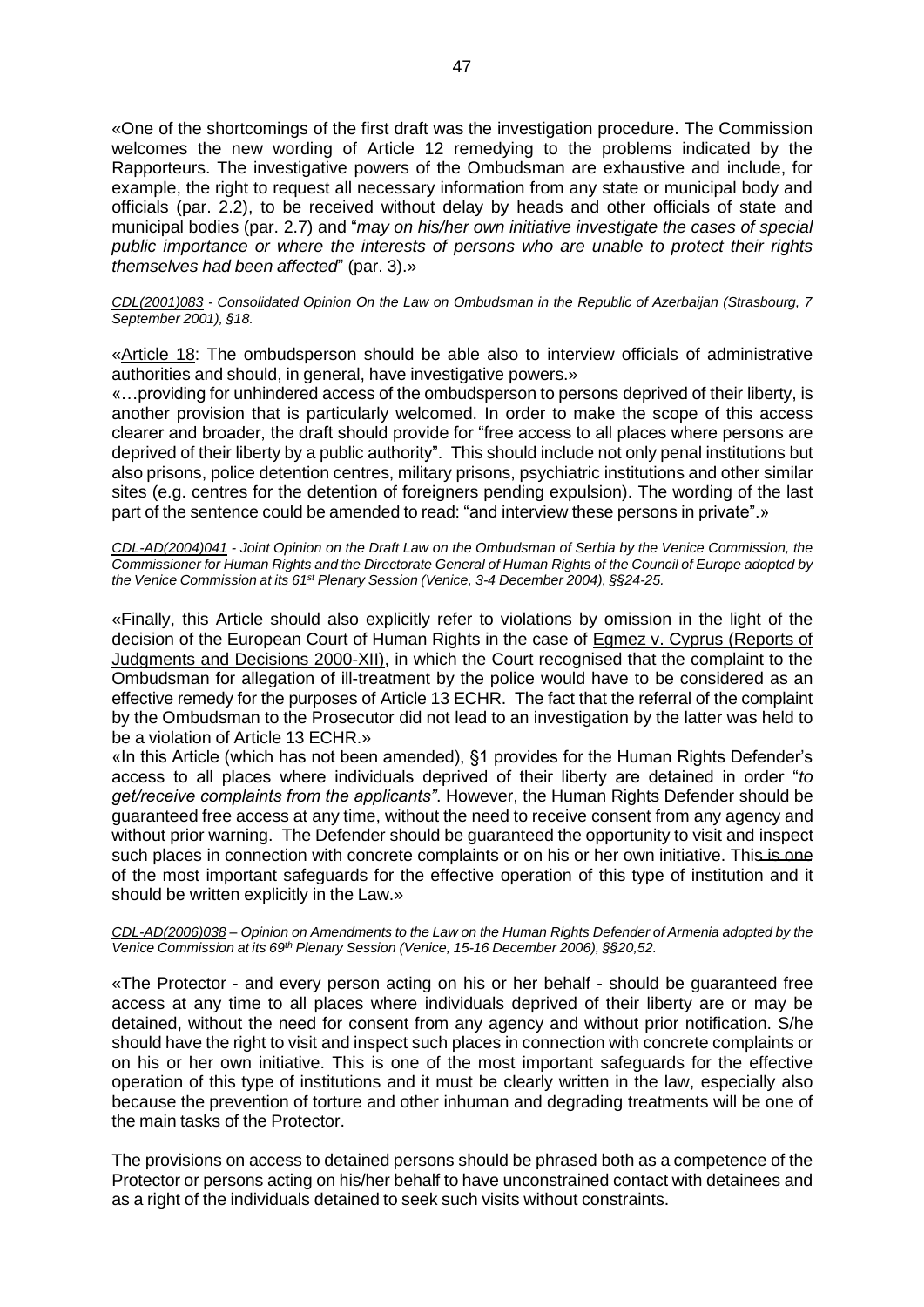«One of the shortcomings of the first draft was the investigation procedure. The Commission welcomes the new wording of Article 12 remedying to the problems indicated by the Rapporteurs. The investigative powers of the Ombudsman are exhaustive and include, for example, the right to request all necessary information from any state or municipal body and officials (par. 2.2), to be received without delay by heads and other officials of state and municipal bodies (par. 2.7) and "*may on his/her own initiative investigate the cases of special public importance or where the interests of persons who are unable to protect their rights themselves had been affected*" (par. 3).»

*CDL(2001)083 - Consolidated Opinion On the Law on Ombudsman in the Republic of Azerbaijan (Strasbourg, 7 September 2001), §18.*

«Article 18: The ombudsperson should be able also to interview officials of administrative authorities and should, in general, have investigative powers.»

«…providing for unhindered access of the ombudsperson to persons deprived of their liberty, is another provision that is particularly welcomed. In order to make the scope of this access clearer and broader, the draft should provide for "free access to all places where persons are deprived of their liberty by a public authority". This should include not only penal institutions but also prisons, police detention centres, military prisons, psychiatric institutions and other similar sites (e.g. centres for the detention of foreigners pending expulsion). The wording of the last part of the sentence could be amended to read: "and interview these persons in private".»

*CDL-AD(2004)041 - Joint Opinion on the Draft Law on the Ombudsman of Serbia by the Venice Commission, the Commissioner for Human Rights and the Directorate General of Human Rights of the Council of Europe adopted by the Venice Commission at its 61st Plenary Session (Venice, 3-4 December 2004), §§24-25.*

«Finally, this Article should also explicitly refer to violations by omission in the light of the decision of the European Court of Human Rights in the case of Egmez v. Cyprus (Reports of Judgments and Decisions 2000-XII), in which the Court recognised that the complaint to the Ombudsman for allegation of ill-treatment by the police would have to be considered as an effective remedy for the purposes of Article 13 ECHR. The fact that the referral of the complaint by the Ombudsman to the Prosecutor did not lead to an investigation by the latter was held to be a violation of Article 13 ECHR.»

«In this Article (which has not been amended), §1 provides for the Human Rights Defender's access to all places where individuals deprived of their liberty are detained in order "*to get/receive complaints from the applicants*". However, the Human Rights Defender should be guaranteed free access at any time, without the need to receive consent from any agency and without prior warning. The Defender should be guaranteed the opportunity to visit and inspect such places in connection with concrete complaints or on his or her own initiative. This is one of the most important safeguards for the effective operation of this type of institution and it should be written explicitly in the Law.»

*CDL-AD(2006)038 – Opinion on Amendments to the Law on the Human Rights Defender of Armenia adopted by the Venice Commission at its 69th Plenary Session (Venice, 15-16 December 2006), §§20,52.*

«The Protector - and every person acting on his or her behalf - should be guaranteed free access at any time to all places where individuals deprived of their liberty are or may be detained, without the need for consent from any agency and without prior notification. S/he should have the right to visit and inspect such places in connection with concrete complaints or on his or her own initiative. This is one of the most important safeguards for the effective operation of this type of institutions and it must be clearly written in the law, especially also because the prevention of torture and other inhuman and degrading treatments will be one of the main tasks of the Protector.

The provisions on access to detained persons should be phrased both as a competence of the Protector or persons acting on his/her behalf to have unconstrained contact with detainees and as a right of the individuals detained to seek such visits without constraints.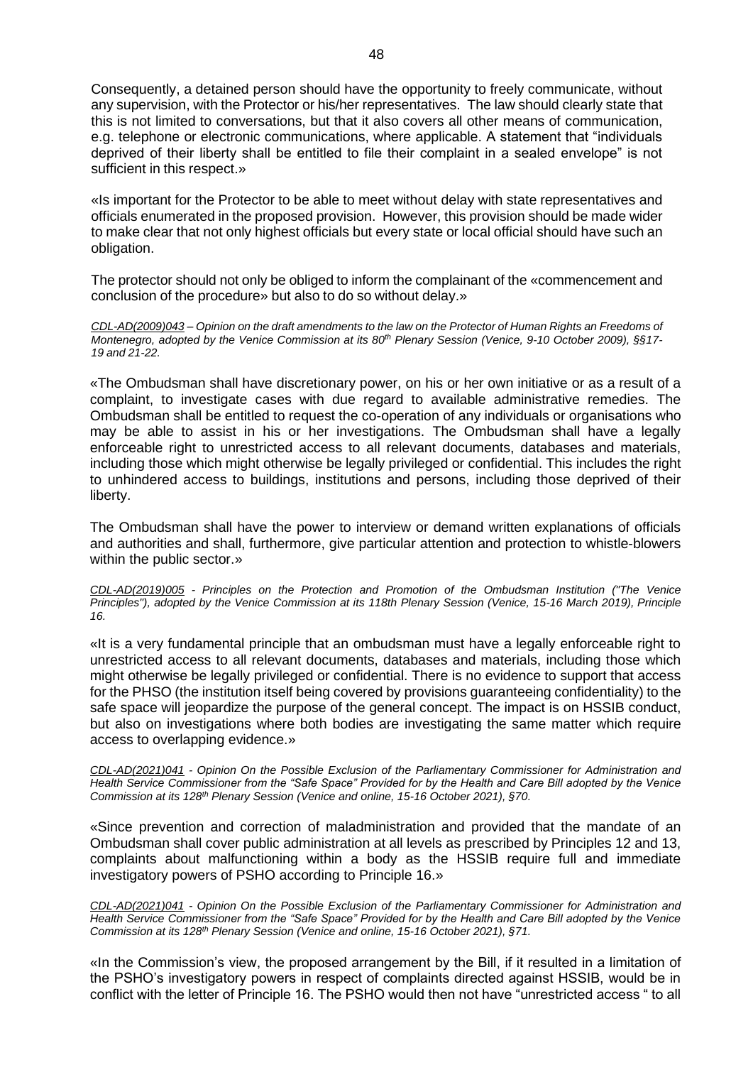Consequently, a detained person should have the opportunity to freely communicate, without any supervision, with the Protector or his/her representatives. The law should clearly state that this is not limited to conversations, but that it also covers all other means of communication, e.g. telephone or electronic communications, where applicable. A statement that "individuals deprived of their liberty shall be entitled to file their complaint in a sealed envelope" is not sufficient in this respect.»

«Is important for the Protector to be able to meet without delay with state representatives and officials enumerated in the proposed provision. However, this provision should be made wider to make clear that not only highest officials but every state or local official should have such an obligation.

The protector should not only be obliged to inform the complainant of the «commencement and conclusion of the procedure» but also to do so without delay.»

*CDL-AD(2009)043 – Opinion on the draft amendments to the law on the Protector of Human Rights an Freedoms of Montenegro, adopted by the Venice Commission at its 80th Plenary Session (Venice, 9-10 October 2009), §§17-19 and 21-22.*

«The Ombudsman shall have discretionary power, on his or her own initiative or as a result of a complaint, to investigate cases with due regard to available administrative remedies. The Ombudsman shall be entitled to request the co-operation of any individuals or organisations who may be able to assist in his or her investigations. The Ombudsman shall have a legally enforceable right to unrestricted access to all relevant documents, databases and materials, including those which might otherwise be legally privileged or confidential. This includes the right to unhindered access to buildings, institutions and persons, including those deprived of their liberty.

The Ombudsman shall have the power to interview or demand written explanations of officials and authorities and shall, furthermore, give particular attention and protection to whistle-blowers within the public sector.»

*CDL-AD(2019)005 - Principles on the Protection and Promotion of the Ombudsman Institution ("The Venice Principles"), adopted by the Venice Commission at its 118th Plenary Session (Venice, 15-16 March 2019), Principle 16.*

«It is a very fundamental principle that an ombudsman must have a legally enforceable right to unrestricted access to all relevant documents, databases and materials, including those which might otherwise be legally privileged or confidential. There is no evidence to support that access for the PHSO (the institution itself being covered by provisions guaranteeing confidentiality) to the safe space will jeopardize the purpose of the general concept. The impact is on HSSIB conduct, but also on investigations where both bodies are investigating the same matter which require access to overlapping evidence.»

*CDL-AD(2021)041 - Opinion On the Possible Exclusion of the Parliamentary Commissioner for Administration and Health Service Commissioner from the "Safe Space" Provided for by the Health and Care Bill adopted by the Venice Commission at its 128th Plenary Session (Venice and online, 15-16 October 2021), §70.*

«Since prevention and correction of maladministration and provided that the mandate of an Ombudsman shall cover public administration at all levels as prescribed by Principles 12 and 13, complaints about malfunctioning within a body as the HSSIB require full and immediate investigatory powers of PSHO according to Principle 16.»

*CDL-AD(2021)041 - Opinion On the Possible Exclusion of the Parliamentary Commissioner for Administration and Health Service Commissioner from the "Safe Space" Provided for by the Health and Care Bill adopted by the Venice Commission at its 128th Plenary Session (Venice and online, 15-16 October 2021), §71.*

«In the Commission's view, the proposed arrangement by the Bill, if it resulted in a limitation of the PSHO's investigatory powers in respect of complaints directed against HSSIB, would be in conflict with the letter of Principle 16. The PSHO would then not have "unrestricted access " to all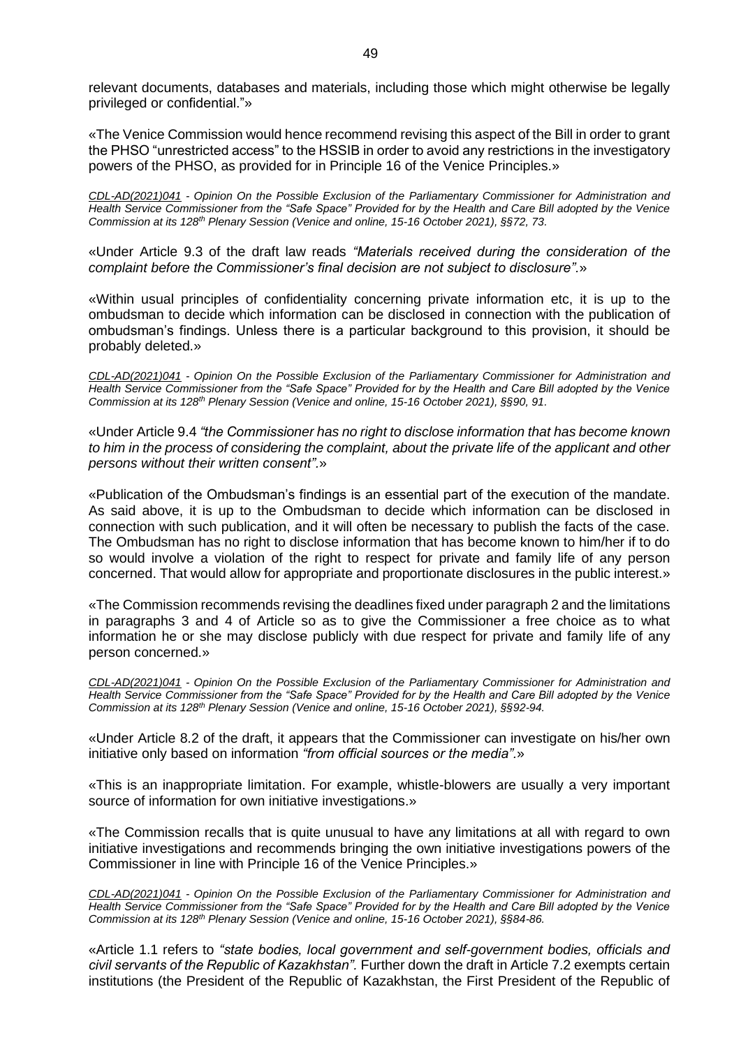relevant documents, databases and materials, including those which might otherwise be legally privileged or confidential."»

«The Venice Commission would hence recommend revising this aspect of the Bill in order to grant the PHSO "unrestricted access" to the HSSIB in order to avoid any restrictions in the investigatory powers of the PHSO, as provided for in Principle 16 of the Venice Principles.»

*CDL-AD(2021)041 - Opinion On the Possible Exclusion of the Parliamentary Commissioner for Administration and Health Service Commissioner from the "Safe Space" Provided for by the Health and Care Bill adopted by the Venice Commission at its 128th Plenary Session (Venice and online, 15-16 October 2021), §§72, 73.*

«Under Article 9.3 of the draft law reads *"Materials received during the consideration of the complaint before the Commissioner's final decision are not subject to disclosure".*»

«Within usual principles of confidentiality concerning private information etc, it is up to the ombudsman to decide which information can be disclosed in connection with the publication of ombudsman's findings. Unless there is a particular background to this provision, it should be probably deleted.»

*CDL-AD(2021)041 - Opinion On the Possible Exclusion of the Parliamentary Commissioner for Administration and Health Service Commissioner from the "Safe Space" Provided for by the Health and Care Bill adopted by the Venice Commission at its 128th Plenary Session (Venice and online, 15-16 October 2021), §§90, 91.*

«Under Article 9.4 *"the Commissioner has no right to disclose information that has become known to him in the process of considering the complaint, about the private life of the applicant and other persons without their written consent".*»

«Publication of the Ombudsman's findings is an essential part of the execution of the mandate. As said above, it is up to the Ombudsman to decide which information can be disclosed in connection with such publication, and it will often be necessary to publish the facts of the case. The Ombudsman has no right to disclose information that has become known to him/her if to do so would involve a violation of the right to respect for private and family life of any person concerned. That would allow for appropriate and proportionate disclosures in the public interest.»

«The Commission recommends revising the deadlines fixed under paragraph 2 and the limitations in paragraphs 3 and 4 of Article so as to give the Commissioner a free choice as to what information he or she may disclose publicly with due respect for private and family life of any person concerned.»

*CDL-AD(2021)041 - Opinion On the Possible Exclusion of the Parliamentary Commissioner for Administration and Health Service Commissioner from the "Safe Space" Provided for by the Health and Care Bill adopted by the Venice Commission at its 128th Plenary Session (Venice and online, 15-16 October 2021), §§92-94.*

«Under Article 8.2 of the draft, it appears that the Commissioner can investigate on his/her own initiative only based on information *"from official sources or the media".*»

«This is an inappropriate limitation. For example, whistle-blowers are usually a very important source of information for own initiative investigations.»

«The Commission recalls that is quite unusual to have any limitations at all with regard to own initiative investigations and recommends bringing the own initiative investigations powers of the Commissioner in line with Principle 16 of the Venice Principles.»

*CDL-AD(2021)041 - Opinion On the Possible Exclusion of the Parliamentary Commissioner for Administration and Health Service Commissioner from the "Safe Space" Provided for by the Health and Care Bill adopted by the Venice Commission at its 128th Plenary Session (Venice and online, 15-16 October 2021), §§84-86.*

«Article 1.1 refers to *"state bodies, local government and self-government bodies, officials and civil servants of the Republic of Kazakhstan".* Further down the draft in Article 7.2 exempts certain institutions (the President of the Republic of Kazakhstan, the First President of the Republic of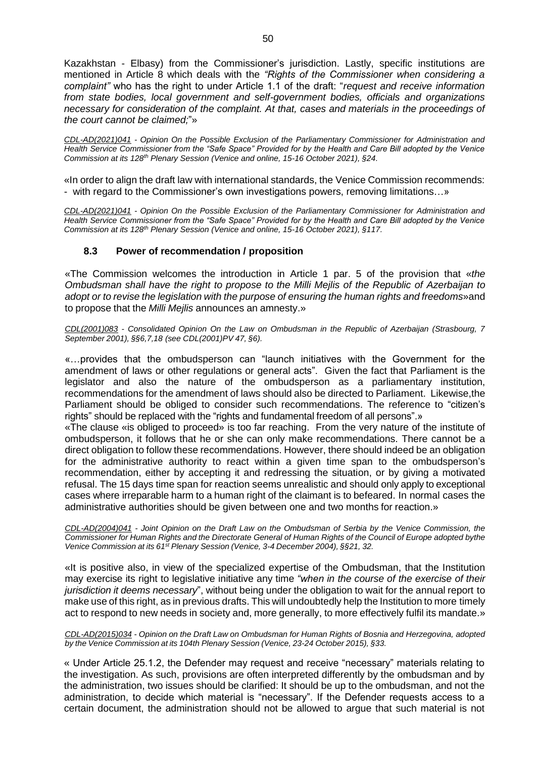Kazakhstan - Elbasy) from the Commissioner's jurisdiction. Lastly, specific institutions are mentioned in Article 8 which deals with the *"Rights of the Commissioner when considering a complaint"* who has the right to under Article 1.1 of the draft: "*request and receive information from state bodies, local government and self-government bodies, officials and organizations necessary for consideration of the complaint. At that, cases and materials in the proceedings of the court cannot be claimed;*"»

*CDL-AD(2021)041 - Opinion On the Possible Exclusion of the Parliamentary Commissioner for Administration and Health Service Commissioner from the "Safe Space" Provided for by the Health and Care Bill adopted by the Venice Commission at its 128th Plenary Session (Venice and online, 15-16 October 2021), §24.*

«In order to align the draft law with international standards, the Venice Commission recommends:
- with regard to the Commissioner's own investigations powers, removing limitations…»

*CDL-AD(2021)041 - Opinion On the Possible Exclusion of the Parliamentary Commissioner for Administration and Health Service Commissioner from the "Safe Space" Provided for by the Health and Care Bill adopted by the Venice Commission at its 128th Plenary Session (Venice and online, 15-16 October 2021), §117.*

### 8.3 Power of recommendation / proposition

«The Commission welcomes the introduction in Article 1 par. 5 of the provision that «*the Ombudsman shall have the right to propose to the Milli Mejlis of the Republic of Azerbaijan to adopt or to revise the legislation with the purpose of ensuring the human rights and freedoms*»and to propose that the *Milli Mejlis* announces an amnesty.»

*CDL(2001)083 - Consolidated Opinion On the Law on Ombudsman in the Republic of Azerbaijan (Strasbourg, 7 September 2001), §§6,7,18 (see CDL(2001)PV 47, §6).*

«…provides that the ombudsperson can "launch initiatives with the Government for the amendment of laws or other regulations or general acts". Given the fact that Parliament is the legislator and also the nature of the ombudsperson as a parliamentary institution, recommendations for the amendment of laws should also be directed to Parliament. Likewise,the Parliament should be obliged to consider such recommendations. The reference to "citizen's rights" should be replaced with the "rights and fundamental freedom of all persons".»

«The clause «is obliged to proceed» is too far reaching. From the very nature of the institute of ombudsperson, it follows that he or she can only make recommendations. There cannot be a direct obligation to follow these recommendations. However, there should indeed be an obligation for the administrative authority to react within a given time span to the ombudsperson's recommendation, either by accepting it and redressing the situation, or by giving a motivated refusal. The 15 days time span for reaction seems unrealistic and should only apply to exceptional cases where irreparable harm to a human right of the claimant is to befeared. In normal cases the administrative authorities should be given between one and two months for reaction.»

*CDL-AD(2004)041 - Joint Opinion on the Draft Law on the Ombudsman of Serbia by the Venice Commission, the Commissioner for Human Rights and the Directorate General of Human Rights of the Council of Europe adopted bythe Venice Commission at its 61st Plenary Session (Venice, 3-4 December 2004), §§21, 32.*

«It is positive also, in view of the specialized expertise of the Ombudsman, that the Institution may exercise its right to legislative initiative any time *"when in the course of the exercise of their jurisdiction it deems necessary*", without being under the obligation to wait for the annual report to make use of this right, as in previous drafts. This will undoubtedly help the Institution to more timely act to respond to new needs in society and, more generally, to more effectively fulfil its mandate.»

*CDL-AD(2015)034 - Opinion on the Draft Law on Ombudsman for Human Rights of Bosnia and Herzegovina, adopted by the Venice Commission at its 104th Plenary Session (Venice, 23-24 October 2015), §33.*

« Under Article 25.1.2, the Defender may request and receive "necessary" materials relating to the investigation. As such, provisions are often interpreted differently by the ombudsman and by the administration, two issues should be clarified: It should be up to the ombudsman, and not the administration, to decide which material is "necessary". If the Defender requests access to a certain document, the administration should not be allowed to argue that such material is not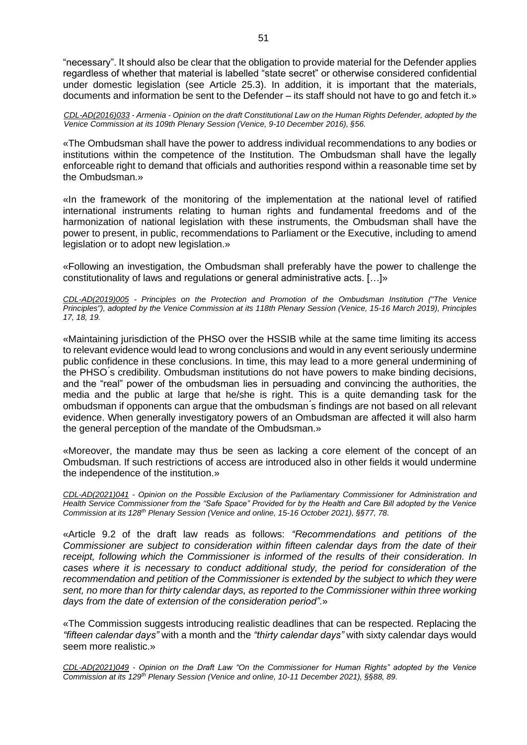"necessary". It should also be clear that the obligation to provide material for the Defender applies regardless of whether that material is labelled "state secret" or otherwise considered confidential under domestic legislation (see Article 25.3). In addition, it is important that the materials, documents and information be sent to the Defender – its staff should not have to go and fetch it.»

*CDL-AD(2016)033 - Armenia - Opinion on the draft Constitutional Law on the Human Rights Defender, adopted by the Venice Commission at its 109th Plenary Session (Venice, 9-10 December 2016), §56.*

«The Ombudsman shall have the power to address individual recommendations to any bodies or institutions within the competence of the Institution. The Ombudsman shall have the legally enforceable right to demand that officials and authorities respond within a reasonable time set by the Ombudsman.»

«In the framework of the monitoring of the implementation at the national level of ratified international instruments relating to human rights and fundamental freedoms and of the harmonization of national legislation with these instruments, the Ombudsman shall have the power to present, in public, recommendations to Parliament or the Executive, including to amend legislation or to adopt new legislation.»

«Following an investigation, the Ombudsman shall preferably have the power to challenge the constitutionality of laws and regulations or general administrative acts. […]»

*CDL-AD(2019)005 - Principles on the Protection and Promotion of the Ombudsman Institution ("The Venice Principles"), adopted by the Venice Commission at its 118th Plenary Session (Venice, 15-16 March 2019), Principles 17, 18, 19.*

«Maintaining jurisdiction of the PHSO over the HSSIB while at the same time limiting its access to relevant evidence would lead to wrong conclusions and would in any event seriously undermine public confidence in these conclusions. In time, this may lead to a more general undermining of the PHSO´s credibility. Ombudsman institutions do not have powers to make binding decisions, and the "real" power of the ombudsman lies in persuading and convincing the authorities, the media and the public at large that he/she is right. This is a quite demanding task for the ombudsman if opponents can argue that the ombudsman´s findings are not based on all relevant evidence. When generally investigatory powers of an Ombudsman are affected it will also harm the general perception of the mandate of the Ombudsman.»

«Moreover, the mandate may thus be seen as lacking a core element of the concept of an Ombudsman. If such restrictions of access are introduced also in other fields it would undermine the independence of the institution.»

*CDL-AD(2021)041 - Opinion on the Possible Exclusion of the Parliamentary Commissioner for Administration and Health Service Commissioner from the "Safe Space" Provided for by the Health and Care Bill adopted by the Venice Commission at its 128th Plenary Session (Venice and online, 15-16 October 2021), §§77, 78.*

«Article 9.2 of the draft law reads as follows: *"Recommendations and petitions of the Commissioner are subject to consideration within fifteen calendar days from the date of their receipt, following which the Commissioner is informed of the results of their consideration. In cases where it is necessary to conduct additional study, the period for consideration of the recommendation and petition of the Commissioner is extended by the subject to which they were sent, no more than for thirty calendar days, as reported to the Commissioner within three working days from the date of extension of the consideration period".*»

«The Commission suggests introducing realistic deadlines that can be respected. Replacing the *"fifteen calendar days"* with a month and the *"thirty calendar days"* with sixty calendar days would seem more realistic.»

*CDL-AD(2021)049 - Opinion on the Draft Law "On the Commissioner for Human Rights" adopted by the Venice Commission at its 129th Plenary Session (Venice and online, 10-11 December 2021), §§88, 89.*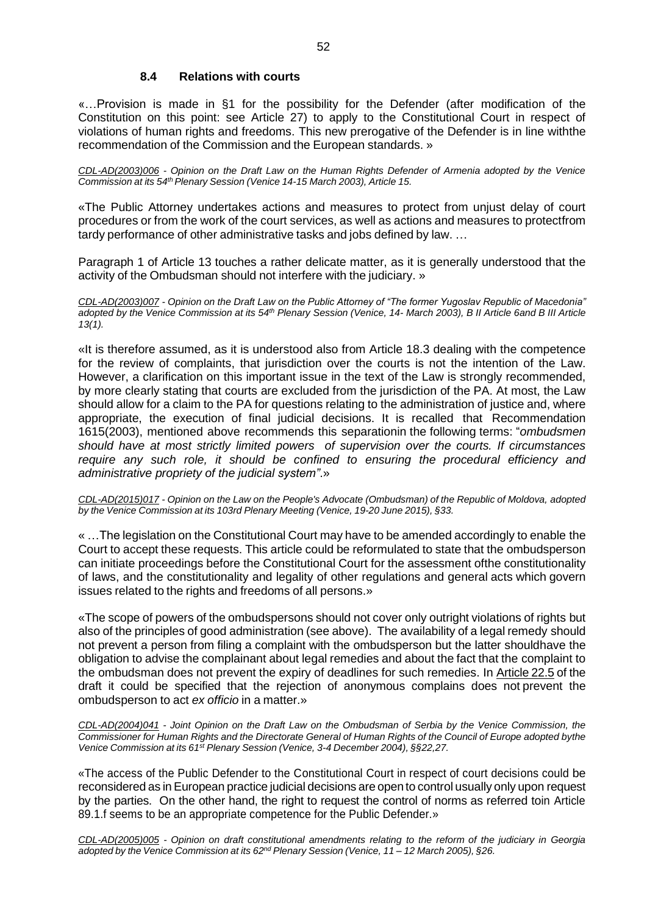### 8.4 Relations with courts

«…Provision is made in §1 for the possibility for the Defender (after modification of the Constitution on this point: see Article 27) to apply to the Constitutional Court in respect of violations of human rights and freedoms. This new prerogative of the Defender is in line withthe recommendation of the Commission and the European standards. »

*CDL-AD(2003)006 - Opinion on the Draft Law on the Human Rights Defender of Armenia adopted by the Venice Commission at its 54th Plenary Session (Venice 14-15 March 2003), Article 15.*

«The Public Attorney undertakes actions and measures to protect from unjust delay of court procedures or from the work of the court services, as well as actions and measures to protectfrom tardy performance of other administrative tasks and jobs defined by law. …

Paragraph 1 of Article 13 touches a rather delicate matter, as it is generally understood that the activity of the Ombudsman should not interfere with the judiciary. »

*CDL-AD(2003)007 - Opinion on the Draft Law on the Public Attorney of "The former Yugoslav Republic of Macedonia" adopted by the Venice Commission at its 54th Plenary Session (Venice, 14- March 2003), B II Article 6and B III Article 13(1).*

«It is therefore assumed, as it is understood also from Article 18.3 dealing with the competence for the review of complaints, that jurisdiction over the courts is not the intention of the Law. However, a clarification on this important issue in the text of the Law is strongly recommended, by more clearly stating that courts are excluded from the jurisdiction of the PA. At most, the Law should allow for a claim to the PA for questions relating to the administration of justice and, where appropriate, the execution of final judicial decisions. It is recalled that Recommendation 1615(2003), mentioned above recommends this separationin the following terms: "*ombudsmen should have at most strictly limited powers of supervision over the courts. If circumstances require any such role, it should be confined to ensuring the procedural efficiency and administrative propriety of the judicial system"*.»

*CDL-AD(2015)017 - Opinion on the Law on the People's Advocate (Ombudsman) of the Republic of Moldova, adopted by the Venice Commission at its 103rd Plenary Meeting (Venice, 19-20 June 2015), §33.*

« …The legislation on the Constitutional Court may have to be amended accordingly to enable the Court to accept these requests. This article could be reformulated to state that the ombudsperson can initiate proceedings before the Constitutional Court for the assessment ofthe constitutionality of laws, and the constitutionality and legality of other regulations and general acts which govern issues related to the rights and freedoms of all persons.»

«The scope of powers of the ombudspersons should not cover only outright violations of rights but also of the principles of good administration (see above). The availability of a legal remedy should not prevent a person from filing a complaint with the ombudsperson but the latter shouldhave the obligation to advise the complainant about legal remedies and about the fact that the complaint to the ombudsman does not prevent the expiry of deadlines for such remedies. In Article 22.5 of the draft it could be specified that the rejection of anonymous complains does not prevent the ombudsperson to act *ex officio* in a matter.»

*CDL-AD(2004)041 - Joint Opinion on the Draft Law on the Ombudsman of Serbia by the Venice Commission, the Commissioner for Human Rights and the Directorate General of Human Rights of the Council of Europe adopted bythe Venice Commission at its 61st Plenary Session (Venice, 3-4 December 2004), §§22,27.*

«The access of the Public Defender to the Constitutional Court in respect of court decisions could be reconsidered as in European practice judicial decisions are open to control usually only upon request by the parties. On the other hand, the right to request the control of norms as referred toin Article 89.1.f seems to be an appropriate competence for the Public Defender.»

*CDL-AD(2005)005 - Opinion on draft constitutional amendments relating to the reform of the judiciary in Georgia adopted by the Venice Commission at its 62nd Plenary Session (Venice, 11 – 12 March 2005), §26.*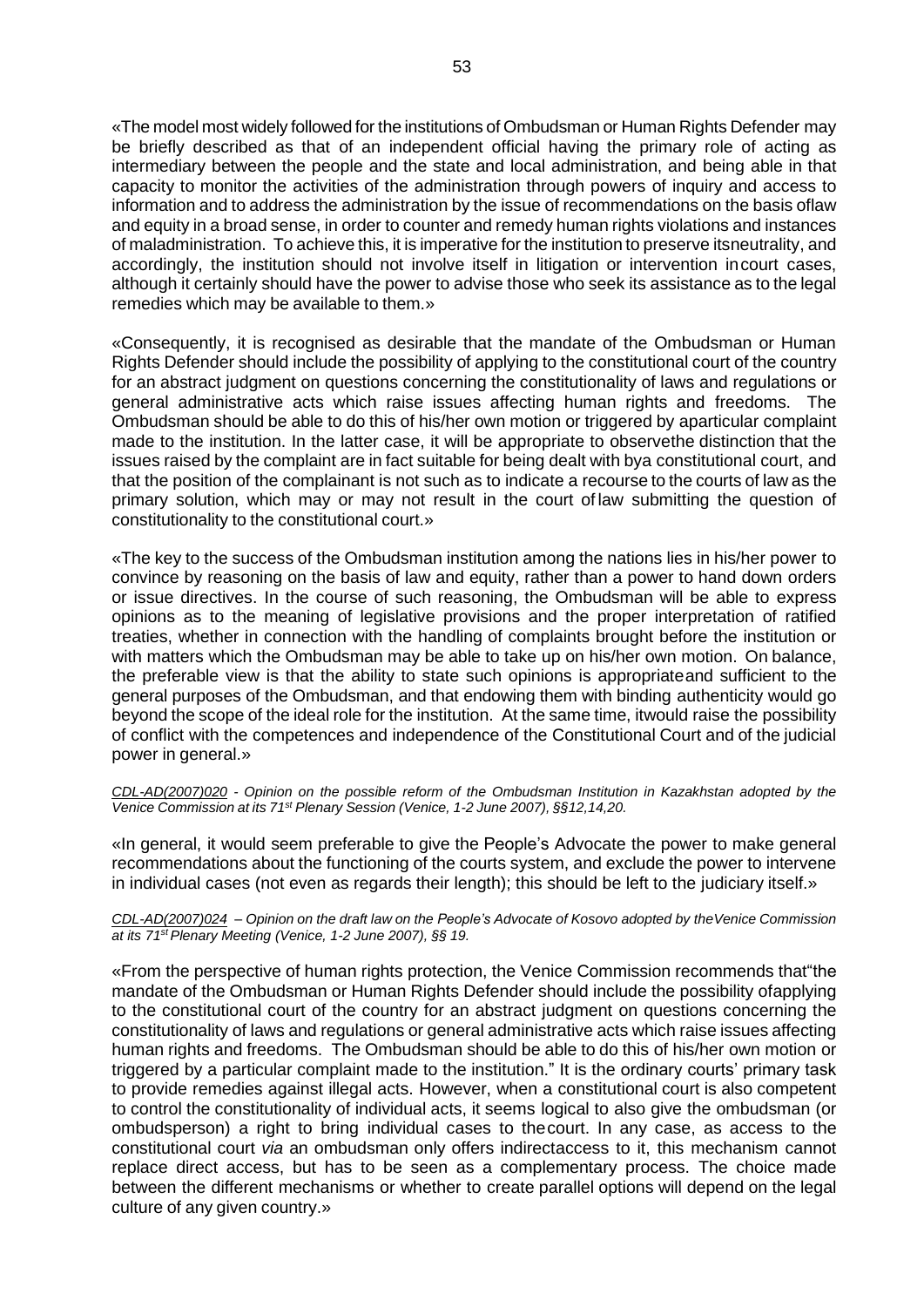«The model most widely followed for the institutions of Ombudsman or Human Rights Defender may be briefly described as that of an independent official having the primary role of acting as intermediary between the people and the state and local administration, and being able in that capacity to monitor the activities of the administration through powers of inquiry and access to information and to address the administration by the issue of recommendations on the basis oflaw and equity in a broad sense, in order to counter and remedy human rights violations and instances of maladministration. To achieve this, it is imperative for the institution to preserve itsneutrality, and accordingly, the institution should not involve itself in litigation or intervention incourt cases, although it certainly should have the power to advise those who seek its assistance as to the legal remedies which may be available to them.»

«Consequently, it is recognised as desirable that the mandate of the Ombudsman or Human Rights Defender should include the possibility of applying to the constitutional court of the country for an abstract judgment on questions concerning the constitutionality of laws and regulations or general administrative acts which raise issues affecting human rights and freedoms. The Ombudsman should be able to do this of his/her own motion or triggered by aparticular complaint made to the institution. In the latter case, it will be appropriate to observethe distinction that the issues raised by the complaint are in fact suitable for being dealt with bya constitutional court, and that the position of the complainant is not such as to indicate a recourse to the courts of law as the primary solution, which may or may not result in the court of law submitting the question of constitutionality to the constitutional court.»

«The key to the success of the Ombudsman institution among the nations lies in his/her power to convince by reasoning on the basis of law and equity, rather than a power to hand down orders or issue directives. In the course of such reasoning, the Ombudsman will be able to express opinions as to the meaning of legislative provisions and the proper interpretation of ratified treaties, whether in connection with the handling of complaints brought before the institution or with matters which the Ombudsman may be able to take up on his/her own motion. On balance, the preferable view is that the ability to state such opinions is appropriateand sufficient to the general purposes of the Ombudsman, and that endowing them with binding authenticity would go beyond the scope of the ideal role for the institution. At the same time, itwould raise the possibility of conflict with the competences and independence of the Constitutional Court and of the judicial power in general.»

*CDL-AD(2007)020 - Opinion on the possible reform of the Ombudsman Institution in Kazakhstan adopted by the Venice Commission at its 71st Plenary Session (Venice, 1-2 June 2007), §§12,14,20.*

«In general, it would seem preferable to give the People's Advocate the power to make general recommendations about the functioning of the courts system, and exclude the power to intervene in individual cases (not even as regards their length); this should be left to the judiciary itself.»

*CDL-AD(2007)024 – Opinion on the draft law on the People's Advocate of Kosovo adopted by theVenice Commission at its 71st Plenary Meeting (Venice, 1-2 June 2007), §§ 19.*

«From the perspective of human rights protection, the Venice Commission recommends that"the mandate of the Ombudsman or Human Rights Defender should include the possibility ofapplying to the constitutional court of the country for an abstract judgment on questions concerning the constitutionality of laws and regulations or general administrative acts which raise issues affecting human rights and freedoms. The Ombudsman should be able to do this of his/her own motion or triggered by a particular complaint made to the institution." It is the ordinary courts' primary task to provide remedies against illegal acts. However, when a constitutional court is also competent to control the constitutionality of individual acts, it seems logical to also give the ombudsman (or ombudsperson) a right to bring individual cases to thecourt. In any case, as access to the constitutional court *via* an ombudsman only offers indirectaccess to it, this mechanism cannot replace direct access, but has to be seen as a complementary process. The choice made between the different mechanisms or whether to create parallel options will depend on the legal culture of any given country.»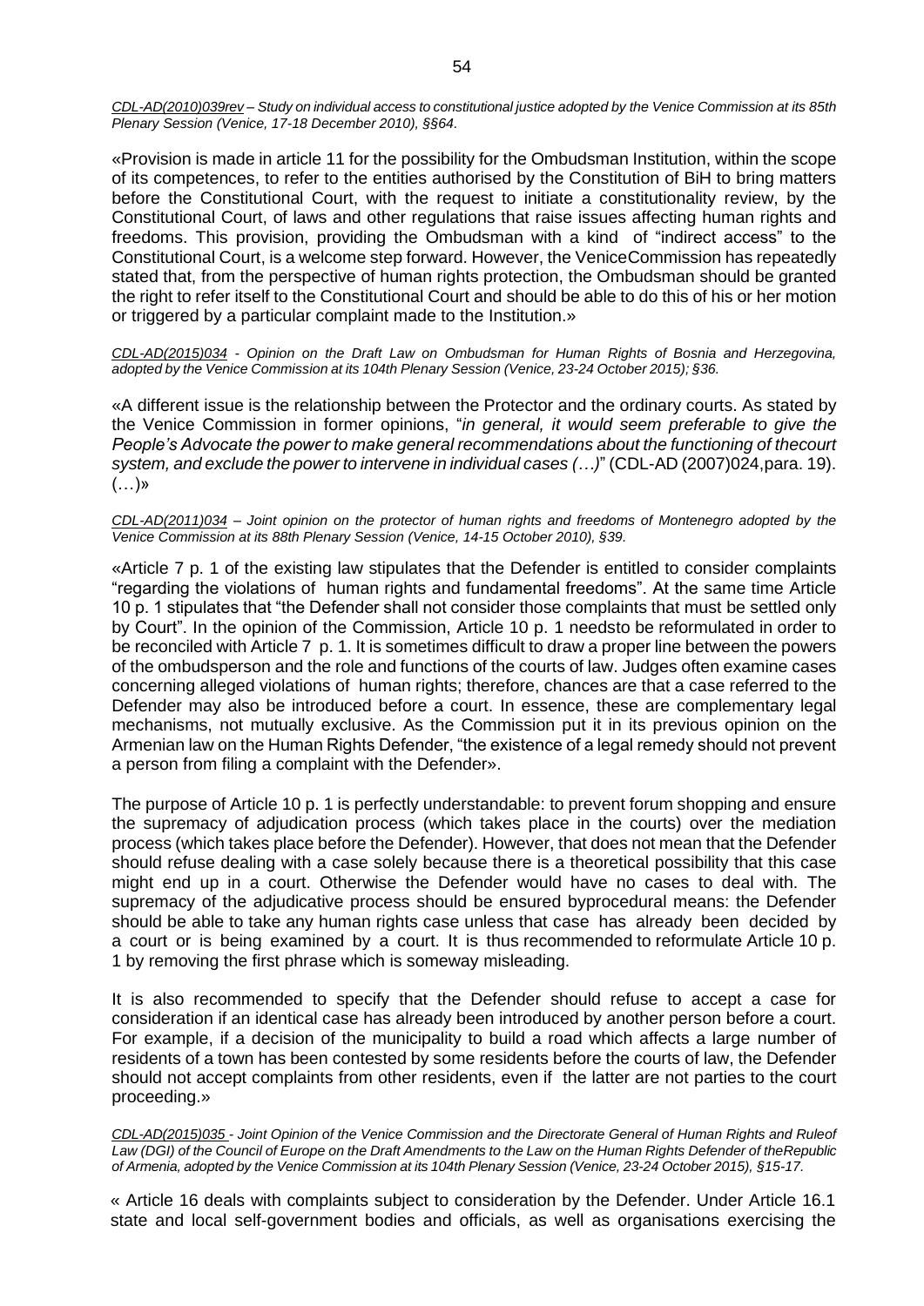*CDL-AD(2010)039rev – Study on individual access to constitutional justice adopted by the Venice Commission at its 85th Plenary Session (Venice, 17-18 December 2010), §§64.*

«Provision is made in article 11 for the possibility for the Ombudsman Institution, within the scope of its competences, to refer to the entities authorised by the Constitution of BiH to bring matters before the Constitutional Court, with the request to initiate a constitutionality review, by the Constitutional Court, of laws and other regulations that raise issues affecting human rights and freedoms. This provision, providing the Ombudsman with a kind of "indirect access" to the Constitutional Court, is a welcome step forward. However, the VeniceCommission has repeatedly stated that, from the perspective of human rights protection, the Ombudsman should be granted the right to refer itself to the Constitutional Court and should be able to do this of his or her motion or triggered by a particular complaint made to the Institution.»

*CDL-AD(2015)034 - Opinion on the Draft Law on Ombudsman for Human Rights of Bosnia and Herzegovina, adopted by the Venice Commission at its 104th Plenary Session (Venice, 23-24 October 2015); §36.*

«A different issue is the relationship between the Protector and the ordinary courts. As stated by the Venice Commission in former opinions, "*in general, it would seem preferable to give the People's Advocate the power to make general recommendations about the functioning of thecourt system, and exclude the power to intervene in individual cases (…)*" (CDL-AD (2007)024,para. 19). (…)»

*CDL-AD(2011)034 – Joint opinion on the protector of human rights and freedoms of Montenegro adopted by the Venice Commission at its 88th Plenary Session (Venice, 14-15 October 2010), §39.*

«Article 7 p. 1 of the existing law stipulates that the Defender is entitled to consider complaints "regarding the violations of human rights and fundamental freedoms". At the same time Article 10 p. 1 stipulates that "the Defender shall not consider those complaints that must be settled only by Court". In the opinion of the Commission, Article 10 p. 1 needsto be reformulated in order to be reconciled with Article 7 p. 1. It is sometimes difficult to draw a proper line between the powers of the ombudsperson and the role and functions of the courts of law. Judges often examine cases concerning alleged violations of human rights; therefore, chances are that a case referred to the Defender may also be introduced before a court. In essence, these are complementary legal mechanisms, not mutually exclusive. As the Commission put it in its previous opinion on the Armenian law on the Human Rights Defender, "the existence of a legal remedy should not prevent a person from filing a complaint with the Defender».

The purpose of Article 10 p. 1 is perfectly understandable: to prevent forum shopping and ensure the supremacy of adjudication process (which takes place in the courts) over the mediation process (which takes place before the Defender). However, that does not mean that the Defender should refuse dealing with a case solely because there is a theoretical possibility that this case might end up in a court. Otherwise the Defender would have no cases to deal with. The supremacy of the adjudicative process should be ensured byprocedural means: the Defender should be able to take any human rights case unless that case has already been decided by a court or is being examined by a court. It is thus recommended to reformulate Article 10 p. 1 by removing the first phrase which is someway misleading.

It is also recommended to specify that the Defender should refuse to accept a case for consideration if an identical case has already been introduced by another person before a court. For example, if a decision of the municipality to build a road which affects a large number of residents of a town has been contested by some residents before the courts of law, the Defender should not accept complaints from other residents, even if the latter are not parties to the court proceeding.»

*CDL-AD(2015)035 - Joint Opinion of the Venice Commission and the Directorate General of Human Rights and Ruleof Law (DGI) of the Council of Europe on the Draft Amendments to the Law on the Human Rights Defender of theRepublic of Armenia, adopted by the Venice Commission at its 104th Plenary Session (Venice, 23-24 October 2015), §15-17.*

« Article 16 deals with complaints subject to consideration by the Defender. Under Article 16.1 state and local self-government bodies and officials, as well as organisations exercising the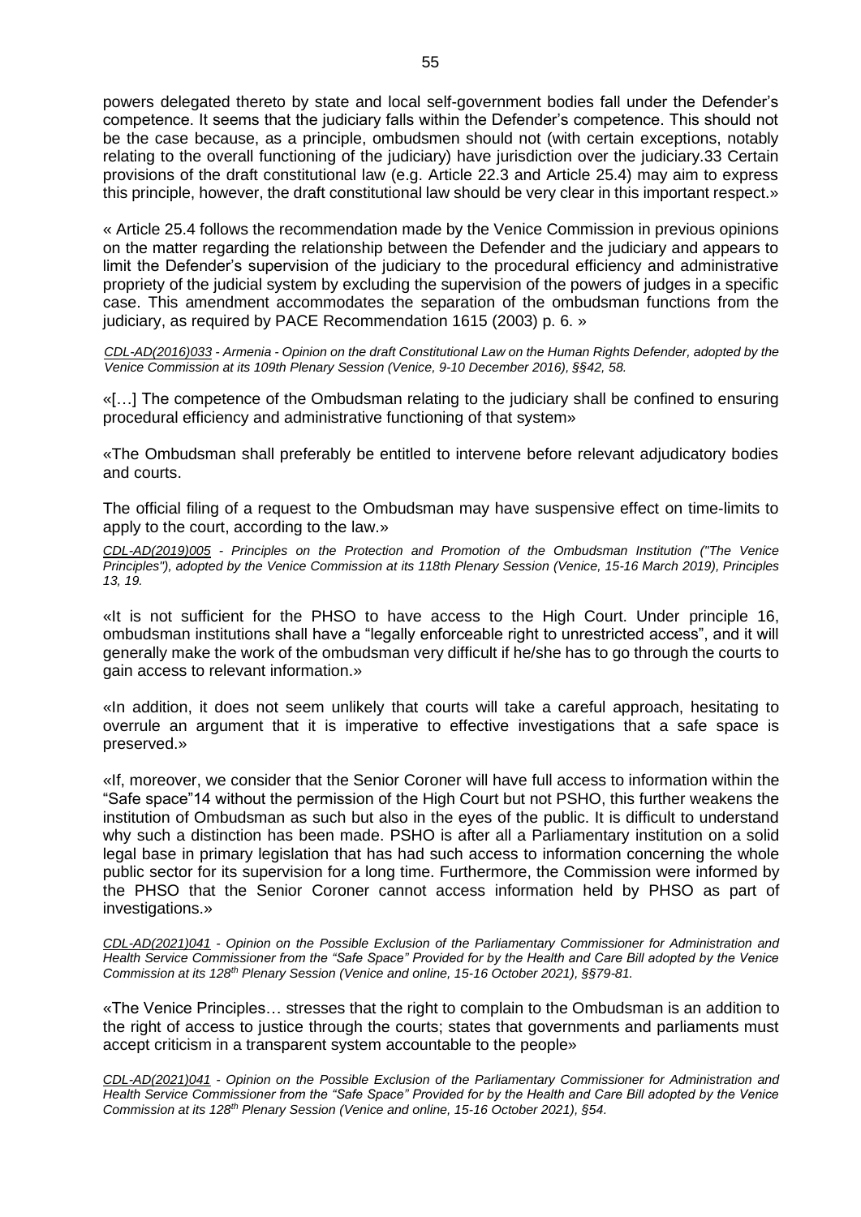powers delegated thereto by state and local self-government bodies fall under the Defender's competence. It seems that the judiciary falls within the Defender's competence. This should not be the case because, as a principle, ombudsmen should not (with certain exceptions, notably relating to the overall functioning of the judiciary) have jurisdiction over the judiciary.33 Certain provisions of the draft constitutional law (e.g. Article 22.3 and Article 25.4) may aim to express this principle, however, the draft constitutional law should be very clear in this important respect.»

« Article 25.4 follows the recommendation made by the Venice Commission in previous opinions on the matter regarding the relationship between the Defender and the judiciary and appears to limit the Defender's supervision of the judiciary to the procedural efficiency and administrative propriety of the judicial system by excluding the supervision of the powers of judges in a specific case. This amendment accommodates the separation of the ombudsman functions from the judiciary, as required by PACE Recommendation 1615 (2003) p. 6. »

*CDL-AD(2016)033 - Armenia - Opinion on the draft Constitutional Law on the Human Rights Defender, adopted by the Venice Commission at its 109th Plenary Session (Venice, 9-10 December 2016), §§42, 58.*

«[…] The competence of the Ombudsman relating to the judiciary shall be confined to ensuring procedural efficiency and administrative functioning of that system»

«The Ombudsman shall preferably be entitled to intervene before relevant adjudicatory bodies and courts.

The official filing of a request to the Ombudsman may have suspensive effect on time-limits to apply to the court, according to the law.»

*CDL-AD(2019)005 - Principles on the Protection and Promotion of the Ombudsman Institution ("The Venice Principles"), adopted by the Venice Commission at its 118th Plenary Session (Venice, 15-16 March 2019), Principles 13, 19.*

«It is not sufficient for the PHSO to have access to the High Court. Under principle 16, ombudsman institutions shall have a "legally enforceable right to unrestricted access", and it will generally make the work of the ombudsman very difficult if he/she has to go through the courts to gain access to relevant information.»

«In addition, it does not seem unlikely that courts will take a careful approach, hesitating to overrule an argument that it is imperative to effective investigations that a safe space is preserved.»

«If, moreover, we consider that the Senior Coroner will have full access to information within the "Safe space"14 without the permission of the High Court but not PSHO, this further weakens the institution of Ombudsman as such but also in the eyes of the public. It is difficult to understand why such a distinction has been made. PSHO is after all a Parliamentary institution on a solid legal base in primary legislation that has had such access to information concerning the whole public sector for its supervision for a long time. Furthermore, the Commission were informed by the PHSO that the Senior Coroner cannot access information held by PHSO as part of investigations.»

*CDL-AD(2021)041 - Opinion on the Possible Exclusion of the Parliamentary Commissioner for Administration and Health Service Commissioner from the "Safe Space" Provided for by the Health and Care Bill adopted by the Venice Commission at its 128th Plenary Session (Venice and online, 15-16 October 2021), §§79-81.*

«The Venice Principles… stresses that the right to complain to the Ombudsman is an addition to the right of access to justice through the courts; states that governments and parliaments must accept criticism in a transparent system accountable to the people»

*CDL-AD(2021)041 - Opinion on the Possible Exclusion of the Parliamentary Commissioner for Administration and Health Service Commissioner from the "Safe Space" Provided for by the Health and Care Bill adopted by the Venice Commission at its 128th Plenary Session (Venice and online, 15-16 October 2021), §54.*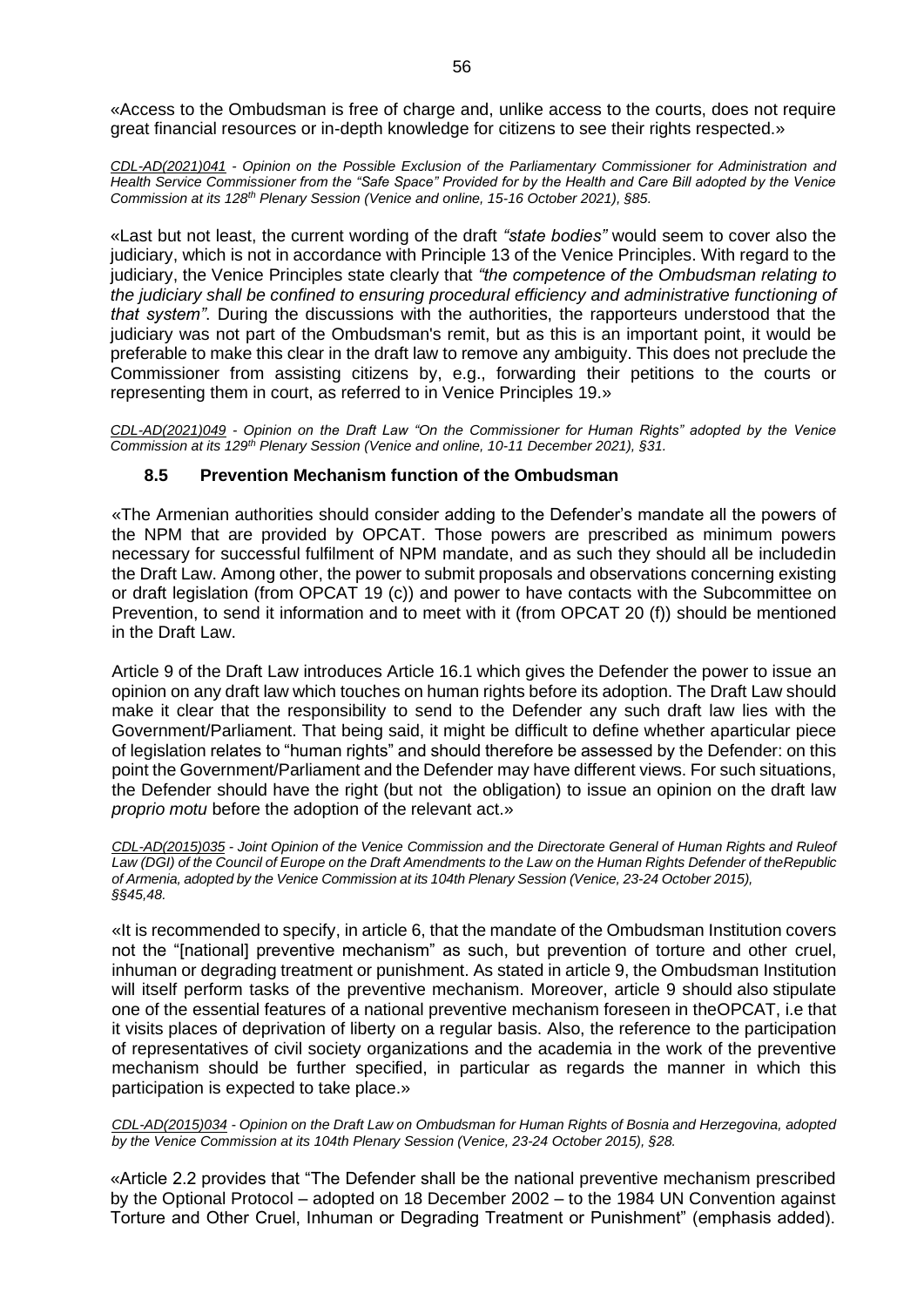«Access to the Ombudsman is free of charge and, unlike access to the courts, does not require great financial resources or in-depth knowledge for citizens to see their rights respected.»

*CDL-AD(2021)041 - Opinion on the Possible Exclusion of the Parliamentary Commissioner for Administration and Health Service Commissioner from the "Safe Space" Provided for by the Health and Care Bill adopted by the Venice Commission at its 128th Plenary Session (Venice and online, 15-16 October 2021), §85.*

«Last but not least, the current wording of the draft *"state bodies"* would seem to cover also the judiciary, which is not in accordance with Principle 13 of the Venice Principles. With regard to the judiciary, the Venice Principles state clearly that *"the competence of the Ombudsman relating to the judiciary shall be confined to ensuring procedural efficiency and administrative functioning of that system"*. During the discussions with the authorities, the rapporteurs understood that the judiciary was not part of the Ombudsman's remit, but as this is an important point, it would be preferable to make this clear in the draft law to remove any ambiguity. This does not preclude the Commissioner from assisting citizens by, e.g., forwarding their petitions to the courts or representing them in court, as referred to in Venice Principles 19.»

*CDL-AD(2021)049 - Opinion on the Draft Law "On the Commissioner for Human Rights" adopted by the Venice Commission at its 129th Plenary Session (Venice and online, 10-11 December 2021), §31.*

### 8.5 Prevention Mechanism function of the Ombudsman

«The Armenian authorities should consider adding to the Defender's mandate all the powers of the NPM that are provided by OPCAT. Those powers are prescribed as minimum powers necessary for successful fulfilment of NPM mandate, and as such they should all be includedin the Draft Law. Among other, the power to submit proposals and observations concerning existing or draft legislation (from OPCAT 19 (c)) and power to have contacts with the Subcommittee on Prevention, to send it information and to meet with it (from OPCAT 20 (f)) should be mentioned in the Draft Law.

Article 9 of the Draft Law introduces Article 16.1 which gives the Defender the power to issue an opinion on any draft law which touches on human rights before its adoption. The Draft Law should make it clear that the responsibility to send to the Defender any such draft law lies with the Government/Parliament. That being said, it might be difficult to define whether aparticular piece of legislation relates to "human rights" and should therefore be assessed by the Defender: on this point the Government/Parliament and the Defender may have different views. For such situations, the Defender should have the right (but not the obligation) to issue an opinion on the draft law *proprio motu* before the adoption of the relevant act.»

*CDL-AD(2015)035 - Joint Opinion of the Venice Commission and the Directorate General of Human Rights and Ruleof Law (DGI) of the Council of Europe on the Draft Amendments to the Law on the Human Rights Defender of theRepublic of Armenia, adopted by the Venice Commission at its 104th Plenary Session (Venice, 23-24 October 2015), §§45,48.*

«It is recommended to specify, in article 6, that the mandate of the Ombudsman Institution covers not the "[national] preventive mechanism" as such, but prevention of torture and other cruel, inhuman or degrading treatment or punishment. As stated in article 9, the Ombudsman Institution will itself perform tasks of the preventive mechanism. Moreover, article 9 should also stipulate one of the essential features of a national preventive mechanism foreseen in theOPCAT, i.e that it visits places of deprivation of liberty on a regular basis. Also, the reference to the participation of representatives of civil society organizations and the academia in the work of the preventive mechanism should be further specified, in particular as regards the manner in which this participation is expected to take place.»

*CDL-AD(2015)034 - Opinion on the Draft Law on Ombudsman for Human Rights of Bosnia and Herzegovina, adopted by the Venice Commission at its 104th Plenary Session (Venice, 23-24 October 2015), §28.*

«Article 2.2 provides that "The Defender shall be the national preventive mechanism prescribed by the Optional Protocol – adopted on 18 December 2002 – to the 1984 UN Convention against Torture and Other Cruel, Inhuman or Degrading Treatment or Punishment" (emphasis added).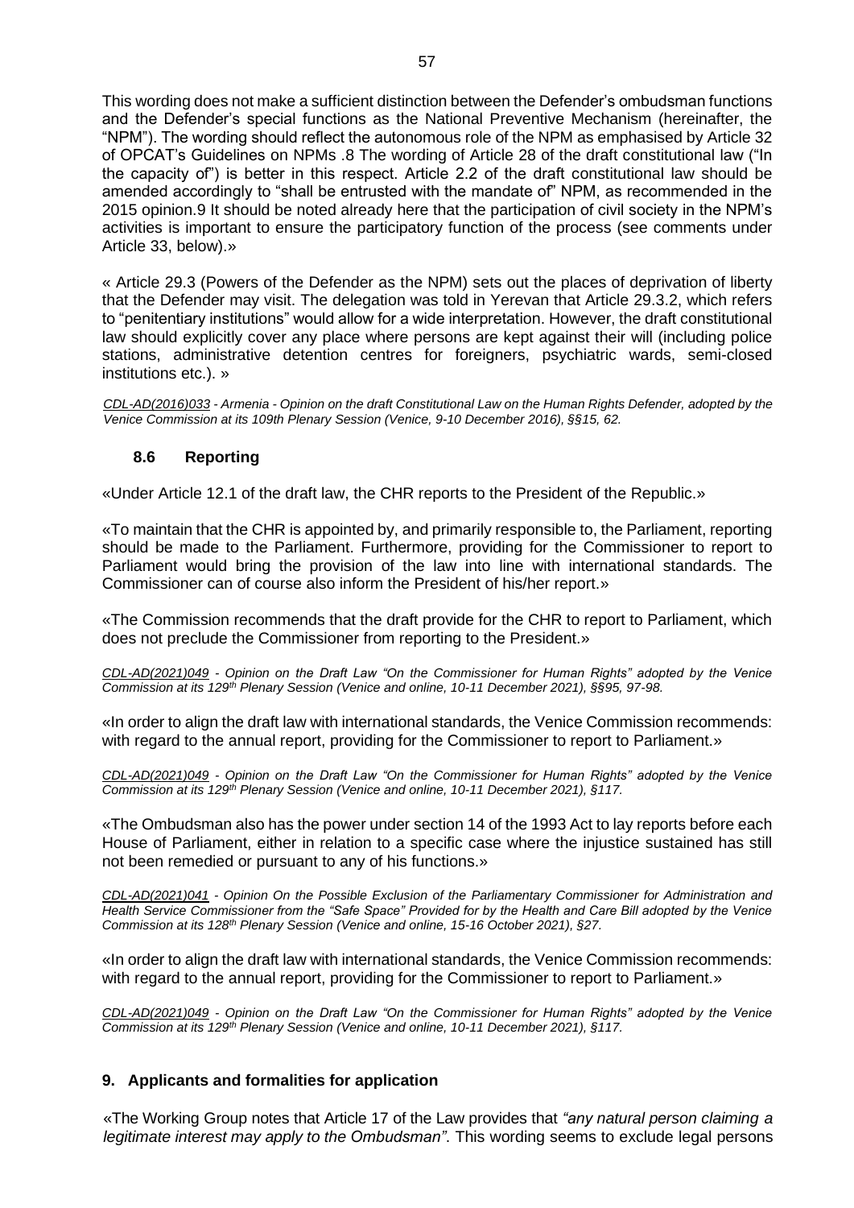This wording does not make a sufficient distinction between the Defender's ombudsman functions and the Defender's special functions as the National Preventive Mechanism (hereinafter, the "NPM"). The wording should reflect the autonomous role of the NPM as emphasised by Article 32 of OPCAT's Guidelines on NPMs .8 The wording of Article 28 of the draft constitutional law ("In the capacity of") is better in this respect. Article 2.2 of the draft constitutional law should be amended accordingly to "shall be entrusted with the mandate of" NPM, as recommended in the 2015 opinion.9 It should be noted already here that the participation of civil society in the NPM's activities is important to ensure the participatory function of the process (see comments under Article 33, below).»

« Article 29.3 (Powers of the Defender as the NPM) sets out the places of deprivation of liberty that the Defender may visit. The delegation was told in Yerevan that Article 29.3.2, which refers to "penitentiary institutions" would allow for a wide interpretation. However, the draft constitutional law should explicitly cover any place where persons are kept against their will (including police stations, administrative detention centres for foreigners, psychiatric wards, semi-closed institutions etc.). »

*CDL-AD(2016)033 - Armenia - Opinion on the draft Constitutional Law on the Human Rights Defender, adopted by the Venice Commission at its 109th Plenary Session (Venice, 9-10 December 2016), §§15, 62.*

### 8.6 Reporting

«Under Article 12.1 of the draft law, the CHR reports to the President of the Republic.»

«To maintain that the CHR is appointed by, and primarily responsible to, the Parliament, reporting should be made to the Parliament. Furthermore, providing for the Commissioner to report to Parliament would bring the provision of the law into line with international standards. The Commissioner can of course also inform the President of his/her report.»

«The Commission recommends that the draft provide for the CHR to report to Parliament, which does not preclude the Commissioner from reporting to the President.»

*CDL-AD(2021)049 - Opinion on the Draft Law "On the Commissioner for Human Rights" adopted by the Venice Commission at its 129th Plenary Session (Venice and online, 10-11 December 2021), §§95, 97-98.*

«In order to align the draft law with international standards, the Venice Commission recommends: with regard to the annual report, providing for the Commissioner to report to Parliament.»

*CDL-AD(2021)049 - Opinion on the Draft Law "On the Commissioner for Human Rights" adopted by the Venice Commission at its 129th Plenary Session (Venice and online, 10-11 December 2021), §117.*

«The Ombudsman also has the power under section 14 of the 1993 Act to lay reports before each House of Parliament, either in relation to a specific case where the injustice sustained has still not been remedied or pursuant to any of his functions.»

*CDL-AD(2021)041 - Opinion On the Possible Exclusion of the Parliamentary Commissioner for Administration and Health Service Commissioner from the "Safe Space" Provided for by the Health and Care Bill adopted by the Venice Commission at its 128th Plenary Session (Venice and online, 15-16 October 2021), §27.*

«In order to align the draft law with international standards, the Venice Commission recommends: with regard to the annual report, providing for the Commissioner to report to Parliament.»

*CDL-AD(2021)049 - Opinion on the Draft Law "On the Commissioner for Human Rights" adopted by the Venice Commission at its 129th Plenary Session (Venice and online, 10-11 December 2021), §117.*

## 9. Applicants and formalities for application

«The Working Group notes that Article 17 of the Law provides that *"any natural person claiming a legitimate interest may apply to the Ombudsman"*. This wording seems to exclude legal persons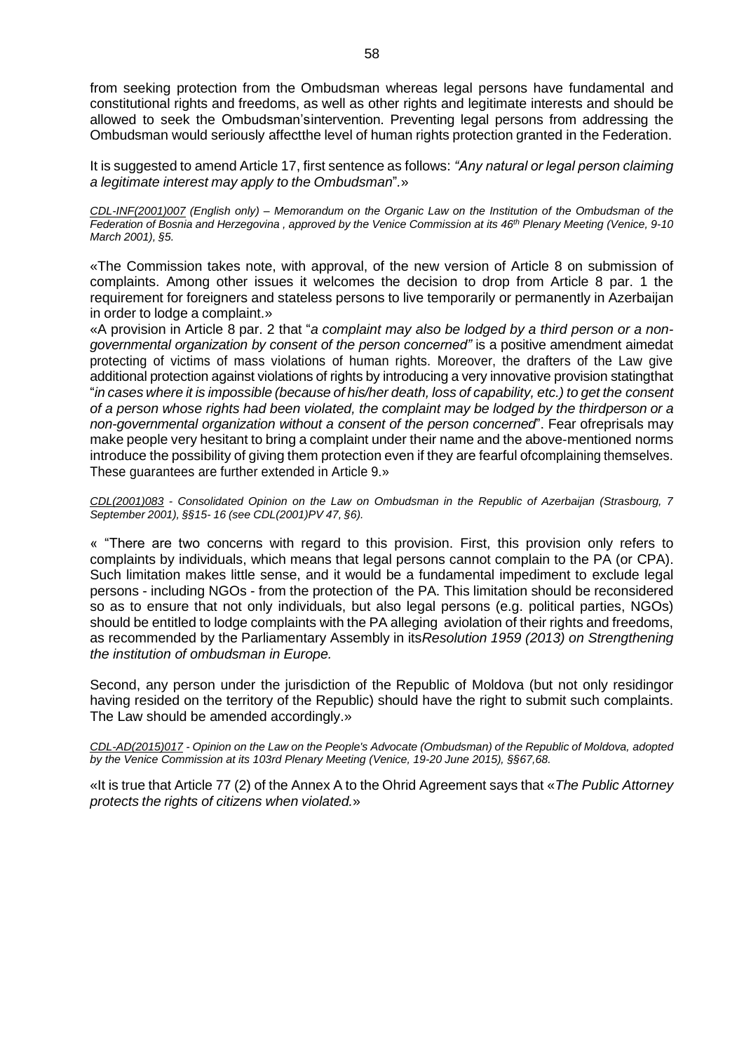from seeking protection from the Ombudsman whereas legal persons have fundamental and constitutional rights and freedoms, as well as other rights and legitimate interests and should be allowed to seek the Ombudsman'sintervention. Preventing legal persons from addressing the Ombudsman would seriously affectthe level of human rights protection granted in the Federation.

It is suggested to amend Article 17, first sentence as follows: *"Any natural or legal person claiming a legitimate interest may apply to the Ombudsman*".»

*CDL-INF(2001)007 (English only) – Memorandum on the Organic Law on the Institution of the Ombudsman of the Federation of Bosnia and Herzegovina , approved by the Venice Commission at its 46th Plenary Meeting (Venice, 9-10 March 2001), §5.*

«The Commission takes note, with approval, of the new version of Article 8 on submission of complaints. Among other issues it welcomes the decision to drop from Article 8 par. 1 the requirement for foreigners and stateless persons to live temporarily or permanently in Azerbaijan in order to lodge a complaint.»

«A provision in Article 8 par. 2 that "*a complaint may also be lodged by a third person or a non-governmental organization by consent of the person concerned"* is a positive amendment aimedat protecting of victims of mass violations of human rights. Moreover, the drafters of the Law give additional protection against violations of rights by introducing a very innovative provision statingthat "*in cases where it is impossible (because of his/her death, loss of capability, etc.) to get the consent of a person whose rights had been violated, the complaint may be lodged by the thirdperson or a non-governmental organization without a consent of the person concerned*". Fear ofreprisals may make people very hesitant to bring a complaint under their name and the above-mentioned norms introduce the possibility of giving them protection even if they are fearful ofcomplaining themselves. These guarantees are further extended in Article 9.»

*CDL(2001)083 - Consolidated Opinion on the Law on Ombudsman in the Republic of Azerbaijan (Strasbourg, 7 September 2001), §§15- 16 (see CDL(2001)PV 47, §6).*

« "There are two concerns with regard to this provision. First, this provision only refers to complaints by individuals, which means that legal persons cannot complain to the PA (or CPA). Such limitation makes little sense, and it would be a fundamental impediment to exclude legal persons - including NGOs - from the protection of the PA. This limitation should be reconsidered so as to ensure that not only individuals, but also legal persons (e.g. political parties, NGOs) should be entitled to lodge complaints with the PA alleging aviolation of their rights and freedoms, as recommended by the Parliamentary Assembly in its*Resolution 1959 (2013) on Strengthening the institution of ombudsman in Europe.*

Second, any person under the jurisdiction of the Republic of Moldova (but not only residingor having resided on the territory of the Republic) should have the right to submit such complaints. The Law should be amended accordingly.»

*CDL-AD(2015)017 - Opinion on the Law on the People's Advocate (Ombudsman) of the Republic of Moldova, adopted by the Venice Commission at its 103rd Plenary Meeting (Venice, 19-20 June 2015), §§67,68.*

«It is true that Article 77 (2) of the Annex A to the Ohrid Agreement says that «*The Public Attorney protects the rights of citizens when violated.*»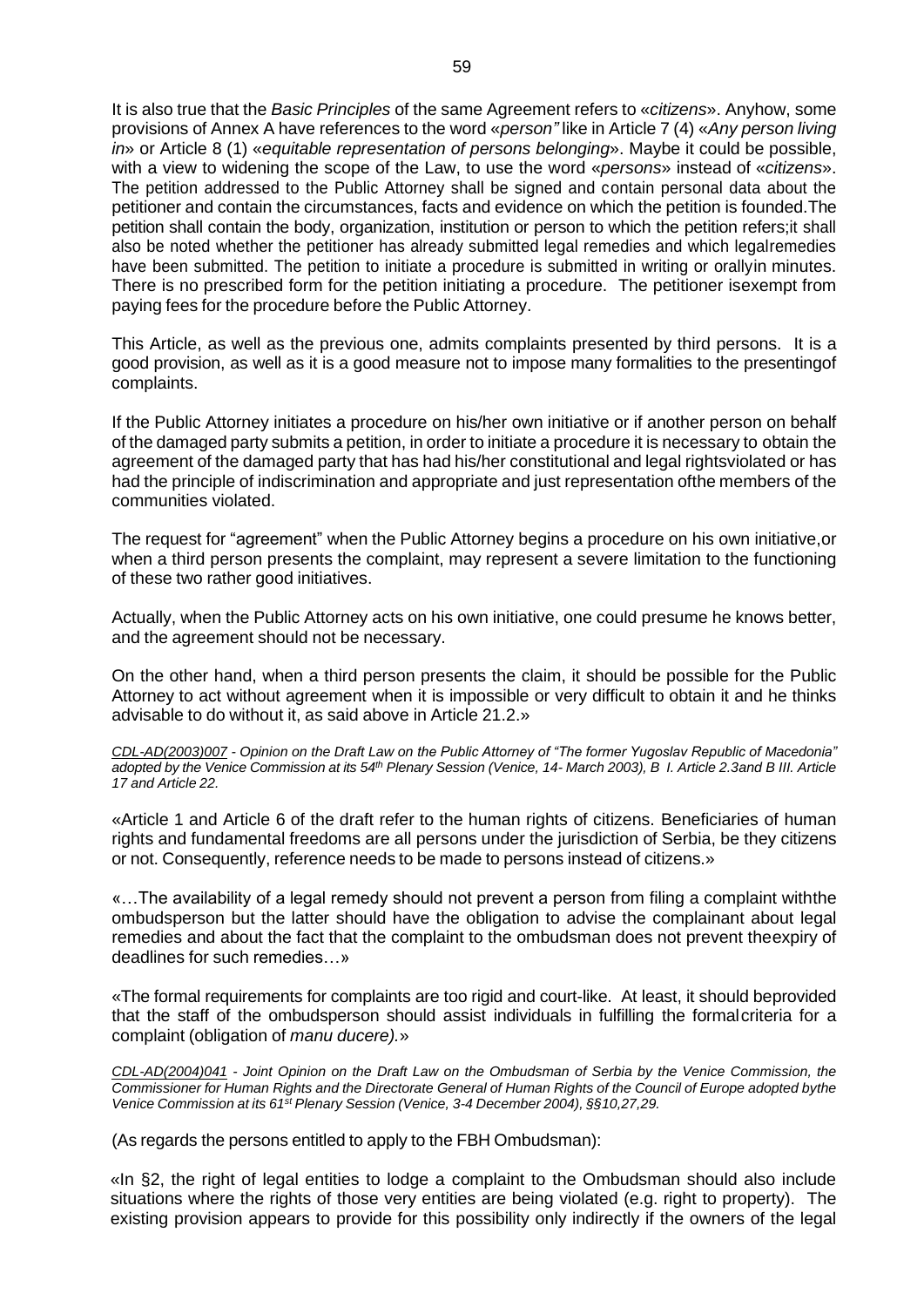It is also true that the *Basic Principles* of the same Agreement refers to «*citizens*». Anyhow, some provisions of Annex A have references to the word «*person"* like in Article 7 (4) «*Any person living in*» or Article 8 (1) «*equitable representation of persons belonging*». Maybe it could be possible, with a view to widening the scope of the Law, to use the word «*persons*» instead of «*citizens*». The petition addressed to the Public Attorney shall be signed and contain personal data about the petitioner and contain the circumstances, facts and evidence on which the petition is founded.The petition shall contain the body, organization, institution or person to which the petition refers;it shall also be noted whether the petitioner has already submitted legal remedies and which legalremedies have been submitted. The petition to initiate a procedure is submitted in writing or orallyin minutes. There is no prescribed form for the petition initiating a procedure. The petitioner isexempt from paying fees for the procedure before the Public Attorney.

This Article, as well as the previous one, admits complaints presented by third persons. It is a good provision, as well as it is a good measure not to impose many formalities to the presentingof complaints.

If the Public Attorney initiates a procedure on his/her own initiative or if another person on behalf of the damaged party submits a petition, in order to initiate a procedure it is necessary to obtain the agreement of the damaged party that has had his/her constitutional and legal rightsviolated or has had the principle of indiscrimination and appropriate and just representation ofthe members of the communities violated.

The request for "agreement" when the Public Attorney begins a procedure on his own initiative,or when a third person presents the complaint, may represent a severe limitation to the functioning of these two rather good initiatives.

Actually, when the Public Attorney acts on his own initiative, one could presume he knows better, and the agreement should not be necessary.

On the other hand, when a third person presents the claim, it should be possible for the Public Attorney to act without agreement when it is impossible or very difficult to obtain it and he thinks advisable to do without it, as said above in Article 21.2.»

*CDL-AD(2003)007 - Opinion on the Draft Law on the Public Attorney of "The former Yugoslav Republic of Macedonia" adopted by the Venice Commission at its 54th Plenary Session (Venice, 14- March 2003), B I. Article 2.3and B III. Article 17 and Article 22.*

«Article 1 and Article 6 of the draft refer to the human rights of citizens. Beneficiaries of human rights and fundamental freedoms are all persons under the jurisdiction of Serbia, be they citizens or not. Consequently, reference needs to be made to persons instead of citizens.»

«…The availability of a legal remedy should not prevent a person from filing a complaint withthe ombudsperson but the latter should have the obligation to advise the complainant about legal remedies and about the fact that the complaint to the ombudsman does not prevent theexpiry of deadlines for such remedies…»

«The formal requirements for complaints are too rigid and court-like. At least, it should beprovided that the staff of the ombudsperson should assist individuals in fulfilling the formalcriteria for a complaint (obligation of *manu ducere).*»

*CDL-AD(2004)041 - Joint Opinion on the Draft Law on the Ombudsman of Serbia by the Venice Commission, the Commissioner for Human Rights and the Directorate General of Human Rights of the Council of Europe adopted bythe Venice Commission at its 61st Plenary Session (Venice, 3-4 December 2004), §§10,27,29.*

(As regards the persons entitled to apply to the FBH Ombudsman):

«In §2, the right of legal entities to lodge a complaint to the Ombudsman should also include situations where the rights of those very entities are being violated (e.g. right to property). The existing provision appears to provide for this possibility only indirectly if the owners of the legal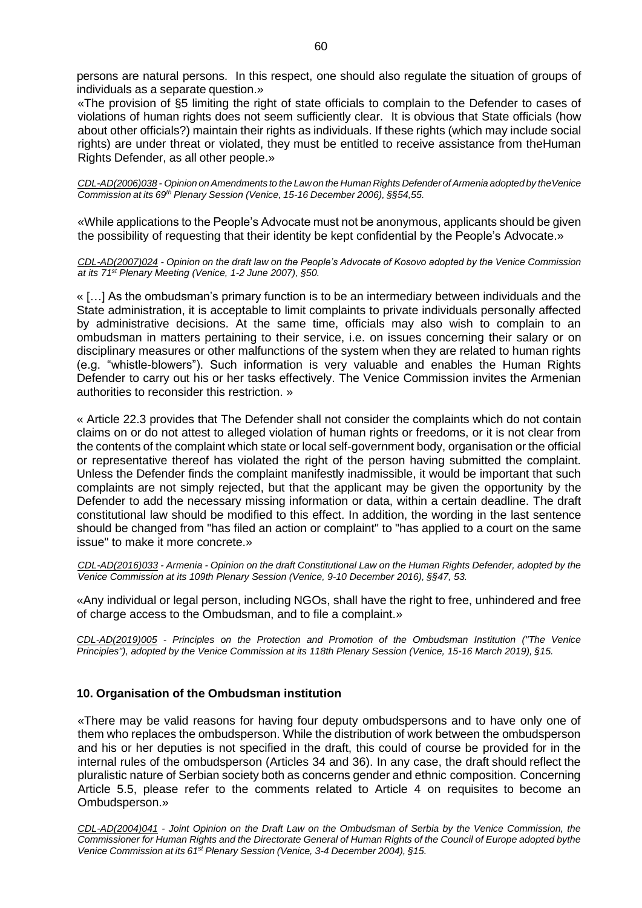persons are natural persons. In this respect, one should also regulate the situation of groups of individuals as a separate question.»

«The provision of §5 limiting the right of state officials to complain to the Defender to cases of violations of human rights does not seem sufficiently clear. It is obvious that State officials (how about other officials?) maintain their rights as individuals. If these rights (which may include social rights) are under threat or violated, they must be entitled to receive assistance from theHuman Rights Defender, as all other people.»

*CDL-AD(2006)038 - Opinion on Amendments to the Law on the Human Rights Defender of Armenia adopted by theVenice Commission at its 69th Plenary Session (Venice, 15-16 December 2006), §§54,55.*

«While applications to the People's Advocate must not be anonymous, applicants should be given the possibility of requesting that their identity be kept confidential by the People's Advocate.»

*CDL-AD(2007)024 - Opinion on the draft law on the People's Advocate of Kosovo adopted by the Venice Commission at its 71st Plenary Meeting (Venice, 1-2 June 2007), §50.*

« […] As the ombudsman's primary function is to be an intermediary between individuals and the State administration, it is acceptable to limit complaints to private individuals personally affected by administrative decisions. At the same time, officials may also wish to complain to an ombudsman in matters pertaining to their service, i.e. on issues concerning their salary or on disciplinary measures or other malfunctions of the system when they are related to human rights (e.g. "whistle-blowers"). Such information is very valuable and enables the Human Rights Defender to carry out his or her tasks effectively. The Venice Commission invites the Armenian authorities to reconsider this restriction. »

« Article 22.3 provides that The Defender shall not consider the complaints which do not contain claims on or do not attest to alleged violation of human rights or freedoms, or it is not clear from the contents of the complaint which state or local self-government body, organisation or the official or representative thereof has violated the right of the person having submitted the complaint. Unless the Defender finds the complaint manifestly inadmissible, it would be important that such complaints are not simply rejected, but that the applicant may be given the opportunity by the Defender to add the necessary missing information or data, within a certain deadline. The draft constitutional law should be modified to this effect. In addition, the wording in the last sentence should be changed from "has filed an action or complaint" to "has applied to a court on the same issue" to make it more concrete.»

*CDL-AD(2016)033 - Armenia - Opinion on the draft Constitutional Law on the Human Rights Defender, adopted by the Venice Commission at its 109th Plenary Session (Venice, 9-10 December 2016), §§47, 53.*

«Any individual or legal person, including NGOs, shall have the right to free, unhindered and free of charge access to the Ombudsman, and to file a complaint.»

*CDL-AD(2019)005 - Principles on the Protection and Promotion of the Ombudsman Institution ("The Venice Principles"), adopted by the Venice Commission at its 118th Plenary Session (Venice, 15-16 March 2019), §15.*

## 10. Organisation of the Ombudsman institution

«There may be valid reasons for having four deputy ombudspersons and to have only one of them who replaces the ombudsperson. While the distribution of work between the ombudsperson and his or her deputies is not specified in the draft, this could of course be provided for in the internal rules of the ombudsperson (Articles 34 and 36). In any case, the draft should reflect the pluralistic nature of Serbian society both as concerns gender and ethnic composition. Concerning Article 5.5, please refer to the comments related to Article 4 on requisites to become an Ombudsperson.»

*CDL-AD(2004)041 - Joint Opinion on the Draft Law on the Ombudsman of Serbia by the Venice Commission, the Commissioner for Human Rights and the Directorate General of Human Rights of the Council of Europe adopted bythe Venice Commission at its 61st Plenary Session (Venice, 3-4 December 2004), §15.*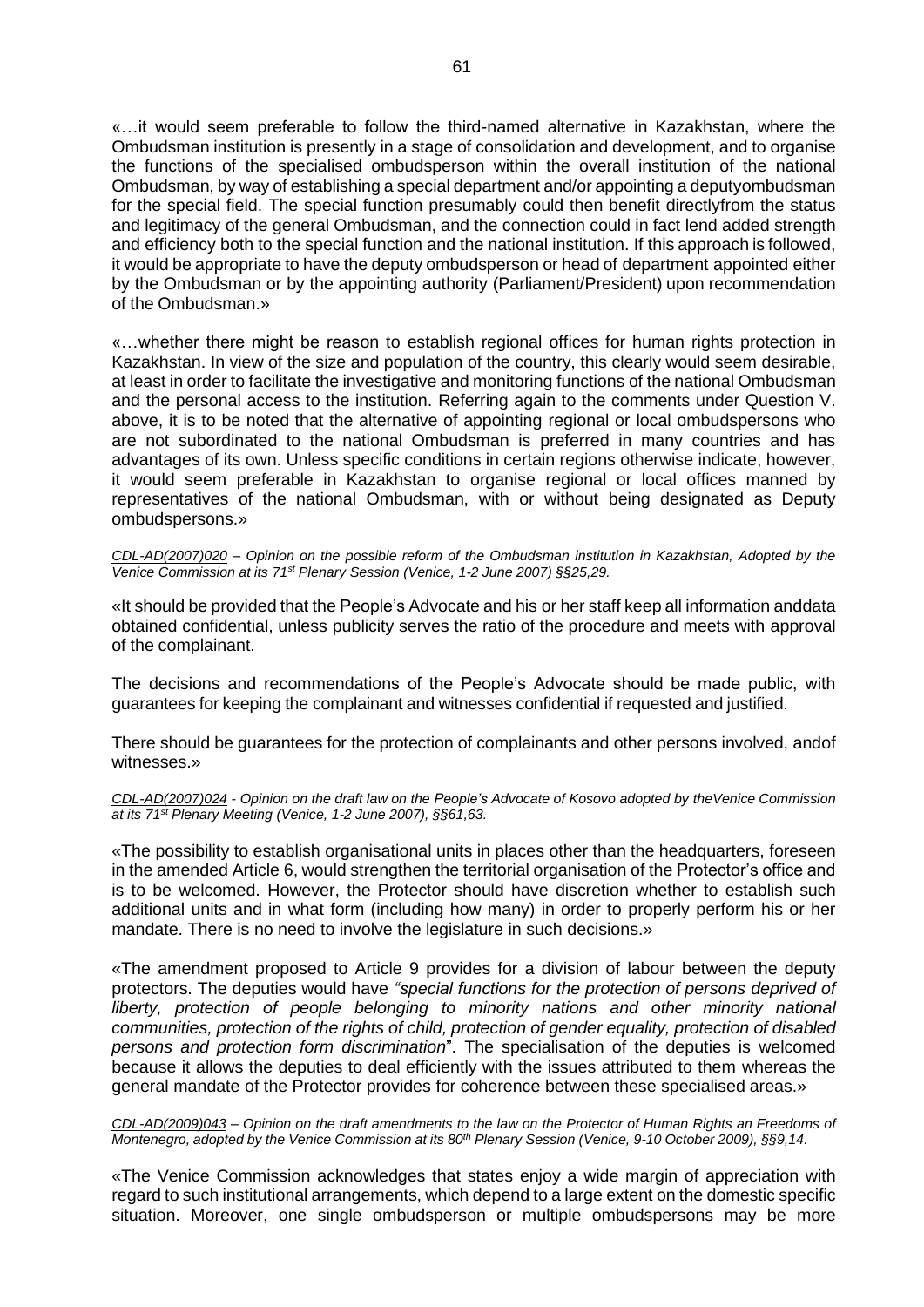«…it would seem preferable to follow the third-named alternative in Kazakhstan, where the Ombudsman institution is presently in a stage of consolidation and development, and to organise the functions of the specialised ombudsperson within the overall institution of the national Ombudsman, by way of establishing a special department and/or appointing a deputyombudsman for the special field. The special function presumably could then benefit directlyfrom the status and legitimacy of the general Ombudsman, and the connection could in fact lend added strength and efficiency both to the special function and the national institution. If this approach is followed, it would be appropriate to have the deputy ombudsperson or head of department appointed either by the Ombudsman or by the appointing authority (Parliament/President) upon recommendation of the Ombudsman.»

«…whether there might be reason to establish regional offices for human rights protection in Kazakhstan. In view of the size and population of the country, this clearly would seem desirable, at least in order to facilitate the investigative and monitoring functions of the national Ombudsman and the personal access to the institution. Referring again to the comments under Question V. above, it is to be noted that the alternative of appointing regional or local ombudspersons who are not subordinated to the national Ombudsman is preferred in many countries and has advantages of its own. Unless specific conditions in certain regions otherwise indicate, however, it would seem preferable in Kazakhstan to organise regional or local offices manned by representatives of the national Ombudsman, with or without being designated as Deputy ombudspersons.»

*CDL-AD(2007)020 – Opinion on the possible reform of the Ombudsman institution in Kazakhstan, Adopted by the Venice Commission at its 71st Plenary Session (Venice, 1-2 June 2007) §§25,29.*

«It should be provided that the People's Advocate and his or her staff keep all information anddata obtained confidential, unless publicity serves the ratio of the procedure and meets with approval of the complainant.

The decisions and recommendations of the People's Advocate should be made public, with guarantees for keeping the complainant and witnesses confidential if requested and justified.

There should be guarantees for the protection of complainants and other persons involved, andof witnesses.»

*CDL-AD(2007)024 - Opinion on the draft law on the People's Advocate of Kosovo adopted by theVenice Commission at its 71st Plenary Meeting (Venice, 1-2 June 2007), §§61,63.*

«The possibility to establish organisational units in places other than the headquarters, foreseen in the amended Article 6, would strengthen the territorial organisation of the Protector's office and is to be welcomed. However, the Protector should have discretion whether to establish such additional units and in what form (including how many) in order to properly perform his or her mandate. There is no need to involve the legislature in such decisions.»

«The amendment proposed to Article 9 provides for a division of labour between the deputy protectors. The deputies would have *"special functions for the protection of persons deprived of liberty, protection of people belonging to minority nations and other minority national communities, protection of the rights of child, protection of gender equality, protection of disabled persons and protection form discrimination*". The specialisation of the deputies is welcomed because it allows the deputies to deal efficiently with the issues attributed to them whereas the general mandate of the Protector provides for coherence between these specialised areas.»

*CDL-AD(2009)043 – Opinion on the draft amendments to the law on the Protector of Human Rights an Freedoms of Montenegro, adopted by the Venice Commission at its 80th Plenary Session (Venice, 9-10 October 2009), §§9,14.*

«The Venice Commission acknowledges that states enjoy a wide margin of appreciation with regard to such institutional arrangements, which depend to a large extent on the domestic specific situation. Moreover, one single ombudsperson or multiple ombudspersons may be more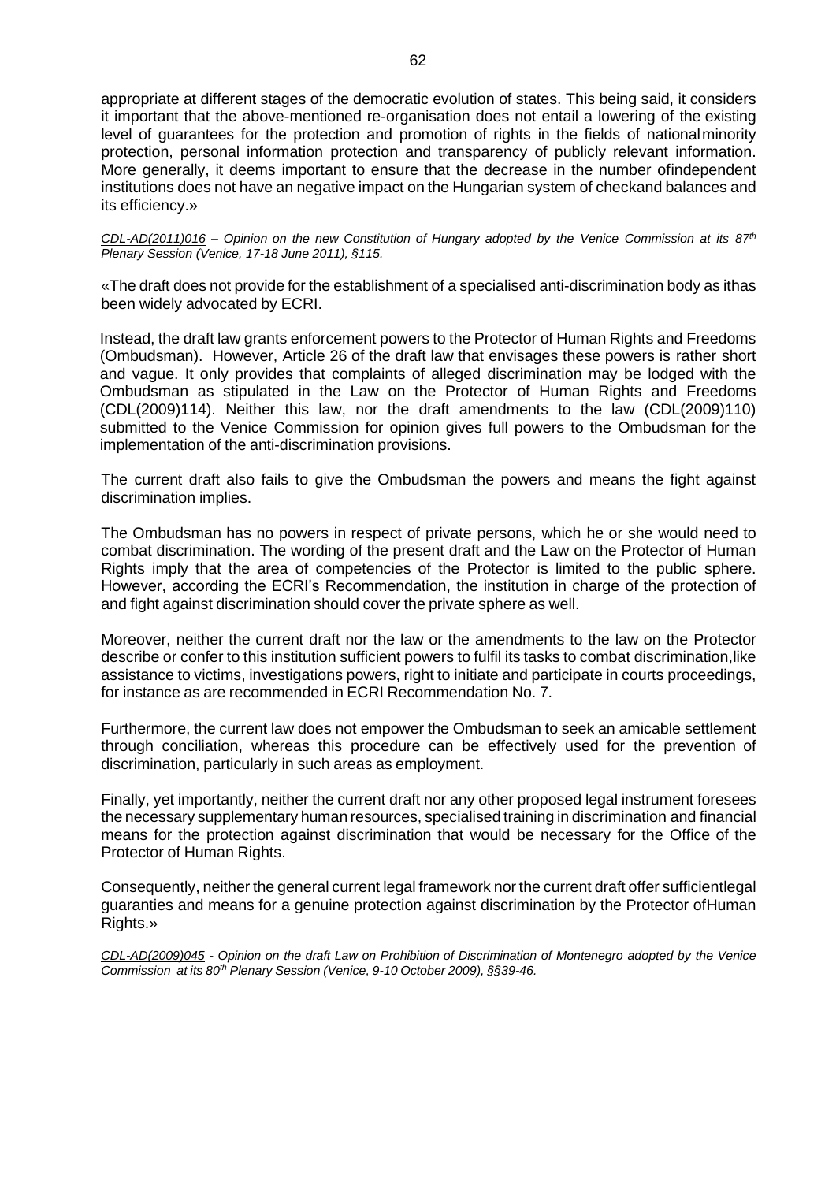appropriate at different stages of the democratic evolution of states. This being said, it considers it important that the above-mentioned re-organisation does not entail a lowering of the existing level of guarantees for the protection and promotion of rights in the fields of national minority protection, personal information protection and transparency of publicly relevant information. More generally, it deems important to ensure that the decrease in the number of independent institutions does not have an negative impact on the Hungarian system of check and balances and its efficiency.»

*CDL-AD(2011)016 – Opinion on the new Constitution of Hungary adopted by the Venice Commission at its 87th Plenary Session (Venice, 17-18 June 2011), §115.*

«The draft does not provide for the establishment of a specialised anti-discrimination body as it has been widely advocated by ECRI.

Instead, the draft law grants enforcement powers to the Protector of Human Rights and Freedoms (Ombudsman). However, Article 26 of the draft law that envisages these powers is rather short and vague. It only provides that complaints of alleged discrimination may be lodged with the Ombudsman as stipulated in the Law on the Protector of Human Rights and Freedoms (CDL(2009)114). Neither this law, nor the draft amendments to the law (CDL(2009)110) submitted to the Venice Commission for opinion gives full powers to the Ombudsman for the implementation of the anti-discrimination provisions.

The current draft also fails to give the Ombudsman the powers and means the fight against discrimination implies.

The Ombudsman has no powers in respect of private persons, which he or she would need to combat discrimination. The wording of the present draft and the Law on the Protector of Human Rights imply that the area of competencies of the Protector is limited to the public sphere. However, according the ECRI's Recommendation, the institution in charge of the protection of and fight against discrimination should cover the private sphere as well.

Moreover, neither the current draft nor the law or the amendments to the law on the Protector describe or confer to this institution sufficient powers to fulfil its tasks to combat discrimination, like assistance to victims, investigations powers, right to initiate and participate in courts proceedings, for instance as are recommended in ECRI Recommendation No. 7.

Furthermore, the current law does not empower the Ombudsman to seek an amicable settlement through conciliation, whereas this procedure can be effectively used for the prevention of discrimination, particularly in such areas as employment.

Finally, yet importantly, neither the current draft nor any other proposed legal instrument foresees the necessary supplementary human resources, specialised training in discrimination and financial means for the protection against discrimination that would be necessary for the Office of the Protector of Human Rights.

Consequently, neither the general current legal framework nor the current draft offer sufficient legal guaranties and means for a genuine protection against discrimination by the Protector of Human Rights.»

*CDL-AD(2009)045 - Opinion on the draft Law on Prohibition of Discrimination of Montenegro adopted by the Venice Commission at its 80th Plenary Session (Venice, 9-10 October 2009), §§39-46.*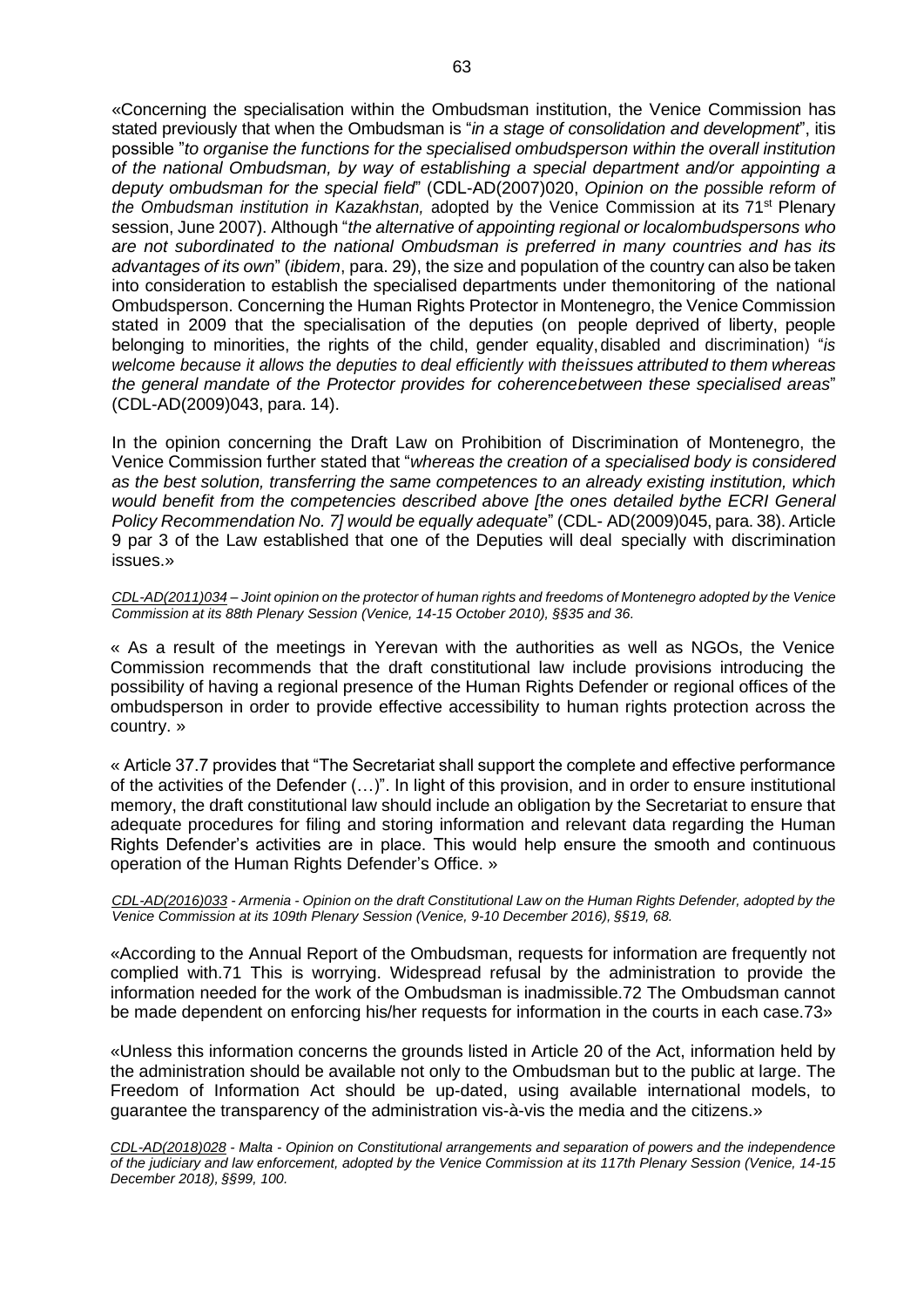«Concerning the specialisation within the Ombudsman institution, the Venice Commission has stated previously that when the Ombudsman is "*in a stage of consolidation and development*", itis possible "*to organise the functions for the specialised ombudsperson within the overall institution of the national Ombudsman, by way of establishing a special department and/or appointing a deputy ombudsman for the special field*" (CDL-AD(2007)020, *Opinion on the possible reform of the Ombudsman institution in Kazakhstan,* adopted by the Venice Commission at its 71st Plenary session, June 2007). Although "*the alternative of appointing regional or localombudspersons who are not subordinated to the national Ombudsman is preferred in many countries and has its advantages of its own*" (*ibidem*, para. 29), the size and population of the country can also be taken into consideration to establish the specialised departments under themonitoring of the national Ombudsperson. Concerning the Human Rights Protector in Montenegro, the Venice Commission stated in 2009 that the specialisation of the deputies (on people deprived of liberty, people belonging to minorities, the rights of the child, gender equality, disabled and discrimination) "*is welcome because it allows the deputies to deal efficiently with theissues attributed to them whereas the general mandate of the Protector provides for coherencebetween these specialised areas*" (CDL-AD(2009)043, para. 14).

In the opinion concerning the Draft Law on Prohibition of Discrimination of Montenegro, the Venice Commission further stated that "*whereas the creation of a specialised body is considered as the best solution, transferring the same competences to an already existing institution, which would benefit from the competencies described above [the ones detailed bythe ECRI General Policy Recommendation No. 7] would be equally adequate*" (CDL- AD(2009)045, para. 38). Article 9 par 3 of the Law established that one of the Deputies will deal specially with discrimination issues.»

*CDL-AD(2011)034 – Joint opinion on the protector of human rights and freedoms of Montenegro adopted by the Venice Commission at its 88th Plenary Session (Venice, 14-15 October 2010), §§35 and 36.*

« As a result of the meetings in Yerevan with the authorities as well as NGOs, the Venice Commission recommends that the draft constitutional law include provisions introducing the possibility of having a regional presence of the Human Rights Defender or regional offices of the ombudsperson in order to provide effective accessibility to human rights protection across the country. »

« Article 37.7 provides that "The Secretariat shall support the complete and effective performance of the activities of the Defender (…)". In light of this provision, and in order to ensure institutional memory, the draft constitutional law should include an obligation by the Secretariat to ensure that adequate procedures for filing and storing information and relevant data regarding the Human Rights Defender's activities are in place. This would help ensure the smooth and continuous operation of the Human Rights Defender's Office. »

*CDL-AD(2016)033 - Armenia - Opinion on the draft Constitutional Law on the Human Rights Defender, adopted by the Venice Commission at its 109th Plenary Session (Venice, 9-10 December 2016), §§19, 68.*

«According to the Annual Report of the Ombudsman, requests for information are frequently not complied with.71 This is worrying. Widespread refusal by the administration to provide the information needed for the work of the Ombudsman is inadmissible.72 The Ombudsman cannot be made dependent on enforcing his/her requests for information in the courts in each case.73»

«Unless this information concerns the grounds listed in Article 20 of the Act, information held by the administration should be available not only to the Ombudsman but to the public at large. The Freedom of Information Act should be up-dated, using available international models, to guarantee the transparency of the administration vis-à-vis the media and the citizens.»

*CDL-AD(2018)028 - Malta - Opinion on Constitutional arrangements and separation of powers and the independence of the judiciary and law enforcement, adopted by the Venice Commission at its 117th Plenary Session (Venice, 14-15 December 2018), §§99, 100.*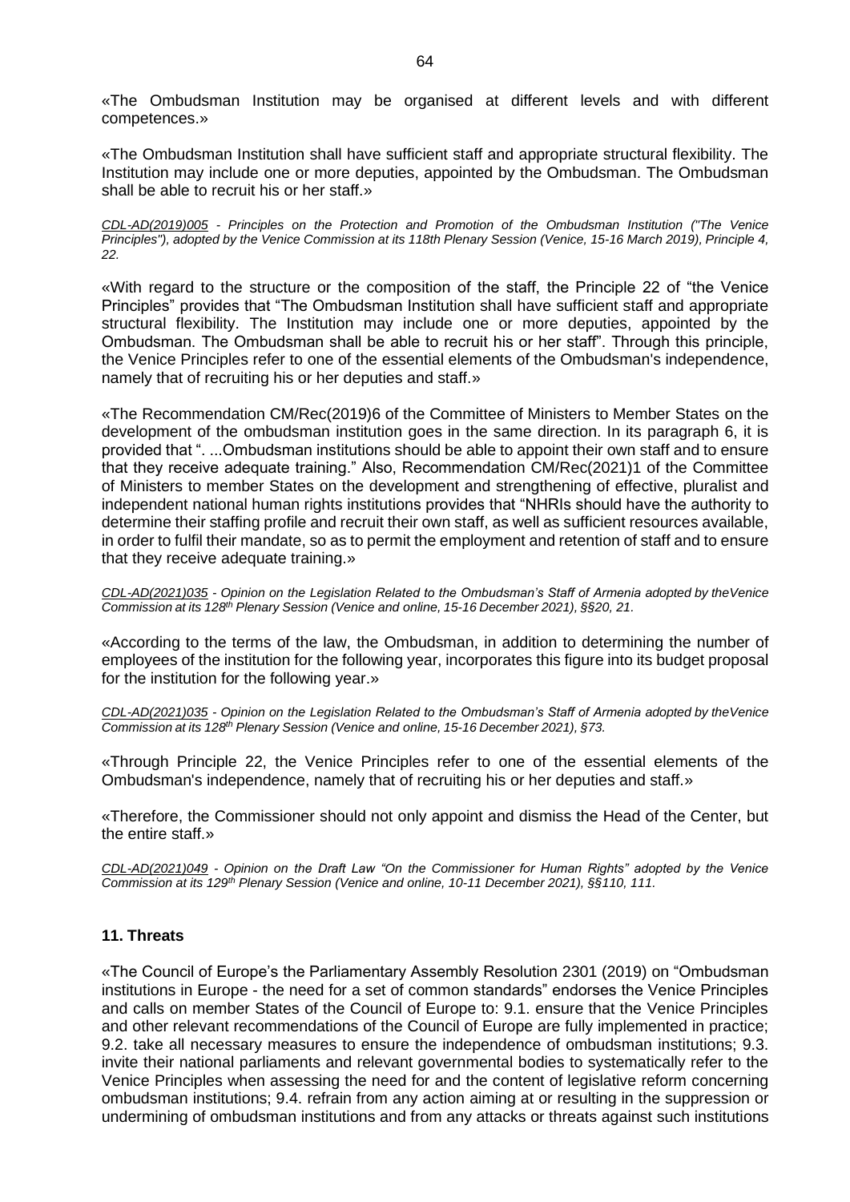«The Ombudsman Institution may be organised at different levels and with different competences.»

«The Ombudsman Institution shall have sufficient staff and appropriate structural flexibility. The Institution may include one or more deputies, appointed by the Ombudsman. The Ombudsman shall be able to recruit his or her staff.»

*CDL-AD(2019)005 - Principles on the Protection and Promotion of the Ombudsman Institution ("The Venice Principles"), adopted by the Venice Commission at its 118th Plenary Session (Venice, 15-16 March 2019), Principle 4, 22.*

«With regard to the structure or the composition of the staff, the Principle 22 of "the Venice Principles" provides that "The Ombudsman Institution shall have sufficient staff and appropriate structural flexibility. The Institution may include one or more deputies, appointed by the Ombudsman. The Ombudsman shall be able to recruit his or her staff". Through this principle, the Venice Principles refer to one of the essential elements of the Ombudsman's independence, namely that of recruiting his or her deputies and staff.»

«The Recommendation CM/Rec(2019)6 of the Committee of Ministers to Member States on the development of the ombudsman institution goes in the same direction. In its paragraph 6, it is provided that ". ...Ombudsman institutions should be able to appoint their own staff and to ensure that they receive adequate training." Also, Recommendation CM/Rec(2021)1 of the Committee of Ministers to member States on the development and strengthening of effective, pluralist and independent national human rights institutions provides that "NHRIs should have the authority to determine their staffing profile and recruit their own staff, as well as sufficient resources available, in order to fulfil their mandate, so as to permit the employment and retention of staff and to ensure that they receive adequate training.»

*CDL-AD(2021)035 - Opinion on the Legislation Related to the Ombudsman's Staff of Armenia adopted by theVenice Commission at its 128th Plenary Session (Venice and online, 15-16 December 2021), §§20, 21.*

«According to the terms of the law, the Ombudsman, in addition to determining the number of employees of the institution for the following year, incorporates this figure into its budget proposal for the institution for the following year.»

*CDL-AD(2021)035 - Opinion on the Legislation Related to the Ombudsman's Staff of Armenia adopted by theVenice Commission at its 128th Plenary Session (Venice and online, 15-16 December 2021), §73.*

«Through Principle 22, the Venice Principles refer to one of the essential elements of the Ombudsman's independence, namely that of recruiting his or her deputies and staff.»

«Therefore, the Commissioner should not only appoint and dismiss the Head of the Center, but the entire staff.»

*CDL-AD(2021)049 - Opinion on the Draft Law "On the Commissioner for Human Rights" adopted by the Venice Commission at its 129th Plenary Session (Venice and online, 10-11 December 2021), §§110, 111.*

## 11. Threats

«The Council of Europe's the Parliamentary Assembly Resolution 2301 (2019) on "Ombudsman institutions in Europe - the need for a set of common standards" endorses the Venice Principles and calls on member States of the Council of Europe to: 9.1. ensure that the Venice Principles and other relevant recommendations of the Council of Europe are fully implemented in practice; 9.2. take all necessary measures to ensure the independence of ombudsman institutions; 9.3. invite their national parliaments and relevant governmental bodies to systematically refer to the Venice Principles when assessing the need for and the content of legislative reform concerning ombudsman institutions; 9.4. refrain from any action aiming at or resulting in the suppression or undermining of ombudsman institutions and from any attacks or threats against such institutions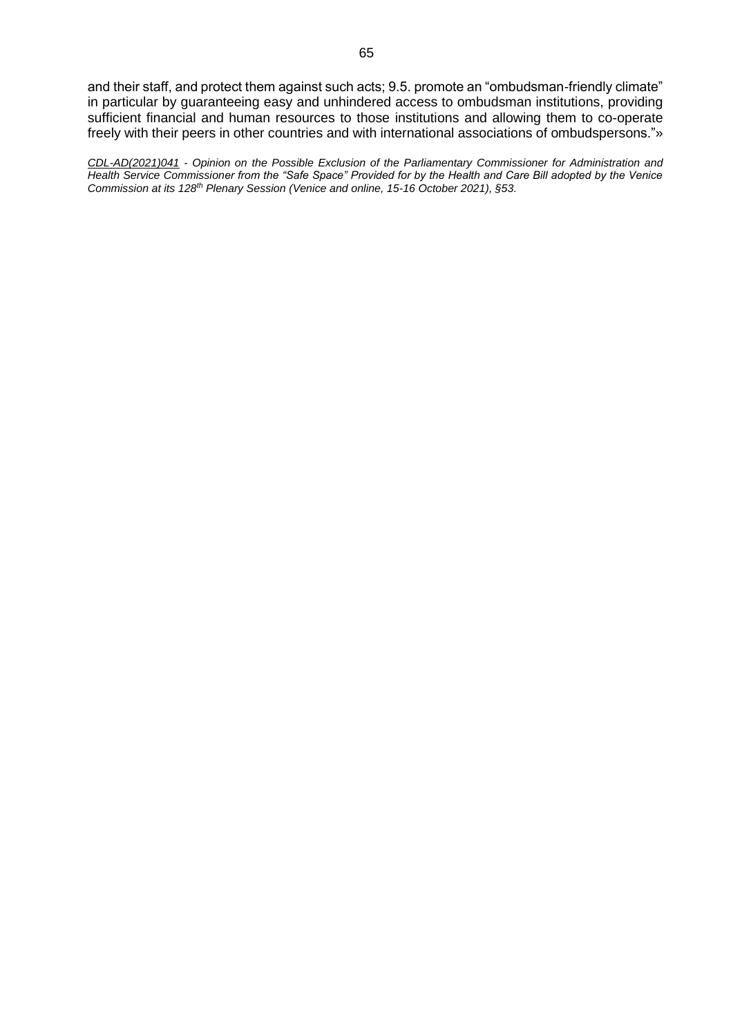and their staff, and protect them against such acts; 9.5. promote an "ombudsman-friendly climate" in particular by guaranteeing easy and unhindered access to ombudsman institutions, providing sufficient financial and human resources to those institutions and allowing them to co-operate freely with their peers in other countries and with international associations of ombudspersons."»

*CDL-AD(2021)041 - Opinion on the Possible Exclusion of the Parliamentary Commissioner for Administration and Health Service Commissioner from the "Safe Space" Provided for by the Health and Care Bill adopted by the Venice Commission at its 128th Plenary Session (Venice and online, 15-16 October 2021), §53.*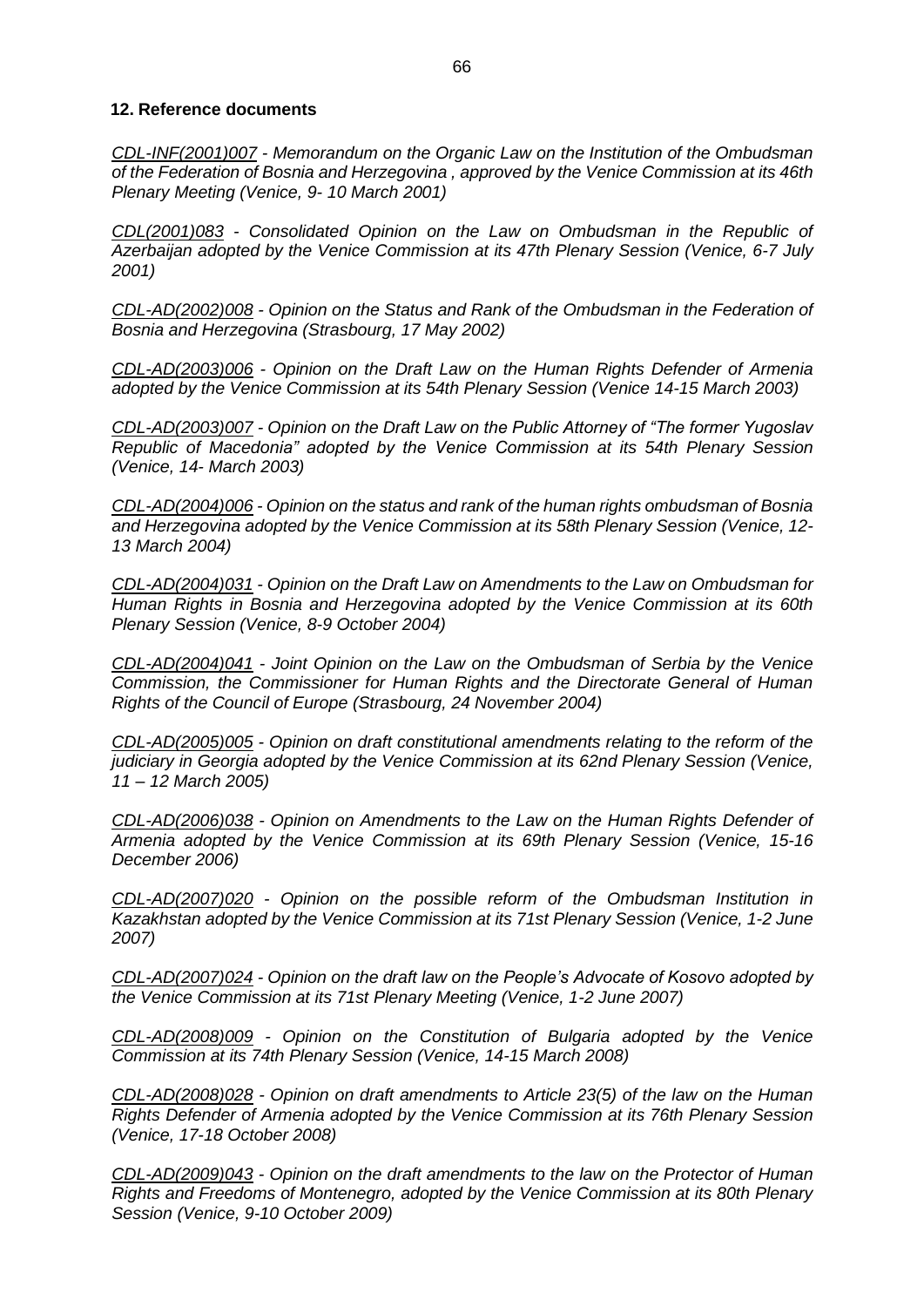## 12. Reference documents

*CDL-INF(2001)007 - Memorandum on the Organic Law on the Institution of the Ombudsman of the Federation of Bosnia and Herzegovina , approved by the Venice Commission at its 46th Plenary Meeting (Venice, 9- 10 March 2001)*

*CDL(2001)083 - Consolidated Opinion on the Law on Ombudsman in the Republic of Azerbaijan adopted by the Venice Commission at its 47th Plenary Session (Venice, 6-7 July 2001)*

*CDL-AD(2002)008 - Opinion on the Status and Rank of the Ombudsman in the Federation of Bosnia and Herzegovina (Strasbourg, 17 May 2002)*

*CDL-AD(2003)006 - Opinion on the Draft Law on the Human Rights Defender of Armenia adopted by the Venice Commission at its 54th Plenary Session (Venice 14-15 March 2003)*

*CDL-AD(2003)007 - Opinion on the Draft Law on the Public Attorney of "The former Yugoslav Republic of Macedonia" adopted by the Venice Commission at its 54th Plenary Session (Venice, 14- March 2003)*

*CDL-AD(2004)006 - Opinion on the status and rank of the human rights ombudsman of Bosnia and Herzegovina adopted by the Venice Commission at its 58th Plenary Session (Venice, 12-13 March 2004)*

*CDL-AD(2004)031 - Opinion on the Draft Law on Amendments to the Law on Ombudsman for Human Rights in Bosnia and Herzegovina adopted by the Venice Commission at its 60th Plenary Session (Venice, 8-9 October 2004)*

*CDL-AD(2004)041 - Joint Opinion on the Law on the Ombudsman of Serbia by the Venice Commission, the Commissioner for Human Rights and the Directorate General of Human Rights of the Council of Europe (Strasbourg, 24 November 2004)*

*CDL-AD(2005)005 - Opinion on draft constitutional amendments relating to the reform of the judiciary in Georgia adopted by the Venice Commission at its 62nd Plenary Session (Venice, 11 – 12 March 2005)*

*CDL-AD(2006)038 - Opinion on Amendments to the Law on the Human Rights Defender of Armenia adopted by the Venice Commission at its 69th Plenary Session (Venice, 15-16 December 2006)*

*CDL-AD(2007)020 - Opinion on the possible reform of the Ombudsman Institution in Kazakhstan adopted by the Venice Commission at its 71st Plenary Session (Venice, 1-2 June 2007)*

*CDL-AD(2007)024 - Opinion on the draft law on the People's Advocate of Kosovo adopted by the Venice Commission at its 71st Plenary Meeting (Venice, 1-2 June 2007)*

*CDL-AD(2008)009 - Opinion on the Constitution of Bulgaria adopted by the Venice Commission at its 74th Plenary Session (Venice, 14-15 March 2008)*

*CDL-AD(2008)028 - Opinion on draft amendments to Article 23(5) of the law on the Human Rights Defender of Armenia adopted by the Venice Commission at its 76th Plenary Session (Venice, 17-18 October 2008)*

*CDL-AD(2009)043 - Opinion on the draft amendments to the law on the Protector of Human Rights and Freedoms of Montenegro, adopted by the Venice Commission at its 80th Plenary Session (Venice, 9-10 October 2009)*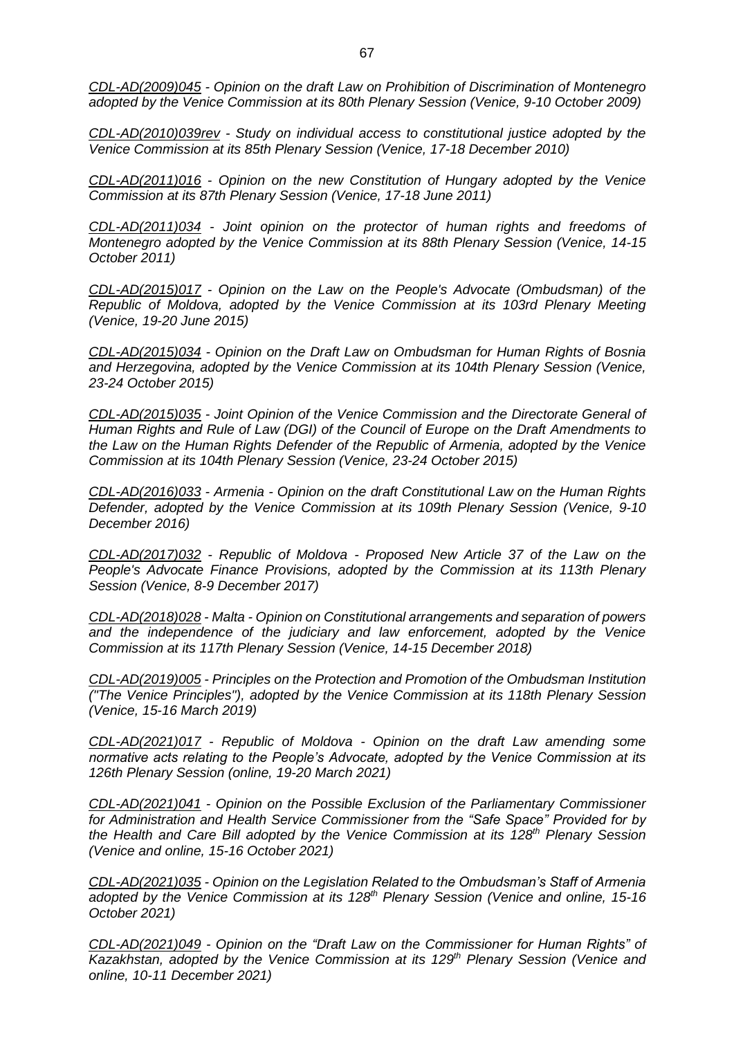*CDL-AD(2009)045 - Opinion on the draft Law on Prohibition of Discrimination of Montenegro adopted by the Venice Commission at its 80th Plenary Session (Venice, 9-10 October 2009)*

*CDL-AD(2010)039rev - Study on individual access to constitutional justice adopted by the Venice Commission at its 85th Plenary Session (Venice, 17-18 December 2010)*

*CDL-AD(2011)016 - Opinion on the new Constitution of Hungary adopted by the Venice Commission at its 87th Plenary Session (Venice, 17-18 June 2011)*

*CDL-AD(2011)034 - Joint opinion on the protector of human rights and freedoms of Montenegro adopted by the Venice Commission at its 88th Plenary Session (Venice, 14-15 October 2011)*

*CDL-AD(2015)017 - Opinion on the Law on the People's Advocate (Ombudsman) of the Republic of Moldova, adopted by the Venice Commission at its 103rd Plenary Meeting (Venice, 19-20 June 2015)*

*CDL-AD(2015)034 - Opinion on the Draft Law on Ombudsman for Human Rights of Bosnia and Herzegovina, adopted by the Venice Commission at its 104th Plenary Session (Venice, 23-24 October 2015)*

*CDL-AD(2015)035 - Joint Opinion of the Venice Commission and the Directorate General of Human Rights and Rule of Law (DGI) of the Council of Europe on the Draft Amendments to the Law on the Human Rights Defender of the Republic of Armenia, adopted by the Venice Commission at its 104th Plenary Session (Venice, 23-24 October 2015)*

*CDL-AD(2016)033 - Armenia - Opinion on the draft Constitutional Law on the Human Rights Defender, adopted by the Venice Commission at its 109th Plenary Session (Venice, 9-10 December 2016)*

*CDL-AD(2017)032 - Republic of Moldova - Proposed New Article 37 of the Law on the People's Advocate Finance Provisions, adopted by the Commission at its 113th Plenary Session (Venice, 8-9 December 2017)*

*CDL-AD(2018)028 - Malta - Opinion on Constitutional arrangements and separation of powers and the independence of the judiciary and law enforcement, adopted by the Venice Commission at its 117th Plenary Session (Venice, 14-15 December 2018)*

*CDL-AD(2019)005 - Principles on the Protection and Promotion of the Ombudsman Institution ("The Venice Principles"), adopted by the Venice Commission at its 118th Plenary Session (Venice, 15-16 March 2019)*

*CDL-AD(2021)017 - Republic of Moldova - Opinion on the draft Law amending some normative acts relating to the People's Advocate, adopted by the Venice Commission at its 126th Plenary Session (online, 19-20 March 2021)*

*CDL-AD(2021)041 - Opinion on the Possible Exclusion of the Parliamentary Commissioner for Administration and Health Service Commissioner from the "Safe Space" Provided for by the Health and Care Bill adopted by the Venice Commission at its 128th Plenary Session (Venice and online, 15-16 October 2021)*

*CDL-AD(2021)035 - Opinion on the Legislation Related to the Ombudsman's Staff of Armenia adopted by the Venice Commission at its 128th Plenary Session (Venice and online, 15-16 October 2021)*

*CDL-AD(2021)049 - Opinion on the "Draft Law on the Commissioner for Human Rights" of Kazakhstan, adopted by the Venice Commission at its 129th Plenary Session (Venice and online, 10-11 December 2021)*